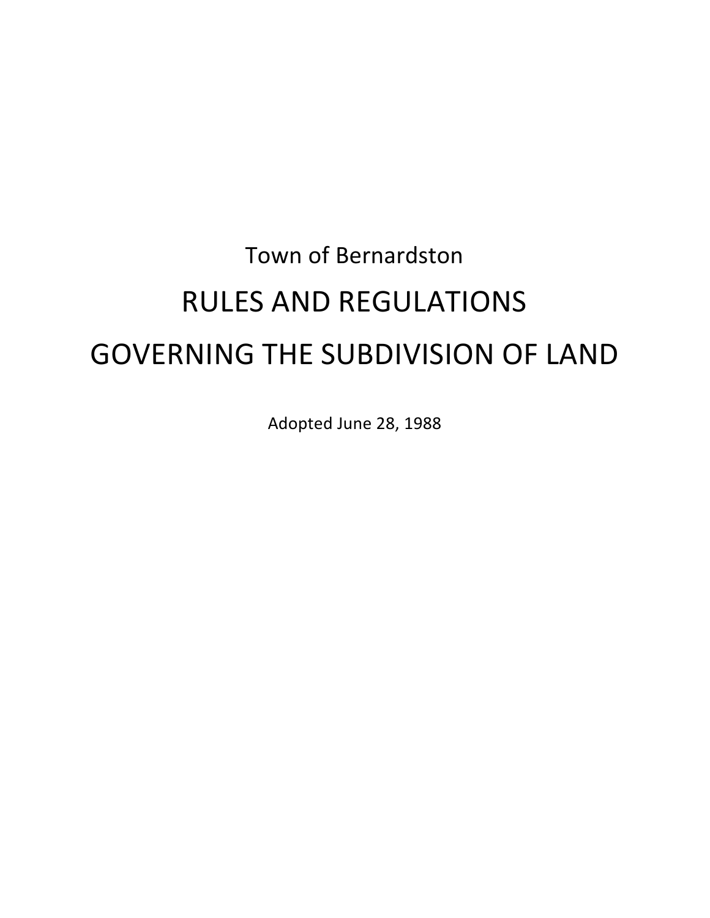Town of Bernardston

# RULES AND REGULATIONS

# GOVERNING THE SUBDIVISION OF LAND

Adopted June 28, 1988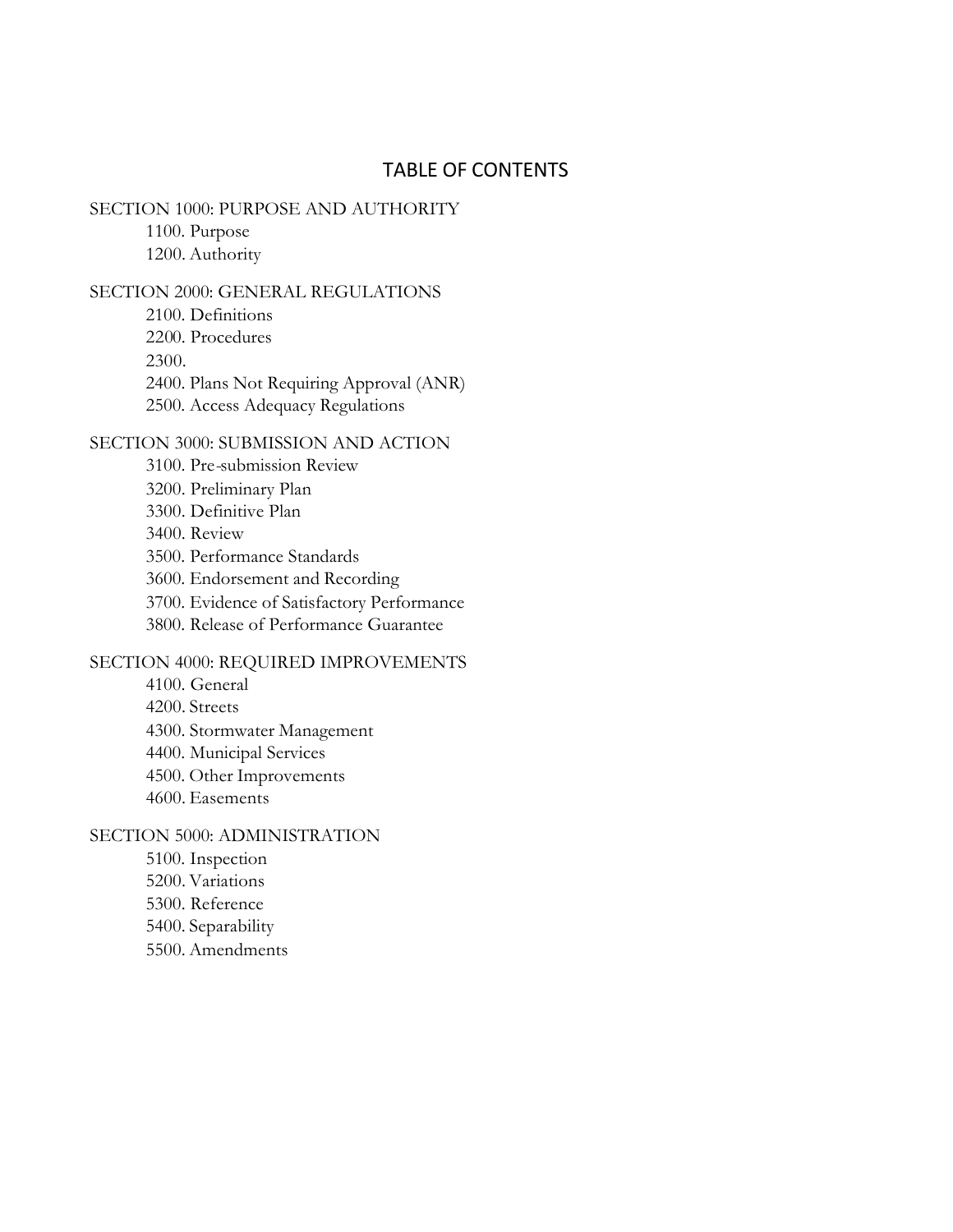# TABLE OF CONTENTS

SECTION 1000: PURPOSE AND AUTHORITY

- 1100. Purpose
- 1200. Authority

SECTION 2000: GENERAL REGULATIONS

- 2100. Definitions
- 2200. Procedures
- 2300.
- 2400. Plans Not Requiring Approval (ANR)
- 2500. Access Adequacy Regulations

SECTION 3000: SUBMISSION AND ACTION

- 3100. Pre-submission Review
- 3200. Preliminary Plan
- 3300. Definitive Plan
- 3400. Review
- 3500. Performance Standards
- 3600. Endorsement and Recording
- 3700. Evidence of Satisfactory Performance
- 3800. Release of Performance Guarantee

SECTION 4000: REQUIRED IMPROVEMENTS

- 4100. General
- 4200. Streets
- 4300. Stormwater Management
- 4400. Municipal Services
- 4500. Other Improvements
- 4600. Easements

SECTION 5000: ADMINISTRATION

- 5100. Inspection
- 5200. Variations
- 5300. Reference
- 5400. Separability
- 5500. Amendments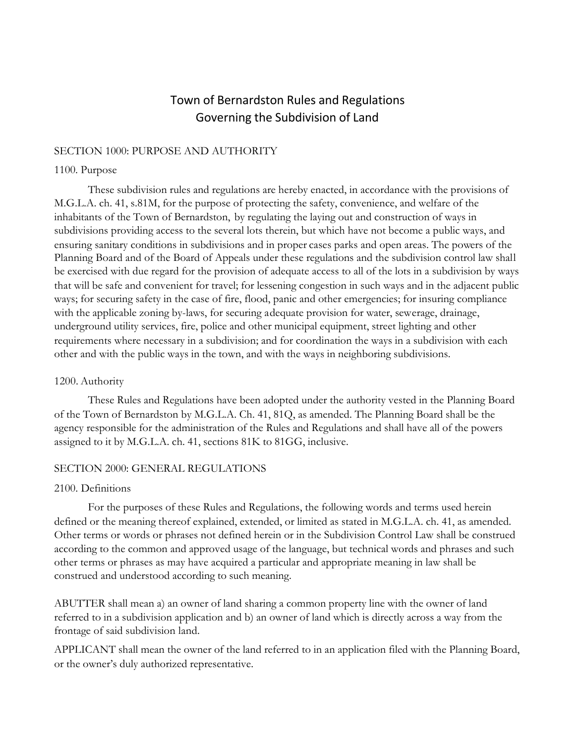# Town of Bernardston Rules and Regulations Governing the Subdivision of Land

## SECTION 1000: PURPOSE AND AUTHORITY

### 1100. Purpose

These subdivision rules and regulations are hereby enacted, in accordance with the provisions of M.G.L.A. ch. 41, s.81M, for the purpose of protecting the safety, convenience, and welfare of the inhabitants of the Town of Bernardston, by regulating the laying out and construction of ways in subdivisions providing access to the several lots therein, but which have not become a public ways, and ensuring sanitary conditions in subdivisions and in proper cases parks and open areas. The powers of the Planning Board and of the Board of Appeals under these regulations and the subdivision control law shall be exercised with due regard for the provision of adequate access to all of the lots in a subdivision by ways that will be safe and convenient for travel; for lessening congestion in such ways and in the adjacent public ways; for securing safety in the case of fire, flood, panic and other emergencies; for insuring compliance with the applicable zoning by-laws, for securing adequate provision for water, sewerage, drainage, underground utility services, fire, police and other municipal equipment, street lighting and other requirements where necessary in a subdivision; and for coordination the ways in a subdivision with each other and with the public ways in the town, and with the ways in neighboring subdivisions.

### 1200. Authority

These Rules and Regulations have been adopted under the authority vested in the Planning Board of the Town of Bernardston by M.G.L.A. Ch. 41, 81Q, as amended. The Planning Board shall be the agency responsible for the administration of the Rules and Regulations and shall have all of the powers assigned to it by M.G.L.A. ch. 41, sections 81K to 81GG, inclusive.

## SECTION 2000: GENERAL REGULATIONS

### 2100. Definitions

For the purposes of these Rules and Regulations, the following words and terms used herein defined or the meaning thereof explained, extended, or limited as stated in M.G.L.A. ch. 41, as amended. Other terms or words or phrases not defined herein or in the Subdivision Control Law shall be construed according to the common and approved usage of the language, but technical words and phrases and such other terms or phrases as may have acquired a particular and appropriate meaning in law shall be construed and understood according to such meaning.

ABUTTER shall mean a) an owner of land sharing a common property line with the owner of land referred to in a subdivision application and b) an owner of land which is directly across a way from the frontage of said subdivision land.

APPLICANT shall mean the owner of the land referred to in an application filed with the Planning Board, or the owner's duly authorized representative.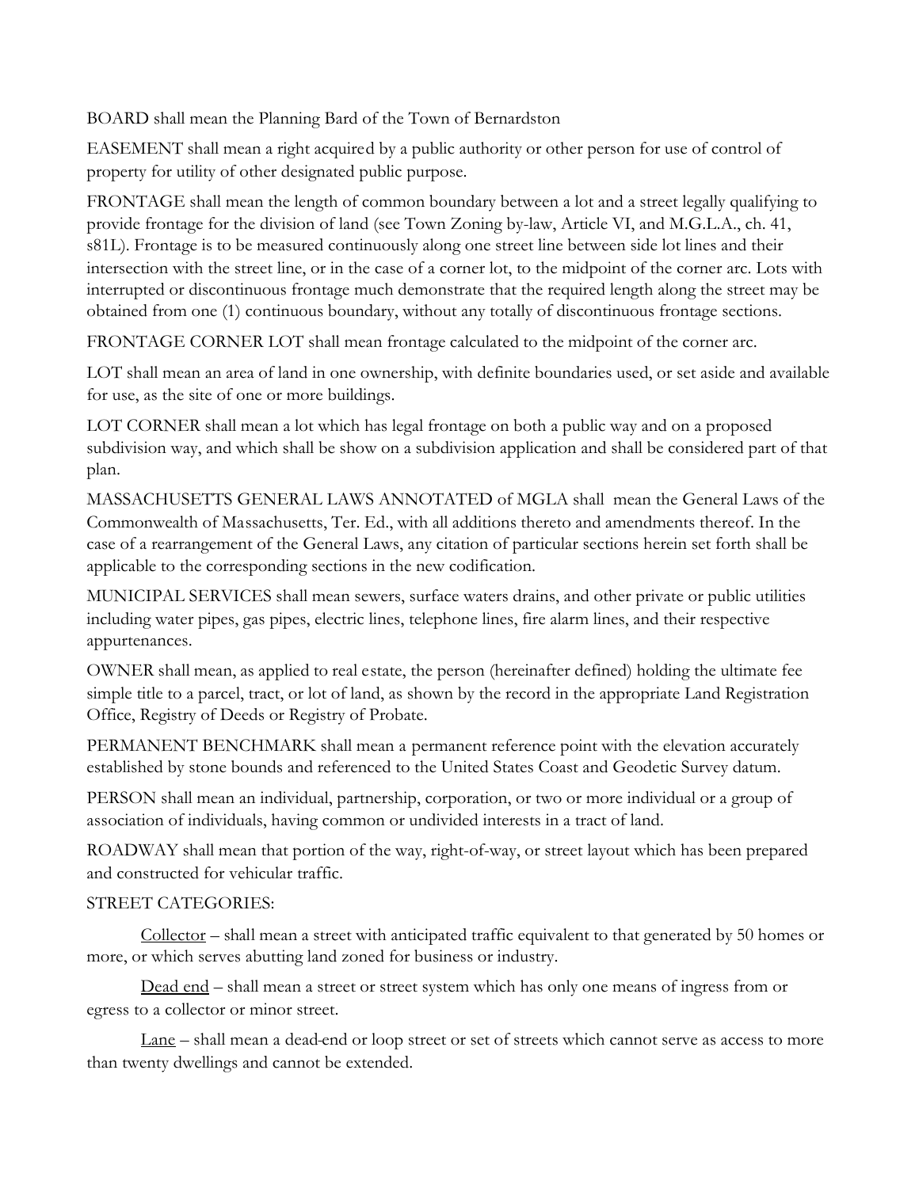BOARD shall mean the Planning Bard of the Town of Bernardston

EASEMENT shall mean a right acquired by a public authority or other person for use of control of property for utility of other designated public purpose.

FRONTAGE shall mean the length of common boundary between a lot and a street legally qualifying to provide frontage for the division of land (see Town Zoning by-law, Article VI, and M.G.L.A., ch. 41, s81L). Frontage is to be measured continuously along one street line between side lot lines and their intersection with the street line, or in the case of a corner lot, to the midpoint of the corner arc. Lots with interrupted or discontinuous frontage much demonstrate that the required length along the street may be obtained from one (1) continuous boundary, without any totally of discontinuous frontage sections.

FRONTAGE CORNER LOT shall mean frontage calculated to the midpoint of the corner arc.

LOT shall mean an area of land in one ownership, with definite boundaries used, or set aside and available for use, as the site of one or more buildings.

LOT CORNER shall mean a lot which has legal frontage on both a public way and on a proposed subdivision way, and which shall be show on a subdivision application and shall be considered part of that plan.

MASSACHUSETTS GENERAL LAWS ANNOTATED of MGLA shall mean the General Laws of the Commonwealth of Massachusetts, Ter. Ed., with all additions thereto and amendments thereof. In the case of a rearrangement of the General Laws, any citation of particular sections herein set forth shall be applicable to the corresponding sections in the new codification.

MUNICIPAL SERVICES shall mean sewers, surface waters drains, and other private or public utilities including water pipes, gas pipes, electric lines, telephone lines, fire alarm lines, and their respective appurtenances.

OWNER shall mean, as applied to real estate, the person (hereinafter defined) holding the ultimate fee simple title to a parcel, tract, or lot of land, as shown by the record in the appropriate Land Registration Office, Registry of Deeds or Registry of Probate.

PERMANENT BENCHMARK shall mean a permanent reference point with the elevation accurately established by stone bounds and referenced to the United States Coast and Geodetic Survey datum.

PERSON shall mean an individual, partnership, corporation, or two or more individual or a group of association of individuals, having common or undivided interests in a tract of land.

ROADWAY shall mean that portion of the way, right-of-way, or street layout which has been prepared and constructed for vehicular traffic.

STREET CATEGORIES:

<u>Collector</u> – shall mean a street with anticipated traffic equivalent to that generated by 50 homes or more, or which serves abutting land zoned for business or industry.

<u>Dead end</u> – shall mean a street or street system which has only one means of ingress from or egress to a collector or minor street.

<u>Lane</u> – shall mean a dead-end or loop street or set of streets which cannot serve as access to more than twenty dwellings and cannot be extended.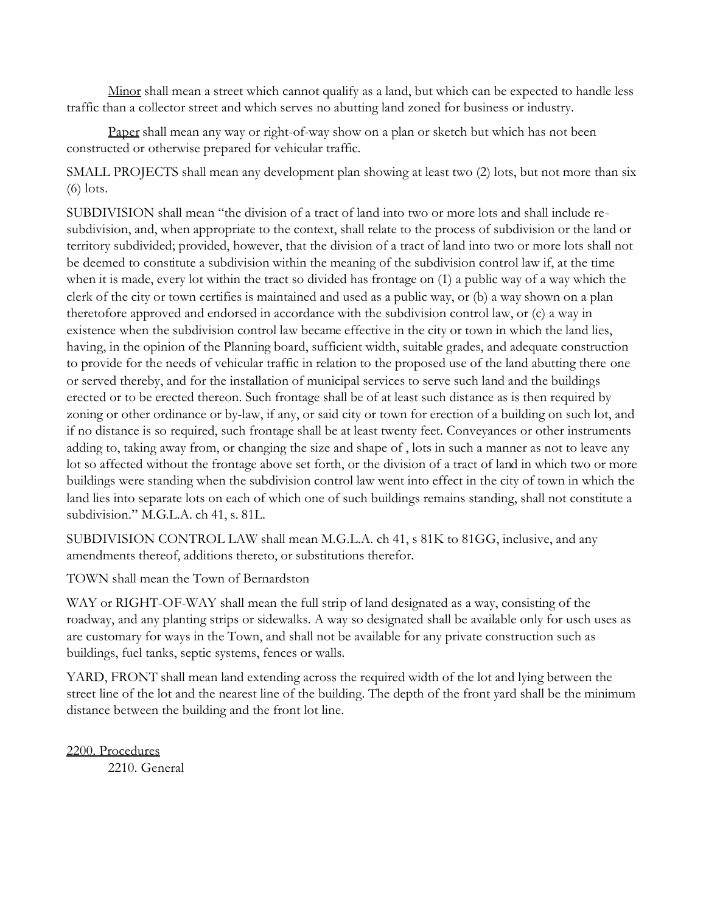<u>Minor</u> shall mean a street which cannot qualify as a land, but which can be expected to handle less traffic than a collector street and which serves no abutting land zoned for business or industry.

<u>Paper</u> shall mean any way or right-of-way show on a plan or sketch but which has not been constructed or otherwise prepared for vehicular traffic.

SMALL PROJECTS shall mean any development plan showing at least two (2) lots, but not more than six (6) lots.

SUBDIVISION shall mean "the division of a tract of land into two or more lots and shall include re-subdivision, and, when appropriate to the context, shall relate to the process of subdivision or the land or territory subdivided; provided, however, that the division of a tract of land into two or more lots shall not be deemed to constitute a subdivision within the meaning of the subdivision control law if, at the time when it is made, every lot within the tract so divided has frontage on (1) a public way of a way which the clerk of the city or town certifies is maintained and used as a public way, or (b) a way shown on a plan theretofore approved and endorsed in accordance with the subdivision control law, or (c) a way in existence when the subdivision control law became effective in the city or town in which the land lies, having, in the opinion of the Planning board, sufficient width, suitable grades, and adequate construction to provide for the needs of vehicular traffic in relation to the proposed use of the land abutting there one or served thereby, and for the installation of municipal services to serve such land and the buildings erected or to be erected thereon. Such frontage shall be of at least such distance as is then required by zoning or other ordinance or by-law, if any, or said city or town for erection of a building on such lot, and if no distance is so required, such frontage shall be at least twenty feet. Conveyances or other instruments adding to, taking away from, or changing the size and shape of , lots in such a manner as not to leave any lot so affected without the frontage above set forth, or the division of a tract of land in which two or more buildings were standing when the subdivision control law went into effect in the city of town in which the land lies into separate lots on each of which one of such buildings remains standing, shall not constitute a subdivision." M.G.L.A. ch 41, s. 81L.

SUBDIVISION CONTROL LAW shall mean M.G.L.A. ch 41, s 81K to 81GG, inclusive, and any amendments thereof, additions thereto, or substitutions therefor.

TOWN shall mean the Town of Bernardston

WAY or RIGHT-OF-WAY shall mean the full strip of land designated as a way, consisting of the roadway, and any planting strips or sidewalks. A way so designated shall be available only for usch uses as are customary for ways in the Town, and shall not be available for any private construction such as buildings, fuel tanks, septic systems, fences or walls.

YARD, FRONT shall mean land extending across the required width of the lot and lying between the street line of the lot and the nearest line of the building. The depth of the front yard shall be the minimum distance between the building and the front lot line.

## <u>2200. Procedures</u>

### 2210. General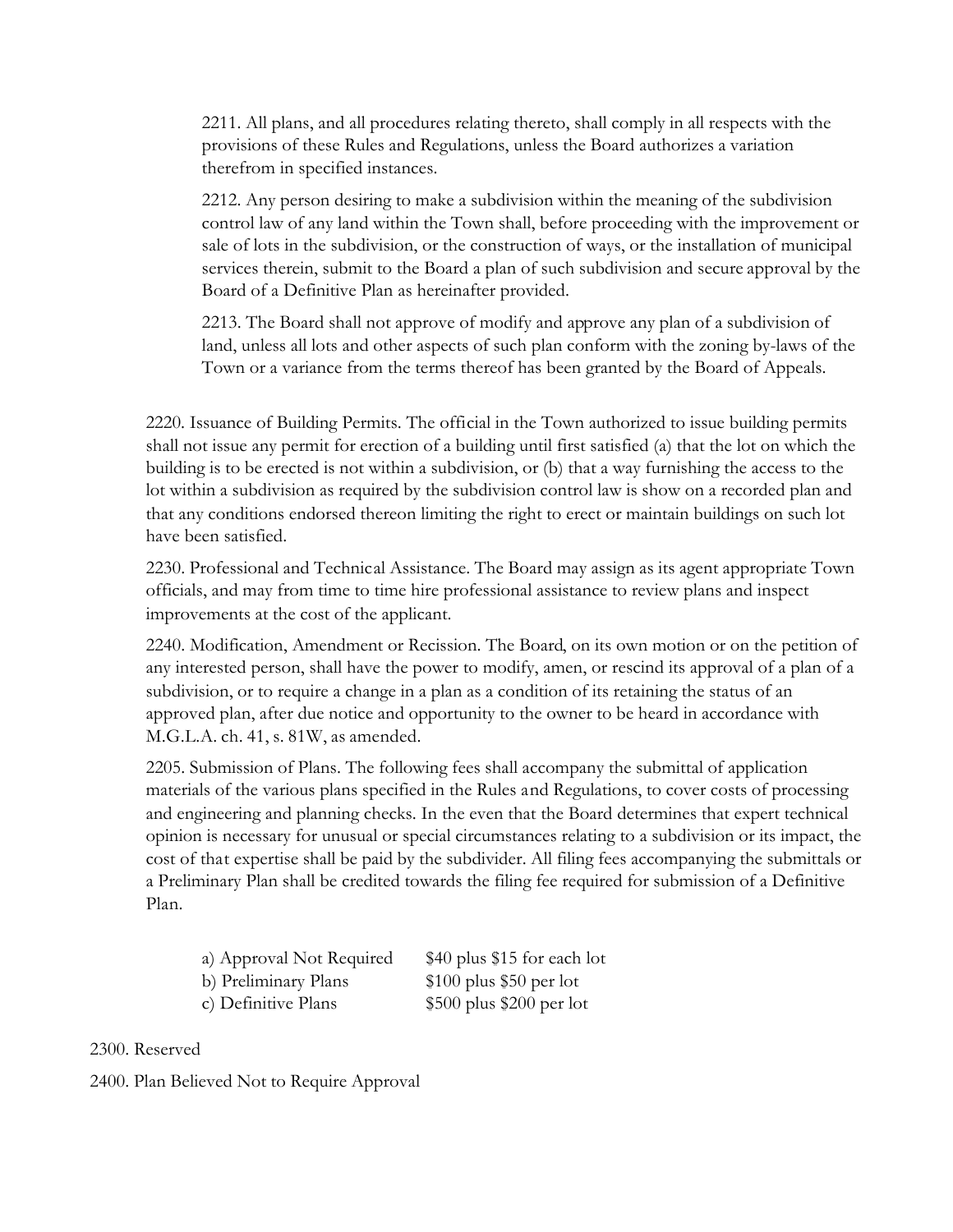2211. All plans, and all procedures relating thereto, shall comply in all respects with the provisions of these Rules and Regulations, unless the Board authorizes a variation therefrom in specified instances.

2212. Any person desiring to make a subdivision within the meaning of the subdivision control law of any land within the Town shall, before proceeding with the improvement or sale of lots in the subdivision, or the construction of ways, or the installation of municipal services therein, submit to the Board a plan of such subdivision and secure approval by the Board of a Definitive Plan as hereinafter provided.

2213. The Board shall not approve of modify and approve any plan of a subdivision of land, unless all lots and other aspects of such plan conform with the zoning by-laws of the Town or a variance from the terms thereof has been granted by the Board of Appeals.

2220. Issuance of Building Permits. The official in the Town authorized to issue building permits shall not issue any permit for erection of a building until first satisfied (a) that the lot on which the building is to be erected is not within a subdivision, or (b) that a way furnishing the access to the lot within a subdivision as required by the subdivision control law is show on a recorded plan and that any conditions endorsed thereon limiting the right to erect or maintain buildings on such lot have been satisfied.

2230. Professional and Technical Assistance. The Board may assign as its agent appropriate Town officials, and may from time to time hire professional assistance to review plans and inspect improvements at the cost of the applicant.

2240. Modification, Amendment or Recission. The Board, on its own motion or on the petition of any interested person, shall have the power to modify, amen, or rescind its approval of a plan of a subdivision, or to require a change in a plan as a condition of its retaining the status of an approved plan, after due notice and opportunity to the owner to be heard in accordance with M.G.L.A. ch. 41, s. 81W, as amended.

2205. Submission of Plans. The following fees shall accompany the submittal of application materials of the various plans specified in the Rules and Regulations, to cover costs of processing and engineering and planning checks. In the even that the Board determines that expert technical opinion is necessary for unusual or special circumstances relating to a subdivision or its impact, the cost of that expertise shall be paid by the subdivider. All filing fees accompanying the submittals or a Preliminary Plan shall be credited towards the filing fee required for submission of a Definitive Plan.

| | |
|---|---|
| a) Approval Not Required | $40 plus $15 for each lot |
| b) Preliminary Plans | $100 plus $50 per lot |
| c) Definitive Plans | $500 plus $200 per lot |

2300. Reserved

2400. Plan Believed Not to Require Approval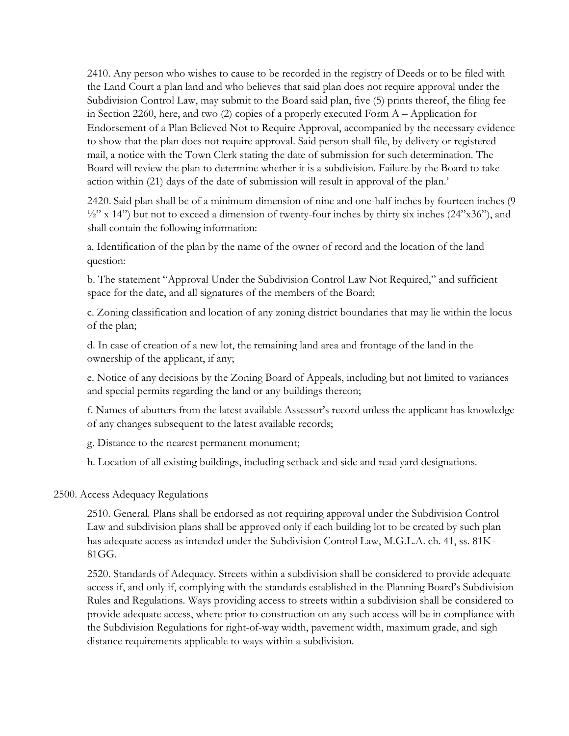2410. Any person who wishes to cause to be recorded in the registry of Deeds or to be filed with the Land Court a plan land and who believes that said plan does not require approval under the Subdivision Control Law, may submit to the Board said plan, five (5) prints thereof, the filing fee in Section 2260, here, and two (2) copies of a properly executed Form A – Application for Endorsement of a Plan Believed Not to Require Approval, accompanied by the necessary evidence to show that the plan does not require approval. Said person shall file, by delivery or registered mail, a notice with the Town Clerk stating the date of submission for such determination. The Board will review the plan to determine whether it is a subdivision. Failure by the Board to take action within (21) days of the date of submission will result in approval of the plan.'

2420. Said plan shall be of a minimum dimension of nine and one-half inches by fourteen inches (9 ½" x 14") but not to exceed a dimension of twenty-four inches by thirty six inches (24"x36"), and shall contain the following information:

a. Identification of the plan by the name of the owner of record and the location of the land question:

b. The statement "Approval Under the Subdivision Control Law Not Required," and sufficient space for the date, and all signatures of the members of the Board;

c. Zoning classification and location of any zoning district boundaries that may lie within the locus of the plan;

d. In case of creation of a new lot, the remaining land area and frontage of the land in the ownership of the applicant, if any;

e. Notice of any decisions by the Zoning Board of Appeals, including but not limited to variances and special permits regarding the land or any buildings thereon;

f. Names of abutters from the latest available Assessor's record unless the applicant has knowledge of any changes subsequent to the latest available records;

g. Distance to the nearest permanent monument;

h. Location of all existing buildings, including setback and side and read yard designations.

## 2500. Access Adequacy Regulations

2510. General. Plans shall be endorsed as not requiring approval under the Subdivision Control Law and subdivision plans shall be approved only if each building lot to be created by such plan has adequate access as intended under the Subdivision Control Law, M.G.L.A. ch. 41, ss. 81K-81GG.

2520. Standards of Adequacy. Streets within a subdivision shall be considered to provide adequate access if, and only if, complying with the standards established in the Planning Board's Subdivision Rules and Regulations. Ways providing access to streets within a subdivision shall be considered to provide adequate access, where prior to construction on any such access will be in compliance with the Subdivision Regulations for right-of-way width, pavement width, maximum grade, and sigh distance requirements applicable to ways within a subdivision.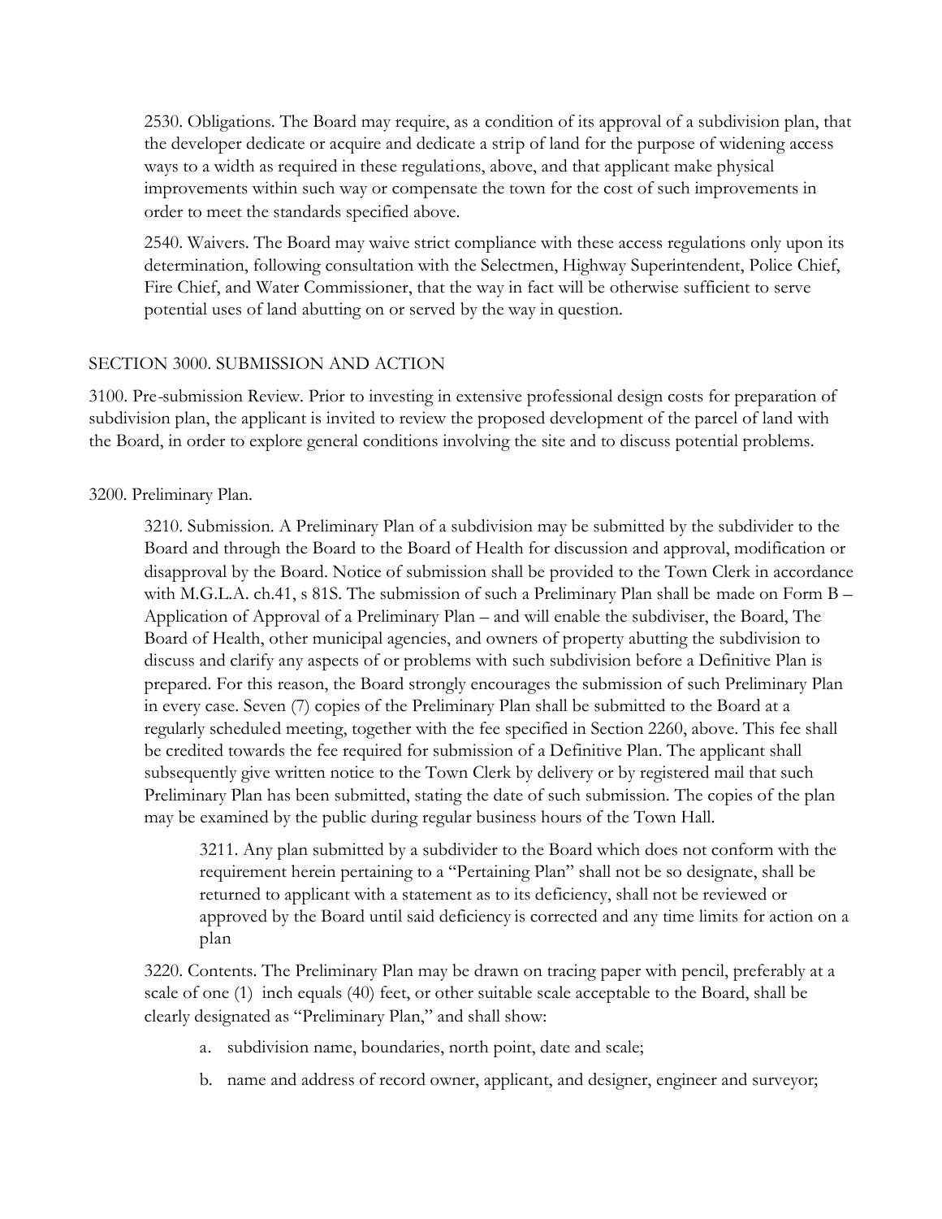2530. Obligations. The Board may require, as a condition of its approval of a subdivision plan, that the developer dedicate or acquire and dedicate a strip of land for the purpose of widening access ways to a width as required in these regulations, above, and that applicant make physical improvements within such way or compensate the town for the cost of such improvements in order to meet the standards specified above.

2540. Waivers. The Board may waive strict compliance with these access regulations only upon its determination, following consultation with the Selectmen, Highway Superintendent, Police Chief, Fire Chief, and Water Commissioner, that the way in fact will be otherwise sufficient to serve potential uses of land abutting on or served by the way in question.

## SECTION 3000. SUBMISSION AND ACTION

3100. Pre-submission Review. Prior to investing in extensive professional design costs for preparation of subdivision plan, the applicant is invited to review the proposed development of the parcel of land with the Board, in order to explore general conditions involving the site and to discuss potential problems.

3200. Preliminary Plan.

3210. Submission. A Preliminary Plan of a subdivision may be submitted by the subdivider to the Board and through the Board to the Board of Health for discussion and approval, modification or disapproval by the Board. Notice of submission shall be provided to the Town Clerk in accordance with M.G.L.A. ch.41, s 81S. The submission of such a Preliminary Plan shall be made on Form B – Application of Approval of a Preliminary Plan – and will enable the subdiviser, the Board, The Board of Health, other municipal agencies, and owners of property abutting the subdivision to discuss and clarify any aspects of or problems with such subdivision before a Definitive Plan is prepared. For this reason, the Board strongly encourages the submission of such Preliminary Plan in every case. Seven (7) copies of the Preliminary Plan shall be submitted to the Board at a regularly scheduled meeting, together with the fee specified in Section 2260, above. This fee shall be credited towards the fee required for submission of a Definitive Plan. The applicant shall subsequently give written notice to the Town Clerk by delivery or by registered mail that such Preliminary Plan has been submitted, stating the date of such submission. The copies of the plan may be examined by the public during regular business hours of the Town Hall.

3211. Any plan submitted by a subdivider to the Board which does not conform with the requirement herein pertaining to a "Pertaining Plan" shall not be so designate, shall be returned to applicant with a statement as to its deficiency, shall not be reviewed or approved by the Board until said deficiency is corrected and any time limits for action on a plan

3220. Contents. The Preliminary Plan may be drawn on tracing paper with pencil, preferably at a scale of one (1) inch equals (40) feet, or other suitable scale acceptable to the Board, shall be clearly designated as "Preliminary Plan," and shall show:

a. subdivision name, boundaries, north point, date and scale;

b. name and address of record owner, applicant, and designer, engineer and surveyor;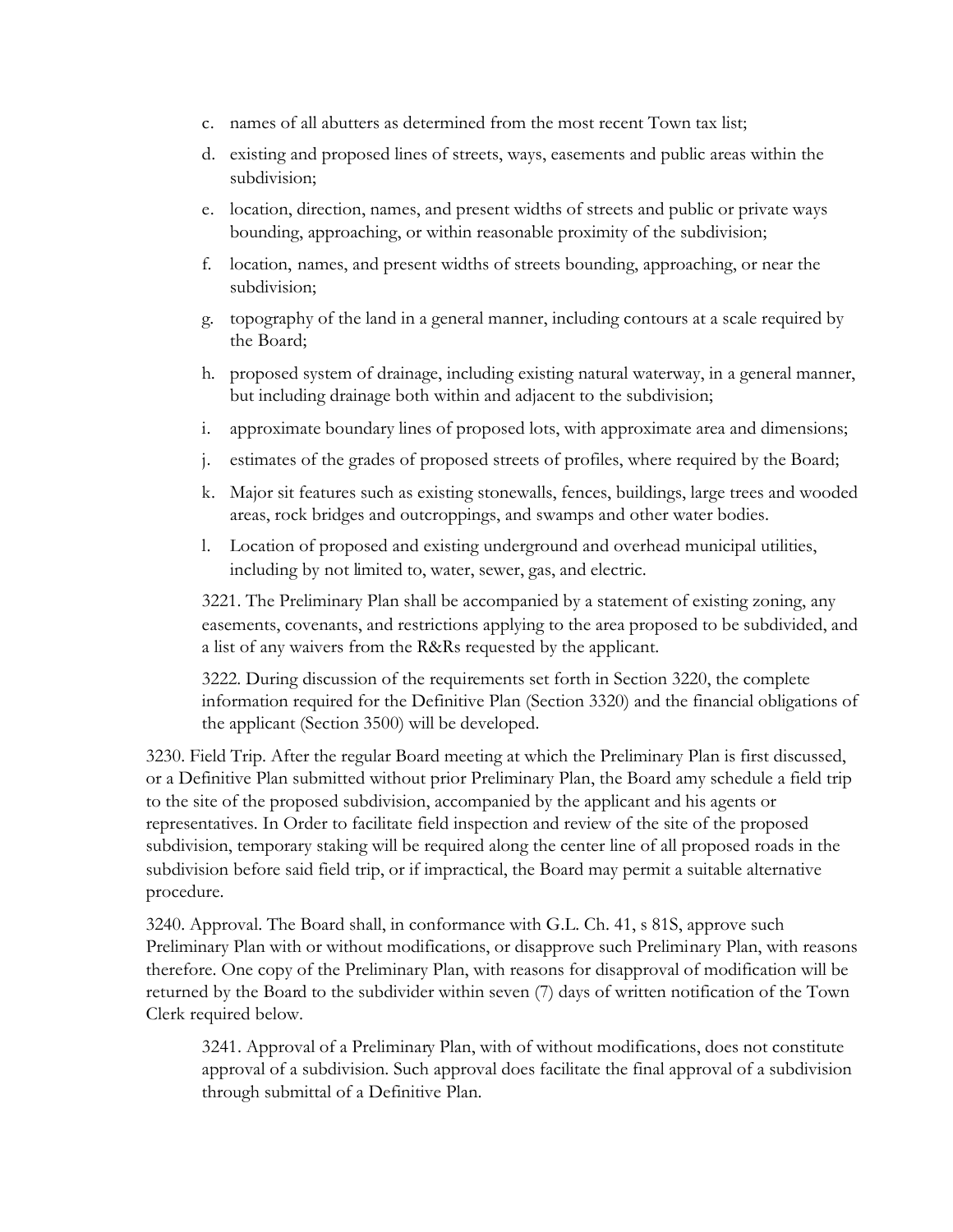c. names of all abutters as determined from the most recent Town tax list;

d. existing and proposed lines of streets, ways, easements and public areas within the subdivision;

e. location, direction, names, and present widths of streets and public or private ways bounding, approaching, or within reasonable proximity of the subdivision;

f. location, names, and present widths of streets bounding, approaching, or near the subdivision;

g. topography of the land in a general manner, including contours at a scale required by the Board;

h. proposed system of drainage, including existing natural waterway, in a general manner, but including drainage both within and adjacent to the subdivision;

i. approximate boundary lines of proposed lots, with approximate area and dimensions;

j. estimates of the grades of proposed streets of profiles, where required by the Board;

k. Major sit features such as existing stonewalls, fences, buildings, large trees and wooded areas, rock bridges and outcroppings, and swamps and other water bodies.

l. Location of proposed and existing underground and overhead municipal utilities, including by not limited to, water, sewer, gas, and electric.

3221. The Preliminary Plan shall be accompanied by a statement of existing zoning, any easements, covenants, and restrictions applying to the area proposed to be subdivided, and a list of any waivers from the R&Rs requested by the applicant.

3222. During discussion of the requirements set forth in Section 3220, the complete information required for the Definitive Plan (Section 3320) and the financial obligations of the applicant (Section 3500) will be developed.

3230. Field Trip. After the regular Board meeting at which the Preliminary Plan is first discussed, or a Definitive Plan submitted without prior Preliminary Plan, the Board amy schedule a field trip to the site of the proposed subdivision, accompanied by the applicant and his agents or representatives. In Order to facilitate field inspection and review of the site of the proposed subdivision, temporary staking will be required along the center line of all proposed roads in the subdivision before said field trip, or if impractical, the Board may permit a suitable alternative procedure.

3240. Approval. The Board shall, in conformance with G.L. Ch. 41, s 81S, approve such Preliminary Plan with or without modifications, or disapprove such Preliminary Plan, with reasons therefore. One copy of the Preliminary Plan, with reasons for disapproval of modification will be returned by the Board to the subdivider within seven (7) days of written notification of the Town Clerk required below.

3241. Approval of a Preliminary Plan, with of without modifications, does not constitute approval of a subdivision. Such approval does facilitate the final approval of a subdivision through submittal of a Definitive Plan.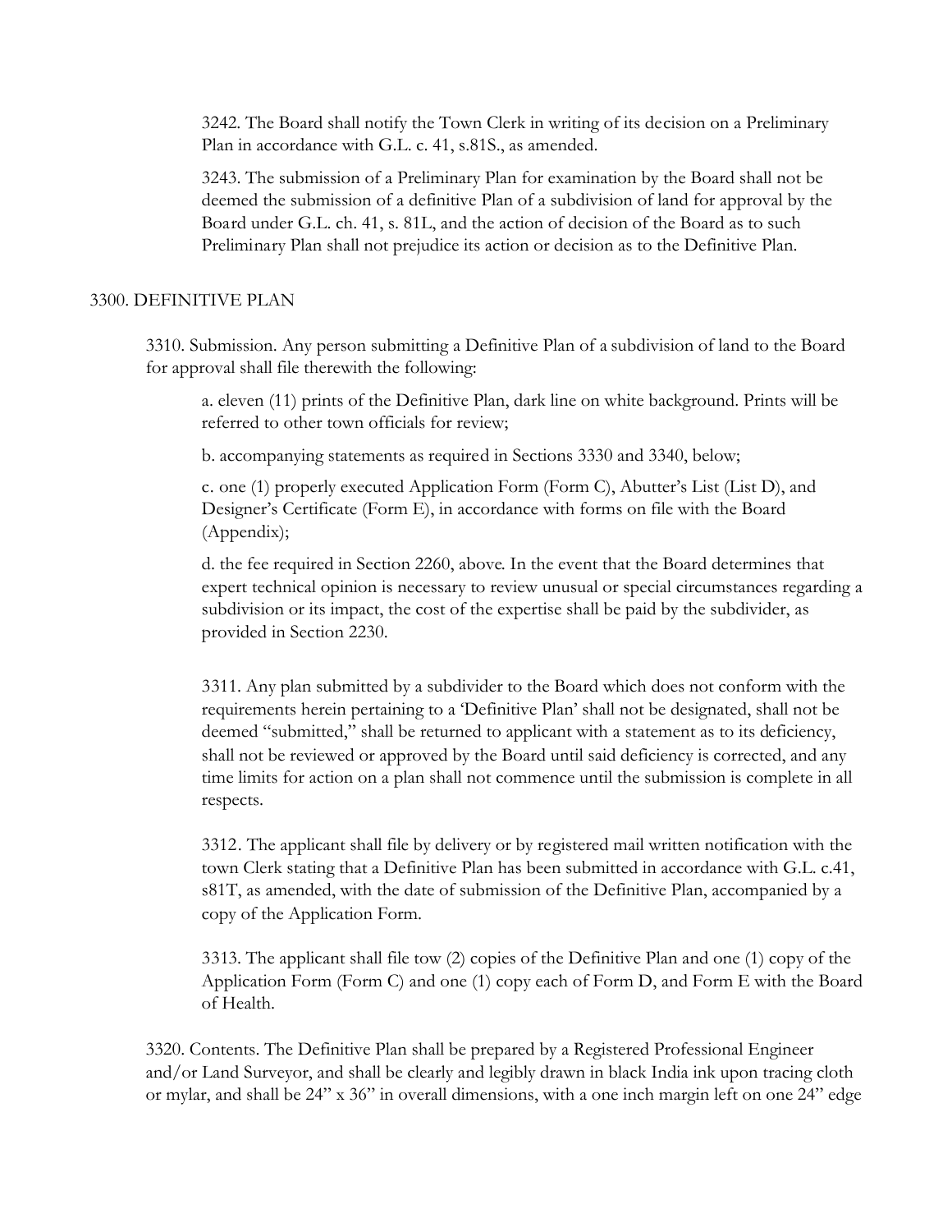3242. The Board shall notify the Town Clerk in writing of its decision on a Preliminary Plan in accordance with G.L. c. 41, s.81S., as amended.

3243. The submission of a Preliminary Plan for examination by the Board shall not be deemed the submission of a definitive Plan of a subdivision of land for approval by the Board under G.L. ch. 41, s. 81L, and the action of decision of the Board as to such Preliminary Plan shall not prejudice its action or decision as to the Definitive Plan.

## 3300. DEFINITIVE PLAN

3310. Submission. Any person submitting a Definitive Plan of a subdivision of land to the Board for approval shall file therewith the following:

a. eleven (11) prints of the Definitive Plan, dark line on white background. Prints will be referred to other town officials for review;

b. accompanying statements as required in Sections 3330 and 3340, below;

c. one (1) properly executed Application Form (Form C), Abutter's List (List D), and Designer's Certificate (Form E), in accordance with forms on file with the Board (Appendix);

d. the fee required in Section 2260, above. In the event that the Board determines that expert technical opinion is necessary to review unusual or special circumstances regarding a subdivision or its impact, the cost of the expertise shall be paid by the subdivider, as provided in Section 2230.

3311. Any plan submitted by a subdivider to the Board which does not conform with the requirements herein pertaining to a 'Definitive Plan' shall not be designated, shall not be deemed "submitted," shall be returned to applicant with a statement as to its deficiency, shall not be reviewed or approved by the Board until said deficiency is corrected, and any time limits for action on a plan shall not commence until the submission is complete in all respects.

3312. The applicant shall file by delivery or by registered mail written notification with the town Clerk stating that a Definitive Plan has been submitted in accordance with G.L. c.41, s81T, as amended, with the date of submission of the Definitive Plan, accompanied by a copy of the Application Form.

3313. The applicant shall file tow (2) copies of the Definitive Plan and one (1) copy of the Application Form (Form C) and one (1) copy each of Form D, and Form E with the Board of Health.

3320. Contents. The Definitive Plan shall be prepared by a Registered Professional Engineer and/or Land Surveyor, and shall be clearly and legibly drawn in black India ink upon tracing cloth or mylar, and shall be 24" x 36" in overall dimensions, with a one inch margin left on one 24" edge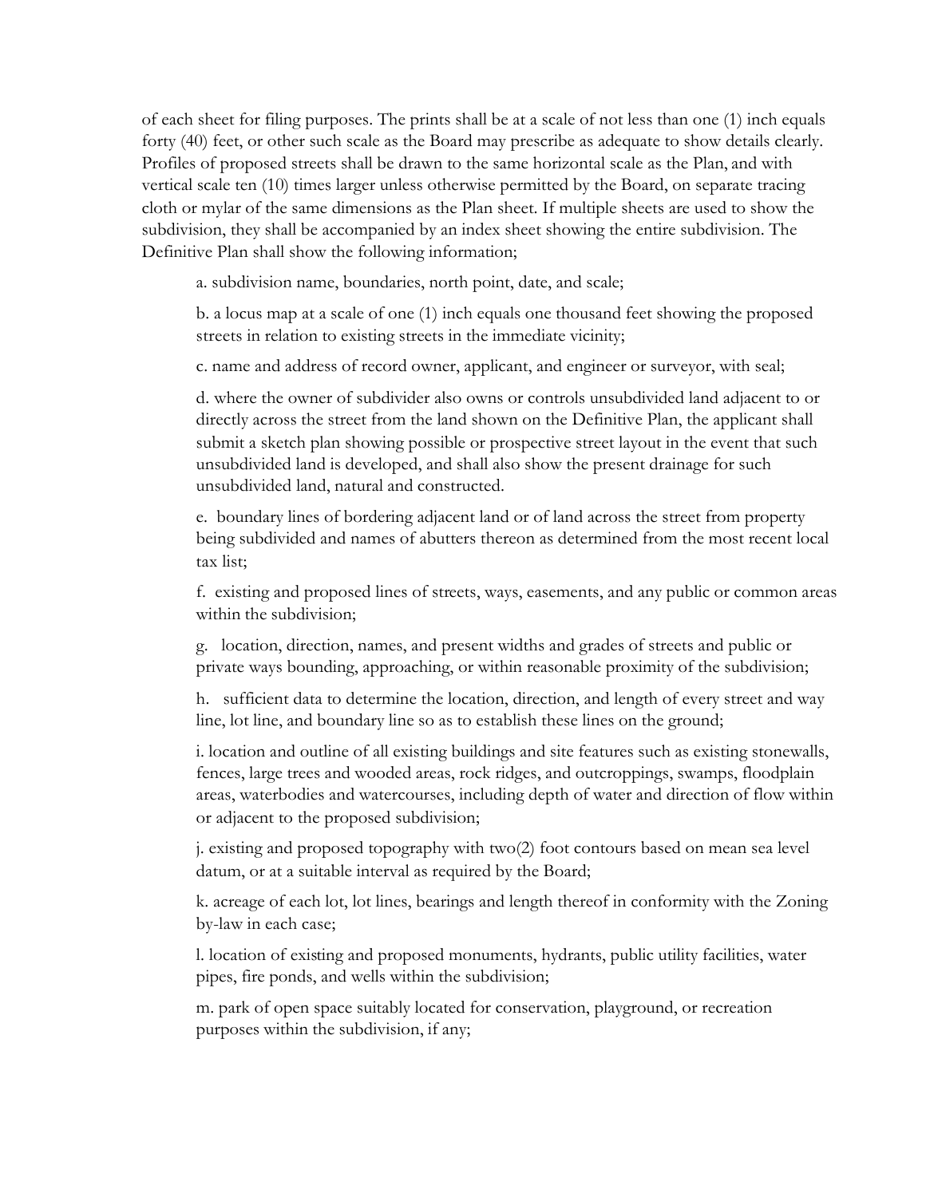of each sheet for filing purposes. The prints shall be at a scale of not less than one (1) inch equals forty (40) feet, or other such scale as the Board may prescribe as adequate to show details clearly. Profiles of proposed streets shall be drawn to the same horizontal scale as the Plan, and with vertical scale ten (10) times larger unless otherwise permitted by the Board, on separate tracing cloth or mylar of the same dimensions as the Plan sheet. If multiple sheets are used to show the subdivision, they shall be accompanied by an index sheet showing the entire subdivision. The Definitive Plan shall show the following information;

a. subdivision name, boundaries, north point, date, and scale;

b. a locus map at a scale of one (1) inch equals one thousand feet showing the proposed streets in relation to existing streets in the immediate vicinity;

c. name and address of record owner, applicant, and engineer or surveyor, with seal;

d. where the owner of subdivider also owns or controls unsubdivided land adjacent to or directly across the street from the land shown on the Definitive Plan, the applicant shall submit a sketch plan showing possible or prospective street layout in the event that such unsubdivided land is developed, and shall also show the present drainage for such unsubdivided land, natural and constructed.

e. boundary lines of bordering adjacent land or of land across the street from property being subdivided and names of abutters thereon as determined from the most recent local tax list;

f. existing and proposed lines of streets, ways, easements, and any public or common areas within the subdivision;

g. location, direction, names, and present widths and grades of streets and public or private ways bounding, approaching, or within reasonable proximity of the subdivision;

h. sufficient data to determine the location, direction, and length of every street and way line, lot line, and boundary line so as to establish these lines on the ground;

i. location and outline of all existing buildings and site features such as existing stonewalls, fences, large trees and wooded areas, rock ridges, and outcroppings, swamps, floodplain areas, waterbodies and watercourses, including depth of water and direction of flow within or adjacent to the proposed subdivision;

j. existing and proposed topography with two(2) foot contours based on mean sea level datum, or at a suitable interval as required by the Board;

k. acreage of each lot, lot lines, bearings and length thereof in conformity with the Zoning by-law in each case;

l. location of existing and proposed monuments, hydrants, public utility facilities, water pipes, fire ponds, and wells within the subdivision;

m. park of open space suitably located for conservation, playground, or recreation purposes within the subdivision, if any;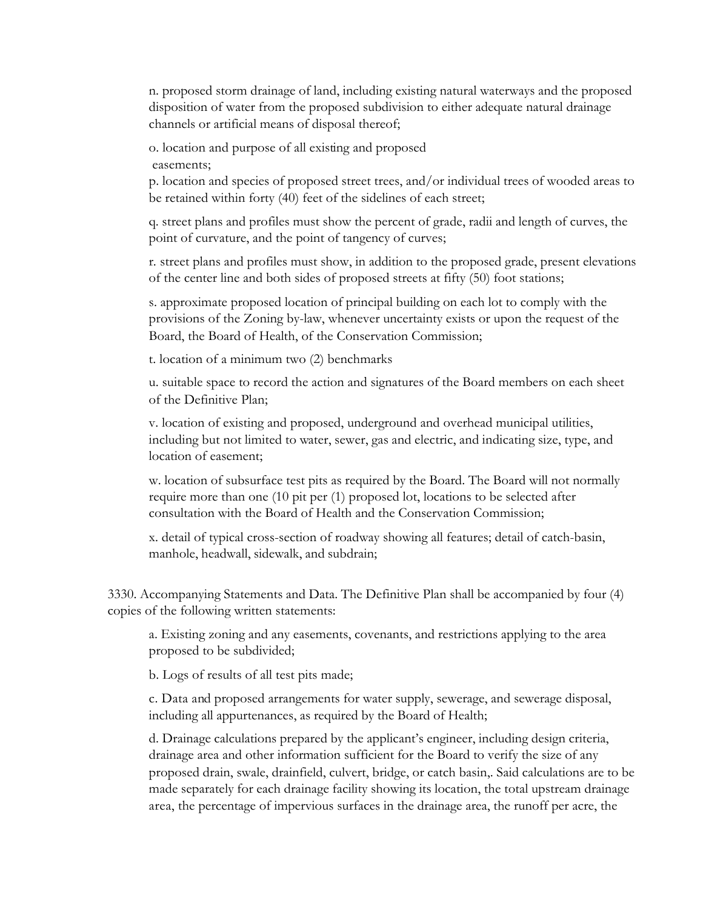n. proposed storm drainage of land, including existing natural waterways and the proposed disposition of water from the proposed subdivision to either adequate natural drainage channels or artificial means of disposal thereof;

o. location and purpose of all existing and proposed easements;

p. location and species of proposed street trees, and/or individual trees of wooded areas to be retained within forty (40) feet of the sidelines of each street;

q. street plans and profiles must show the percent of grade, radii and length of curves, the point of curvature, and the point of tangency of curves;

r. street plans and profiles must show, in addition to the proposed grade, present elevations of the center line and both sides of proposed streets at fifty (50) foot stations;

s. approximate proposed location of principal building on each lot to comply with the provisions of the Zoning by-law, whenever uncertainty exists or upon the request of the Board, the Board of Health, of the Conservation Commission;

t. location of a minimum two (2) benchmarks

u. suitable space to record the action and signatures of the Board members on each sheet of the Definitive Plan;

v. location of existing and proposed, underground and overhead municipal utilities, including but not limited to water, sewer, gas and electric, and indicating size, type, and location of easement;

w. location of subsurface test pits as required by the Board. The Board will not normally require more than one (10 pit per (1) proposed lot, locations to be selected after consultation with the Board of Health and the Conservation Commission;

x. detail of typical cross-section of roadway showing all features; detail of catch-basin, manhole, headwall, sidewalk, and subdrain;

3330. Accompanying Statements and Data. The Definitive Plan shall be accompanied by four (4) copies of the following written statements:

a. Existing zoning and any easements, covenants, and restrictions applying to the area proposed to be subdivided;

b. Logs of results of all test pits made;

c. Data and proposed arrangements for water supply, sewerage, and sewerage disposal, including all appurtenances, as required by the Board of Health;

d. Drainage calculations prepared by the applicant's engineer, including design criteria, drainage area and other information sufficient for the Board to verify the size of any proposed drain, swale, drainfield, culvert, bridge, or catch basin,. Said calculations are to be made separately for each drainage facility showing its location, the total upstream drainage area, the percentage of impervious surfaces in the drainage area, the runoff per acre, the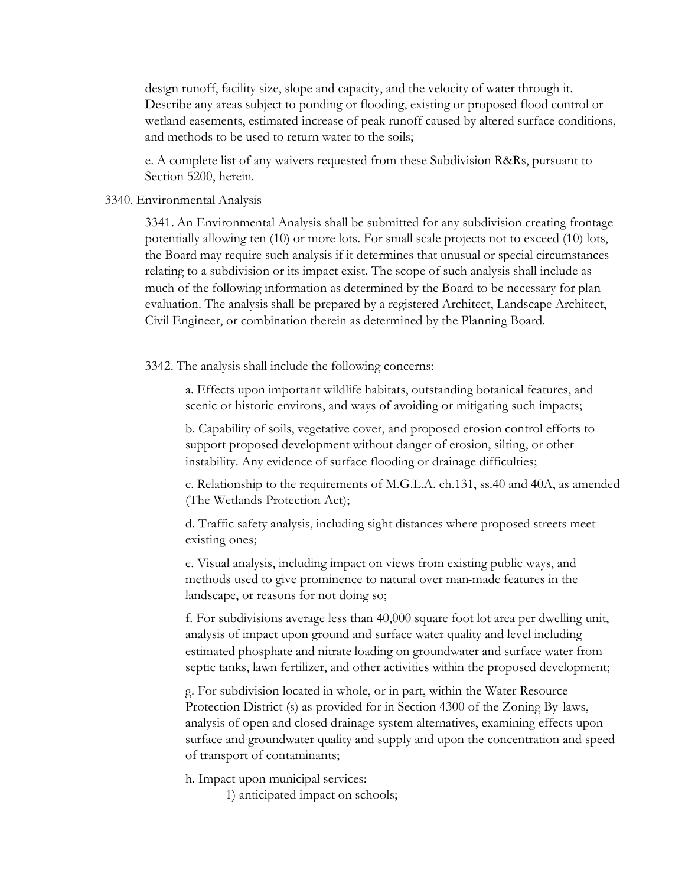design runoff, facility size, slope and capacity, and the velocity of water through it. Describe any areas subject to ponding or flooding, existing or proposed flood control or wetland easements, estimated increase of peak runoff caused by altered surface conditions, and methods to be used to return water to the soils;

e. A complete list of any waivers requested from these Subdivision R&Rs, pursuant to Section 5200, herein.

3340. Environmental Analysis

3341. An Environmental Analysis shall be submitted for any subdivision creating frontage potentially allowing ten (10) or more lots. For small scale projects not to exceed (10) lots, the Board may require such analysis if it determines that unusual or special circumstances relating to a subdivision or its impact exist. The scope of such analysis shall include as much of the following information as determined by the Board to be necessary for plan evaluation. The analysis shall be prepared by a registered Architect, Landscape Architect, Civil Engineer, or combination therein as determined by the Planning Board.

3342. The analysis shall include the following concerns:

a. Effects upon important wildlife habitats, outstanding botanical features, and scenic or historic environs, and ways of avoiding or mitigating such impacts;

b. Capability of soils, vegetative cover, and proposed erosion control efforts to support proposed development without danger of erosion, silting, or other instability. Any evidence of surface flooding or drainage difficulties;

c. Relationship to the requirements of M.G.L.A. ch.131, ss.40 and 40A, as amended (The Wetlands Protection Act);

d. Traffic safety analysis, including sight distances where proposed streets meet existing ones;

e. Visual analysis, including impact on views from existing public ways, and methods used to give prominence to natural over man-made features in the landscape, or reasons for not doing so;

f. For subdivisions average less than 40,000 square foot lot area per dwelling unit, analysis of impact upon ground and surface water quality and level including estimated phosphate and nitrate loading on groundwater and surface water from septic tanks, lawn fertilizer, and other activities within the proposed development;

g. For subdivision located in whole, or in part, within the Water Resource Protection District (s) as provided for in Section 4300 of the Zoning By-laws, analysis of open and closed drainage system alternatives, examining effects upon surface and groundwater quality and supply and upon the concentration and speed of transport of contaminants;

h. Impact upon municipal services:

1) anticipated impact on schools;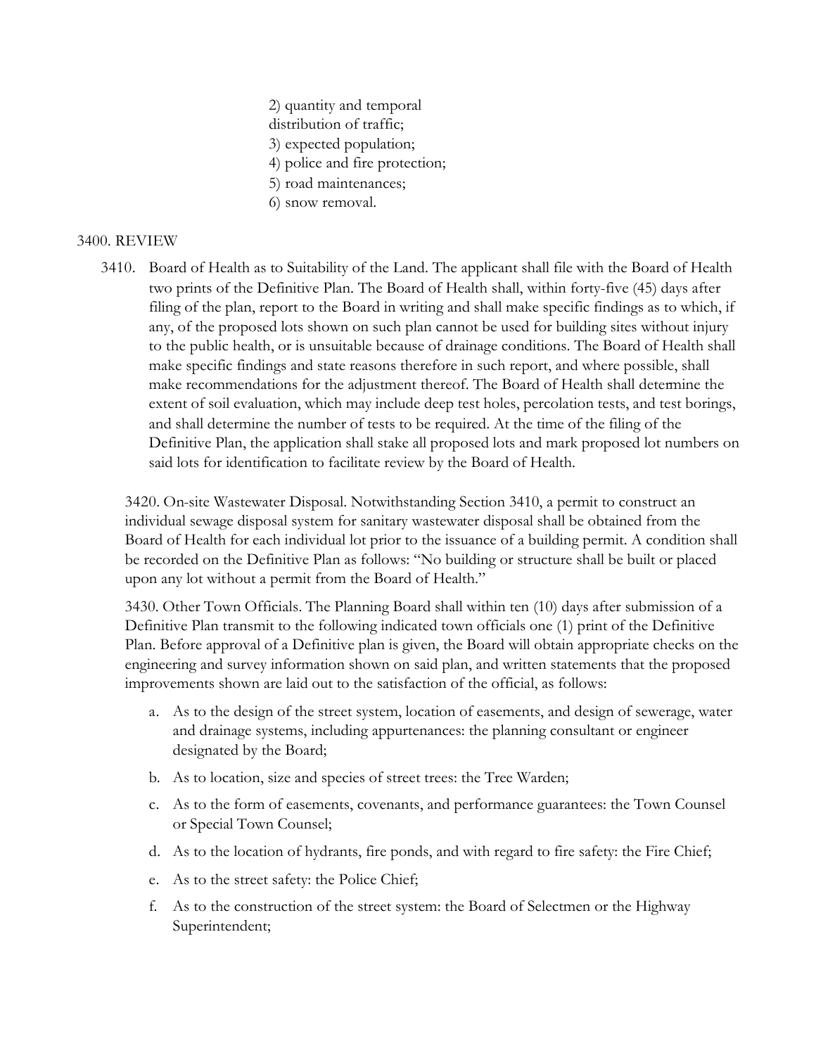2) quantity and temporal distribution of traffic;
3) expected population;
4) police and fire protection;
5) road maintenances;
6) snow removal.

## 3400. REVIEW

3410. Board of Health as to Suitability of the Land. The applicant shall file with the Board of Health two prints of the Definitive Plan. The Board of Health shall, within forty-five (45) days after filing of the plan, report to the Board in writing and shall make specific findings as to which, if any, of the proposed lots shown on such plan cannot be used for building sites without injury to the public health, or is unsuitable because of drainage conditions. The Board of Health shall make specific findings and state reasons therefore in such report, and where possible, shall make recommendations for the adjustment thereof. The Board of Health shall determine the extent of soil evaluation, which may include deep test holes, percolation tests, and test borings, and shall determine the number of tests to be required. At the time of the filing of the Definitive Plan, the application shall stake all proposed lots and mark proposed lot numbers on said lots for identification to facilitate review by the Board of Health.

3420. On-site Wastewater Disposal. Notwithstanding Section 3410, a permit to construct an individual sewage disposal system for sanitary wastewater disposal shall be obtained from the Board of Health for each individual lot prior to the issuance of a building permit. A condition shall be recorded on the Definitive Plan as follows: "No building or structure shall be built or placed upon any lot without a permit from the Board of Health."

3430. Other Town Officials. The Planning Board shall within ten (10) days after submission of a Definitive Plan transmit to the following indicated town officials one (1) print of the Definitive Plan. Before approval of a Definitive plan is given, the Board will obtain appropriate checks on the engineering and survey information shown on said plan, and written statements that the proposed improvements shown are laid out to the satisfaction of the official, as follows:

a. As to the design of the street system, location of easements, and design of sewerage, water and drainage systems, including appurtenances: the planning consultant or engineer designated by the Board;
b. As to location, size and species of street trees: the Tree Warden;
c. As to the form of easements, covenants, and performance guarantees: the Town Counsel or Special Town Counsel;
d. As to the location of hydrants, fire ponds, and with regard to fire safety: the Fire Chief;
e. As to the street safety: the Police Chief;
f. As to the construction of the street system: the Board of Selectmen or the Highway Superintendent;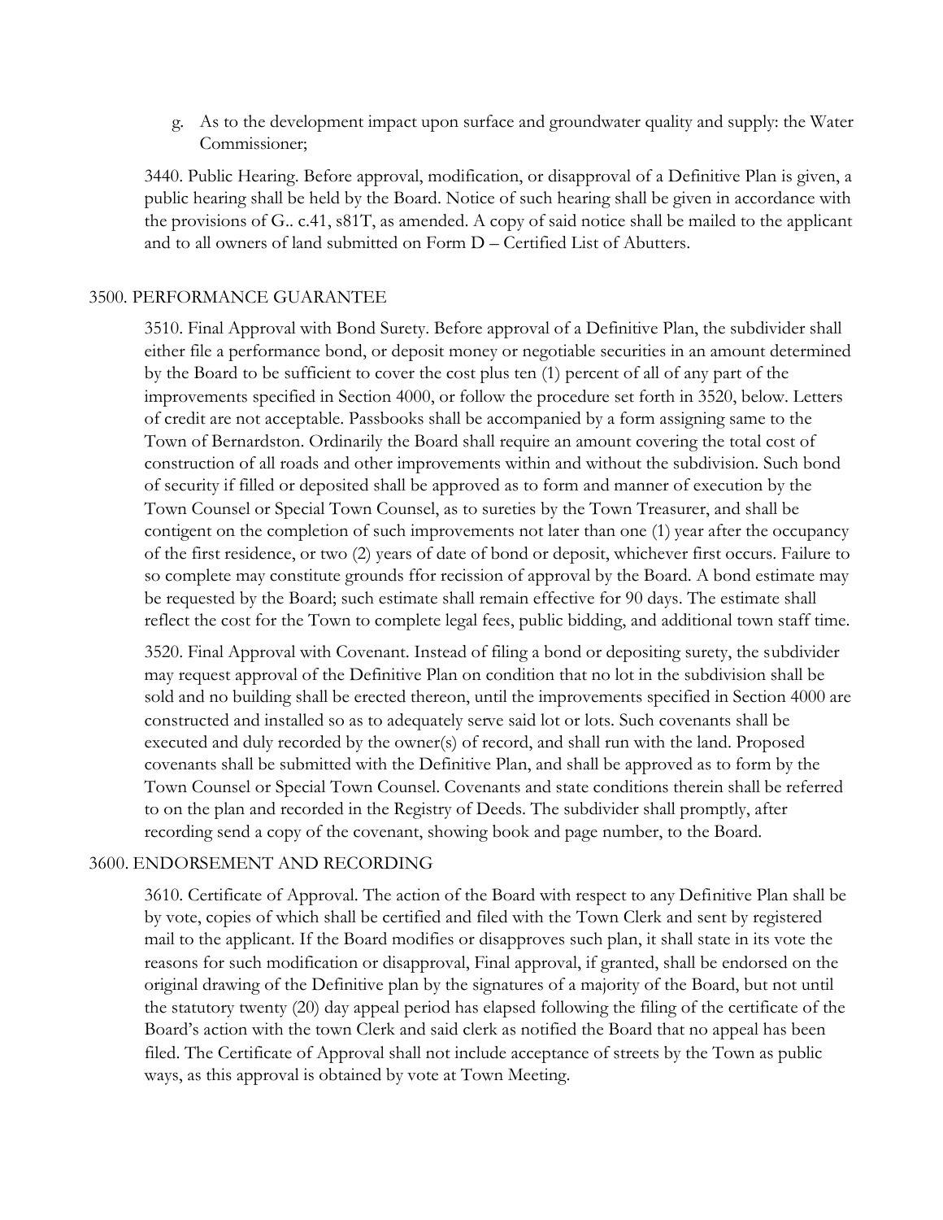g. As to the development impact upon surface and groundwater quality and supply: the Water Commissioner;

3440. Public Hearing. Before approval, modification, or disapproval of a Definitive Plan is given, a public hearing shall be held by the Board. Notice of such hearing shall be given in accordance with the provisions of G.. c.41, s81T, as amended. A copy of said notice shall be mailed to the applicant and to all owners of land submitted on Form D – Certified List of Abutters.

## 3500. PERFORMANCE GUARANTEE

3510. Final Approval with Bond Surety. Before approval of a Definitive Plan, the subdivider shall either file a performance bond, or deposit money or negotiable securities in an amount determined by the Board to be sufficient to cover the cost plus ten (1) percent of all of any part of the improvements specified in Section 4000, or follow the procedure set forth in 3520, below. Letters of credit are not acceptable. Passbooks shall be accompanied by a form assigning same to the Town of Bernardston. Ordinarily the Board shall require an amount covering the total cost of construction of all roads and other improvements within and without the subdivision. Such bond of security if filled or deposited shall be approved as to form and manner of execution by the Town Counsel or Special Town Counsel, as to sureties by the Town Treasurer, and shall be contigent on the completion of such improvements not later than one (1) year after the occupancy of the first residence, or two (2) years of date of bond or deposit, whichever first occurs. Failure to so complete may constitute grounds ffor recission of approval by the Board. A bond estimate may be requested by the Board; such estimate shall remain effective for 90 days. The estimate shall reflect the cost for the Town to complete legal fees, public bidding, and additional town staff time.

3520. Final Approval with Covenant. Instead of filing a bond or depositing surety, the subdivider may request approval of the Definitive Plan on condition that no lot in the subdivision shall be sold and no building shall be erected thereon, until the improvements specified in Section 4000 are constructed and installed so as to adequately serve said lot or lots. Such covenants shall be executed and duly recorded by the owner(s) of record, and shall run with the land. Proposed covenants shall be submitted with the Definitive Plan, and shall be approved as to form by the Town Counsel or Special Town Counsel. Covenants and state conditions therein shall be referred to on the plan and recorded in the Registry of Deeds. The subdivider shall promptly, after recording send a copy of the covenant, showing book and page number, to the Board.

## 3600. ENDORSEMENT AND RECORDING

3610. Certificate of Approval. The action of the Board with respect to any Definitive Plan shall be by vote, copies of which shall be certified and filed with the Town Clerk and sent by registered mail to the applicant. If the Board modifies or disapproves such plan, it shall state in its vote the reasons for such modification or disapproval, Final approval, if granted, shall be endorsed on the original drawing of the Definitive plan by the signatures of a majority of the Board, but not until the statutory twenty (20) day appeal period has elapsed following the filing of the certificate of the Board's action with the town Clerk and said clerk as notified the Board that no appeal has been filed. The Certificate of Approval shall not include acceptance of streets by the Town as public ways, as this approval is obtained by vote at Town Meeting.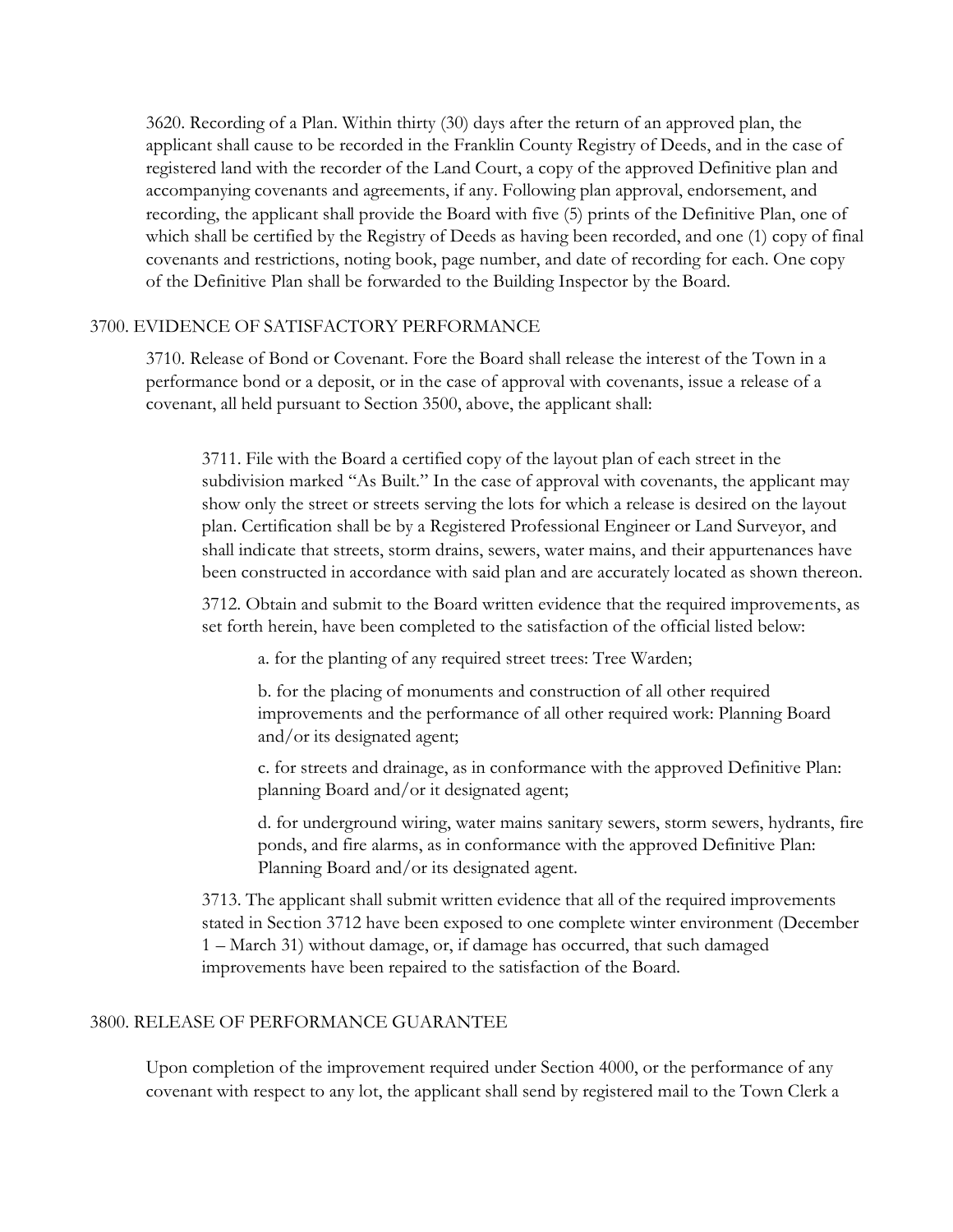3620. Recording of a Plan. Within thirty (30) days after the return of an approved plan, the applicant shall cause to be recorded in the Franklin County Registry of Deeds, and in the case of registered land with the recorder of the Land Court, a copy of the approved Definitive plan and accompanying covenants and agreements, if any. Following plan approval, endorsement, and recording, the applicant shall provide the Board with five (5) prints of the Definitive Plan, one of which shall be certified by the Registry of Deeds as having been recorded, and one (1) copy of final covenants and restrictions, noting book, page number, and date of recording for each. One copy of the Definitive Plan shall be forwarded to the Building Inspector by the Board.

## 3700. EVIDENCE OF SATISFACTORY PERFORMANCE

3710. Release of Bond or Covenant. Fore the Board shall release the interest of the Town in a performance bond or a deposit, or in the case of approval with covenants, issue a release of a covenant, all held pursuant to Section 3500, above, the applicant shall:

3711. File with the Board a certified copy of the layout plan of each street in the subdivision marked "As Built." In the case of approval with covenants, the applicant may show only the street or streets serving the lots for which a release is desired on the layout plan. Certification shall be by a Registered Professional Engineer or Land Surveyor, and shall indicate that streets, storm drains, sewers, water mains, and their appurtenances have been constructed in accordance with said plan and are accurately located as shown thereon.

3712. Obtain and submit to the Board written evidence that the required improvements, as set forth herein, have been completed to the satisfaction of the official listed below:

a. for the planting of any required street trees: Tree Warden;

b. for the placing of monuments and construction of all other required improvements and the performance of all other required work: Planning Board and/or its designated agent;

c. for streets and drainage, as in conformance with the approved Definitive Plan: planning Board and/or it designated agent;

d. for underground wiring, water mains sanitary sewers, storm sewers, hydrants, fire ponds, and fire alarms, as in conformance with the approved Definitive Plan: Planning Board and/or its designated agent.

3713. The applicant shall submit written evidence that all of the required improvements stated in Section 3712 have been exposed to one complete winter environment (December 1 – March 31) without damage, or, if damage has occurred, that such damaged improvements have been repaired to the satisfaction of the Board.

## 3800. RELEASE OF PERFORMANCE GUARANTEE

Upon completion of the improvement required under Section 4000, or the performance of any covenant with respect to any lot, the applicant shall send by registered mail to the Town Clerk a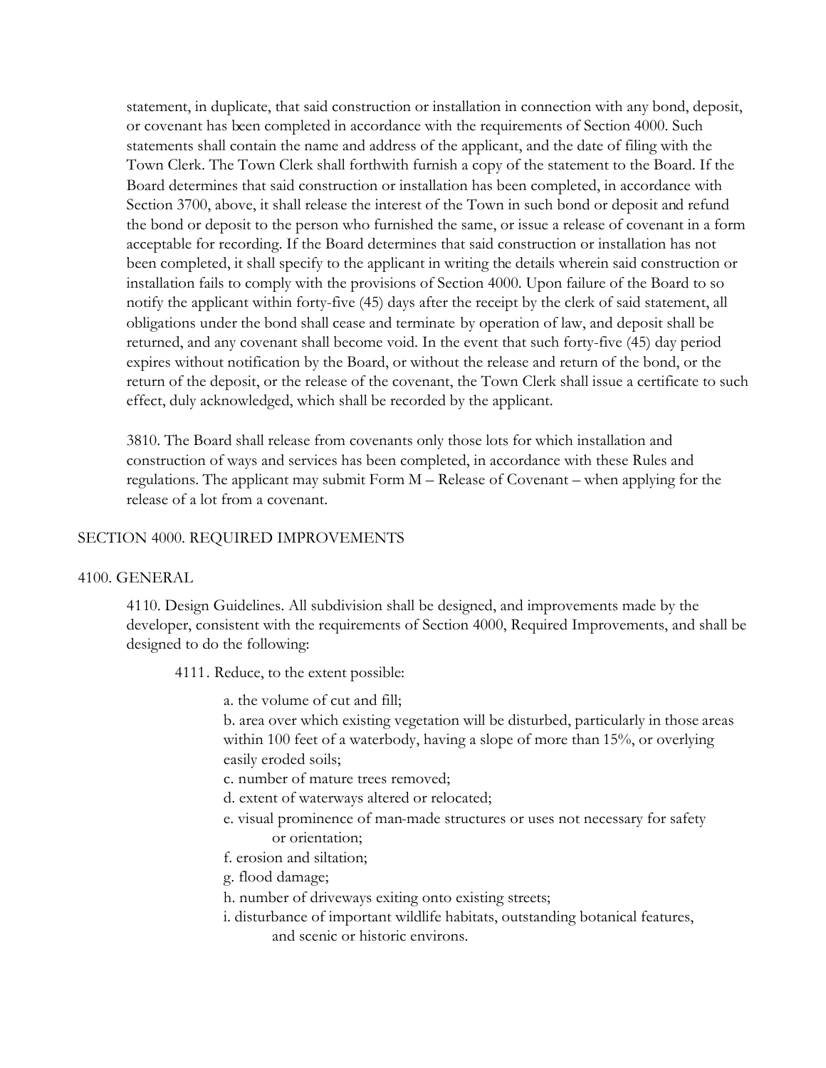statement, in duplicate, that said construction or installation in connection with any bond, deposit, or covenant has been completed in accordance with the requirements of Section 4000. Such statements shall contain the name and address of the applicant, and the date of filing with the Town Clerk. The Town Clerk shall forthwith furnish a copy of the statement to the Board. If the Board determines that said construction or installation has been completed, in accordance with Section 3700, above, it shall release the interest of the Town in such bond or deposit and refund the bond or deposit to the person who furnished the same, or issue a release of covenant in a form acceptable for recording. If the Board determines that said construction or installation has not been completed, it shall specify to the applicant in writing the details wherein said construction or installation fails to comply with the provisions of Section 4000. Upon failure of the Board to so notify the applicant within forty-five (45) days after the receipt by the clerk of said statement, all obligations under the bond shall cease and terminate by operation of law, and deposit shall be returned, and any covenant shall become void. In the event that such forty-five (45) day period expires without notification by the Board, or without the release and return of the bond, or the return of the deposit, or the release of the covenant, the Town Clerk shall issue a certificate to such effect, duly acknowledged, which shall be recorded by the applicant.

3810. The Board shall release from covenants only those lots for which installation and construction of ways and services has been completed, in accordance with these Rules and regulations. The applicant may submit Form M – Release of Covenant – when applying for the release of a lot from a covenant.

## SECTION 4000. REQUIRED IMPROVEMENTS

### 4100. GENERAL

4110. Design Guidelines. All subdivision shall be designed, and improvements made by the developer, consistent with the requirements of Section 4000, Required Improvements, and shall be designed to do the following:

4111. Reduce, to the extent possible:

a. the volume of cut and fill;
b. area over which existing vegetation will be disturbed, particularly in those areas within 100 feet of a waterbody, having a slope of more than 15%, or overlying easily eroded soils;
c. number of mature trees removed;
d. extent of waterways altered or relocated;
e. visual prominence of man-made structures or uses not necessary for safety or orientation;
f. erosion and siltation;
g. flood damage;
h. number of driveways exiting onto existing streets;
i. disturbance of important wildlife habitats, outstanding botanical features, and scenic or historic environs.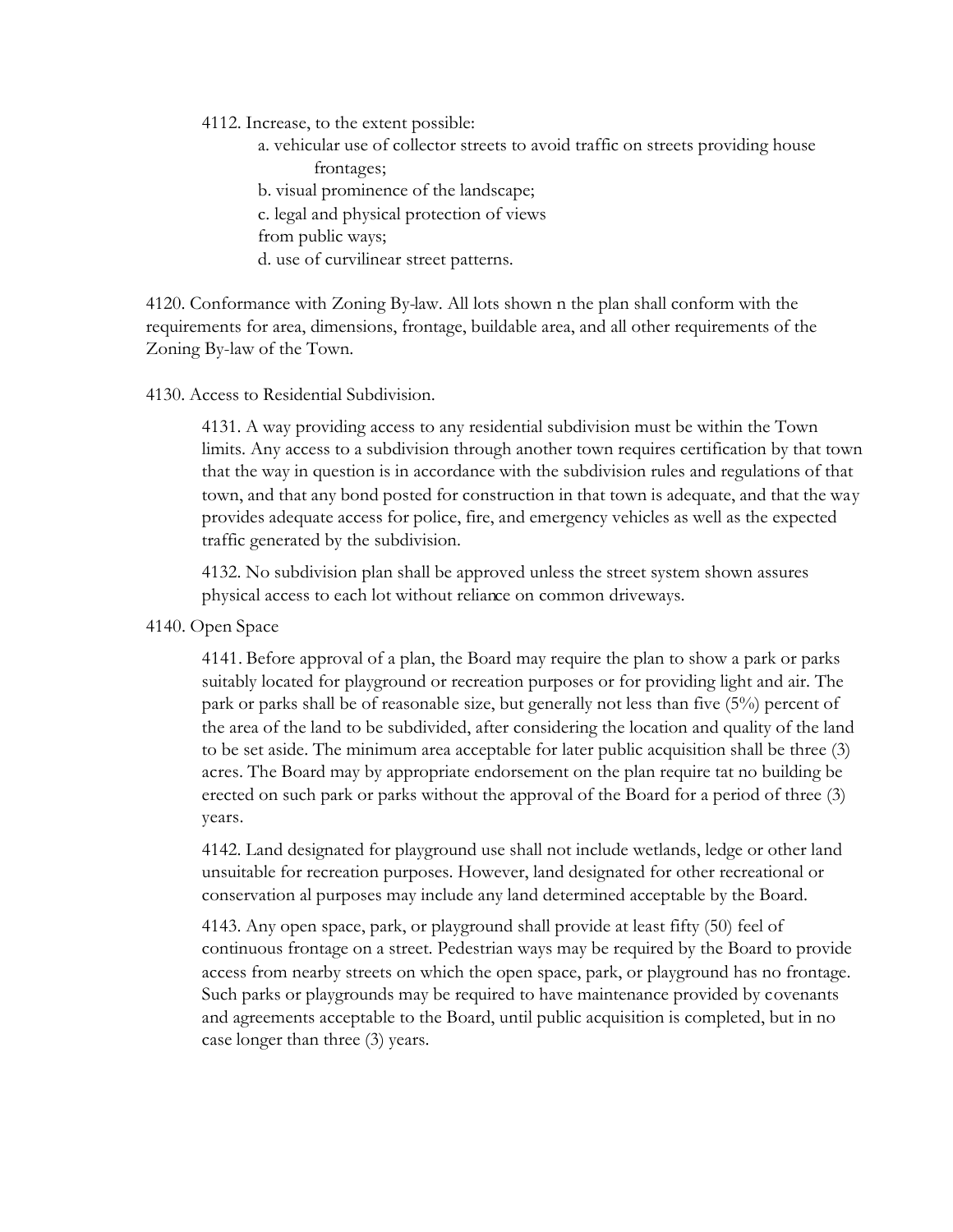4112. Increase, to the extent possible:

a. vehicular use of collector streets to avoid traffic on streets providing house frontages;

b. visual prominence of the landscape;

c. legal and physical protection of views from public ways;

d. use of curvilinear street patterns.

4120. Conformance with Zoning By-law. All lots shown n the plan shall conform with the requirements for area, dimensions, frontage, buildable area, and all other requirements of the Zoning By-law of the Town.

4130. Access to Residential Subdivision.

4131. A way providing access to any residential subdivision must be within the Town limits. Any access to a subdivision through another town requires certification by that town that the way in question is in accordance with the subdivision rules and regulations of that town, and that any bond posted for construction in that town is adequate, and that the way provides adequate access for police, fire, and emergency vehicles as well as the expected traffic generated by the subdivision.

4132. No subdivision plan shall be approved unless the street system shown assures physical access to each lot without reliance on common driveways.

4140. Open Space

4141. Before approval of a plan, the Board may require the plan to show a park or parks suitably located for playground or recreation purposes or for providing light and air. The park or parks shall be of reasonable size, but generally not less than five (5%) percent of the area of the land to be subdivided, after considering the location and quality of the land to be set aside. The minimum area acceptable for later public acquisition shall be three (3) acres. The Board may by appropriate endorsement on the plan require tat no building be erected on such park or parks without the approval of the Board for a period of three (3) years.

4142. Land designated for playground use shall not include wetlands, ledge or other land unsuitable for recreation purposes. However, land designated for other recreational or conservation al purposes may include any land determined acceptable by the Board.

4143. Any open space, park, or playground shall provide at least fifty (50) feel of continuous frontage on a street. Pedestrian ways may be required by the Board to provide access from nearby streets on which the open space, park, or playground has no frontage. Such parks or playgrounds may be required to have maintenance provided by covenants and agreements acceptable to the Board, until public acquisition is completed, but in no case longer than three (3) years.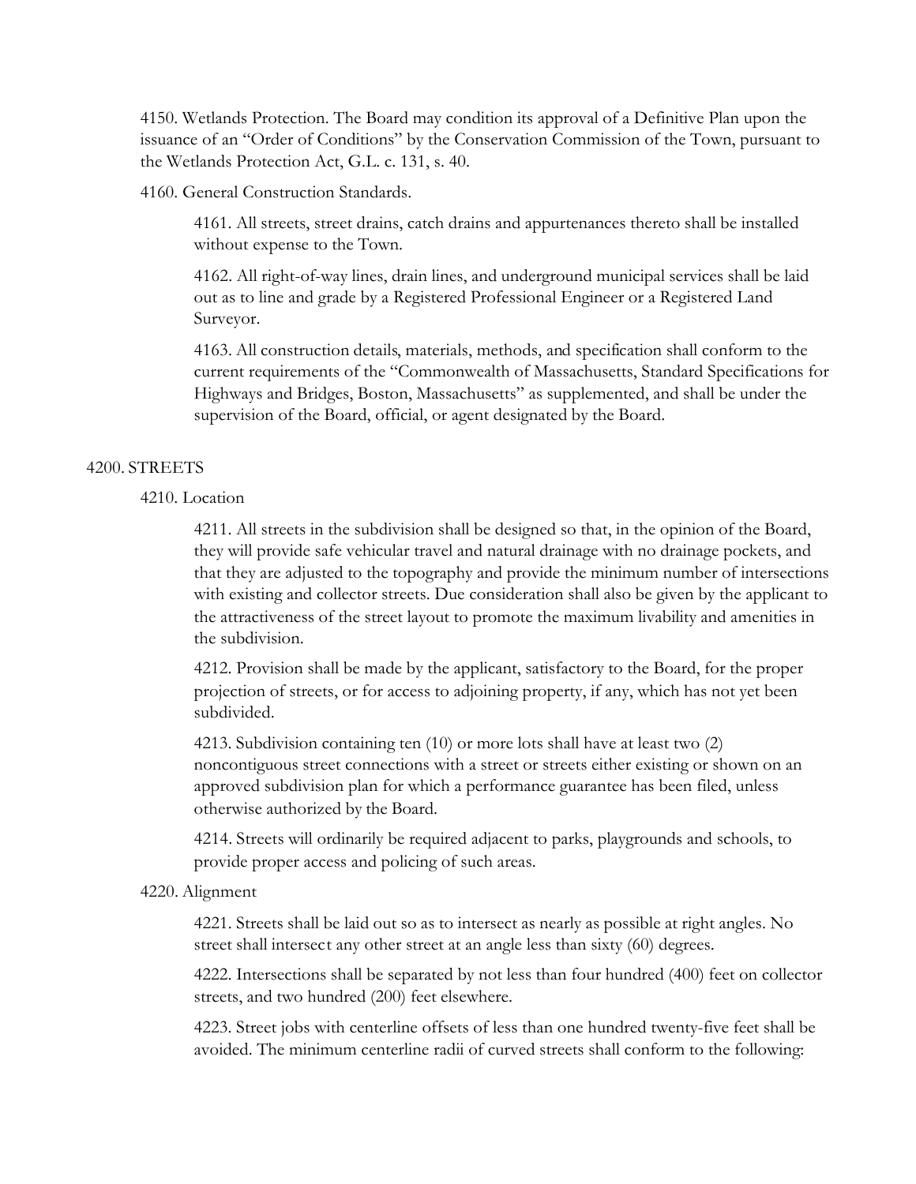4150. Wetlands Protection. The Board may condition its approval of a Definitive Plan upon the issuance of an "Order of Conditions" by the Conservation Commission of the Town, pursuant to the Wetlands Protection Act, G.L. c. 131, s. 40.

4160. General Construction Standards.

4161. All streets, street drains, catch drains and appurtenances thereto shall be installed without expense to the Town.

4162. All right-of-way lines, drain lines, and underground municipal services shall be laid out as to line and grade by a Registered Professional Engineer or a Registered Land Surveyor.

4163. All construction details, materials, methods, and specification shall conform to the current requirements of the "Commonwealth of Massachusetts, Standard Specifications for Highways and Bridges, Boston, Massachusetts" as supplemented, and shall be under the supervision of the Board, official, or agent designated by the Board.

## 4200. STREETS

### 4210. Location

4211. All streets in the subdivision shall be designed so that, in the opinion of the Board, they will provide safe vehicular travel and natural drainage with no drainage pockets, and that they are adjusted to the topography and provide the minimum number of intersections with existing and collector streets. Due consideration shall also be given by the applicant to the attractiveness of the street layout to promote the maximum livability and amenities in the subdivision.

4212. Provision shall be made by the applicant, satisfactory to the Board, for the proper projection of streets, or for access to adjoining property, if any, which has not yet been subdivided.

4213. Subdivision containing ten (10) or more lots shall have at least two (2) noncontiguous street connections with a street or streets either existing or shown on an approved subdivision plan for which a performance guarantee has been filed, unless otherwise authorized by the Board.

4214. Streets will ordinarily be required adjacent to parks, playgrounds and schools, to provide proper access and policing of such areas.

### 4220. Alignment

4221. Streets shall be laid out so as to intersect as nearly as possible at right angles. No street shall intersect any other street at an angle less than sixty (60) degrees.

4222. Intersections shall be separated by not less than four hundred (400) feet on collector streets, and two hundred (200) feet elsewhere.

4223. Street jobs with centerline offsets of less than one hundred twenty-five feet shall be avoided. The minimum centerline radii of curved streets shall conform to the following: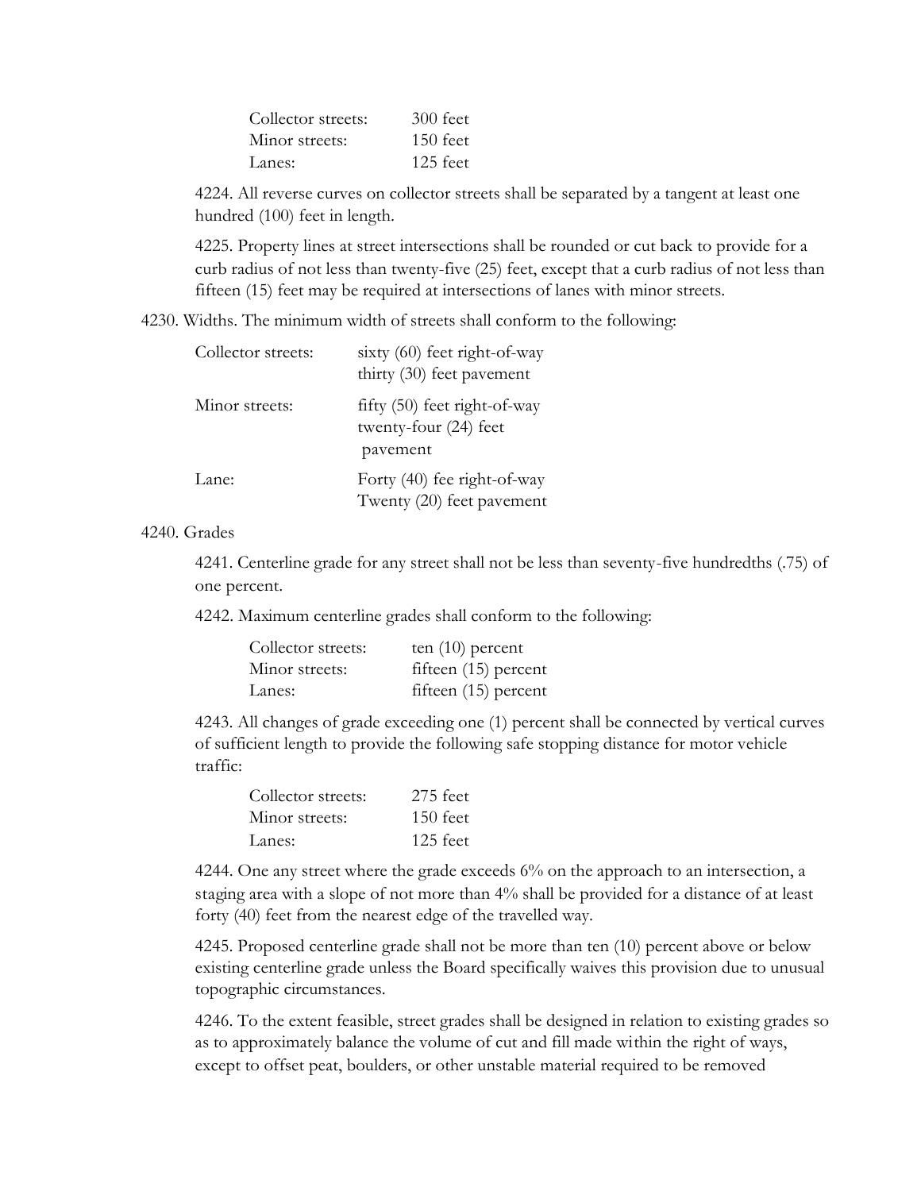| | |
|---|---|
| Collector streets: | 300 feet |
| Minor streets: | 150 feet |
| Lanes: | 125 feet |

4224. All reverse curves on collector streets shall be separated by a tangent at least one hundred (100) feet in length.

4225. Property lines at street intersections shall be rounded or cut back to provide for a curb radius of not less than twenty-five (25) feet, except that a curb radius of not less than fifteen (15) feet may be required at intersections of lanes with minor streets.

4230. Widths. The minimum width of streets shall conform to the following:

| | |
|---|---|
| Collector streets: | sixty (60) feet right-of-way thirty (30) feet pavement |
| Minor streets: | fifty (50) feet right-of-way twenty-four (24) feet pavement |
| Lane: | Forty (40) fee right-of-way Twenty (20) feet pavement |

4240. Grades

4241. Centerline grade for any street shall not be less than seventy-five hundredths (.75) of one percent.

4242. Maximum centerline grades shall conform to the following:

| | |
|---|---|
| Collector streets: | ten (10) percent |
| Minor streets: | fifteen (15) percent |
| Lanes: | fifteen (15) percent |

4243. All changes of grade exceeding one (1) percent shall be connected by vertical curves of sufficient length to provide the following safe stopping distance for motor vehicle traffic:

| | |
|---|---|
| Collector streets: | 275 feet |
| Minor streets: | 150 feet |
| Lanes: | 125 feet |

4244. One any street where the grade exceeds 6% on the approach to an intersection, a staging area with a slope of not more than 4% shall be provided for a distance of at least forty (40) feet from the nearest edge of the travelled way.

4245. Proposed centerline grade shall not be more than ten (10) percent above or below existing centerline grade unless the Board specifically waives this provision due to unusual topographic circumstances.

4246. To the extent feasible, street grades shall be designed in relation to existing grades so as to approximately balance the volume of cut and fill made within the right of ways, except to offset peat, boulders, or other unstable material required to be removed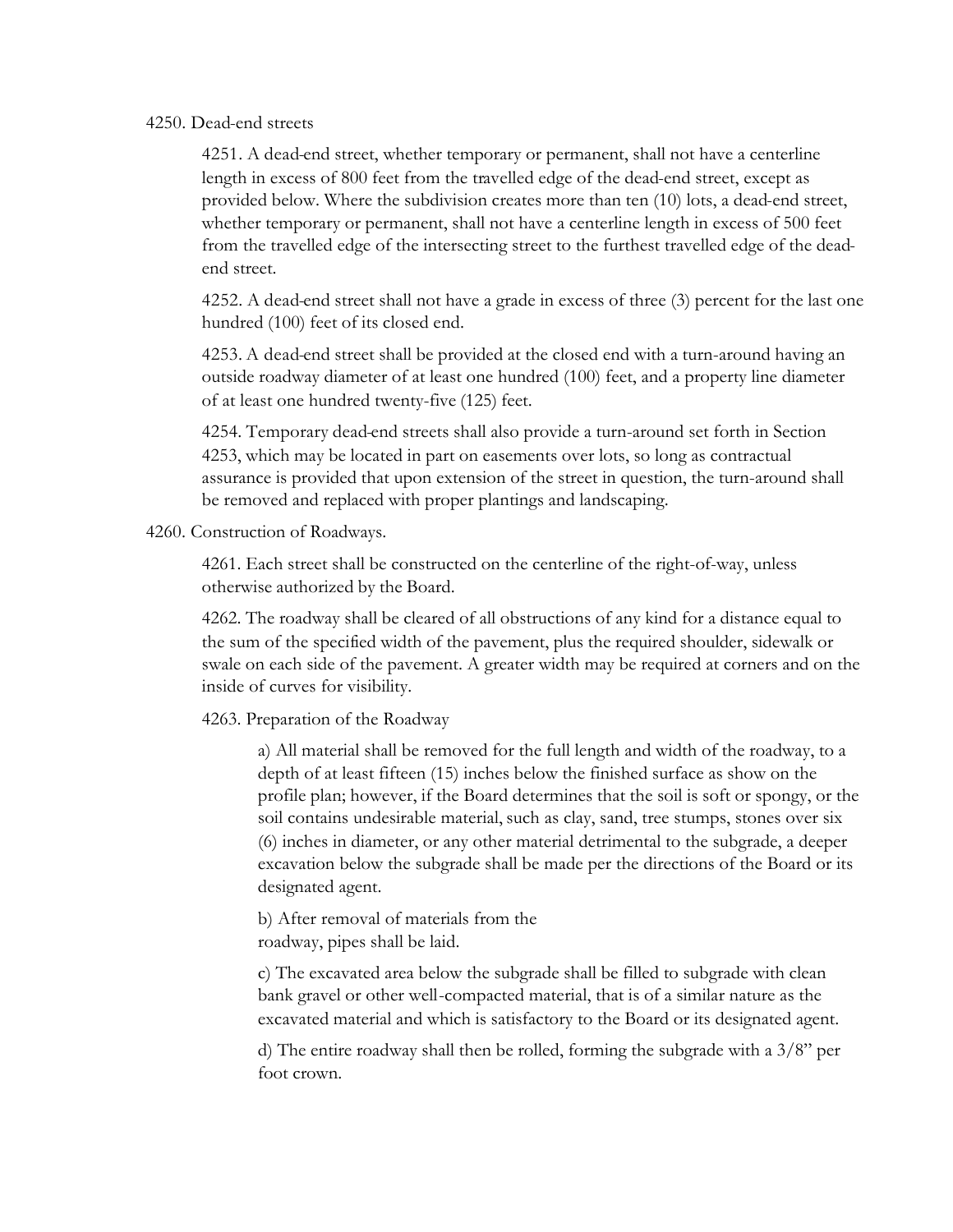4250. Dead-end streets

4251. A dead-end street, whether temporary or permanent, shall not have a centerline length in excess of 800 feet from the travelled edge of the dead-end street, except as provided below. Where the subdivision creates more than ten (10) lots, a dead-end street, whether temporary or permanent, shall not have a centerline length in excess of 500 feet from the travelled edge of the intersecting street to the furthest travelled edge of the dead-end street.

4252. A dead-end street shall not have a grade in excess of three (3) percent for the last one hundred (100) feet of its closed end.

4253. A dead-end street shall be provided at the closed end with a turn-around having an outside roadway diameter of at least one hundred (100) feet, and a property line diameter of at least one hundred twenty-five (125) feet.

4254. Temporary dead-end streets shall also provide a turn-around set forth in Section 4253, which may be located in part on easements over lots, so long as contractual assurance is provided that upon extension of the street in question, the turn-around shall be removed and replaced with proper plantings and landscaping.

4260. Construction of Roadways.

4261. Each street shall be constructed on the centerline of the right-of-way, unless otherwise authorized by the Board.

4262. The roadway shall be cleared of all obstructions of any kind for a distance equal to the sum of the specified width of the pavement, plus the required shoulder, sidewalk or swale on each side of the pavement. A greater width may be required at corners and on the inside of curves for visibility.

4263. Preparation of the Roadway

a) All material shall be removed for the full length and width of the roadway, to a depth of at least fifteen (15) inches below the finished surface as show on the profile plan; however, if the Board determines that the soil is soft or spongy, or the soil contains undesirable material, such as clay, sand, tree stumps, stones over six (6) inches in diameter, or any other material detrimental to the subgrade, a deeper excavation below the subgrade shall be made per the directions of the Board or its designated agent.

b) After removal of materials from the roadway, pipes shall be laid.

c) The excavated area below the subgrade shall be filled to subgrade with clean bank gravel or other well-compacted material, that is of a similar nature as the excavated material and which is satisfactory to the Board or its designated agent.

d) The entire roadway shall then be rolled, forming the subgrade with a 3/8" per foot crown.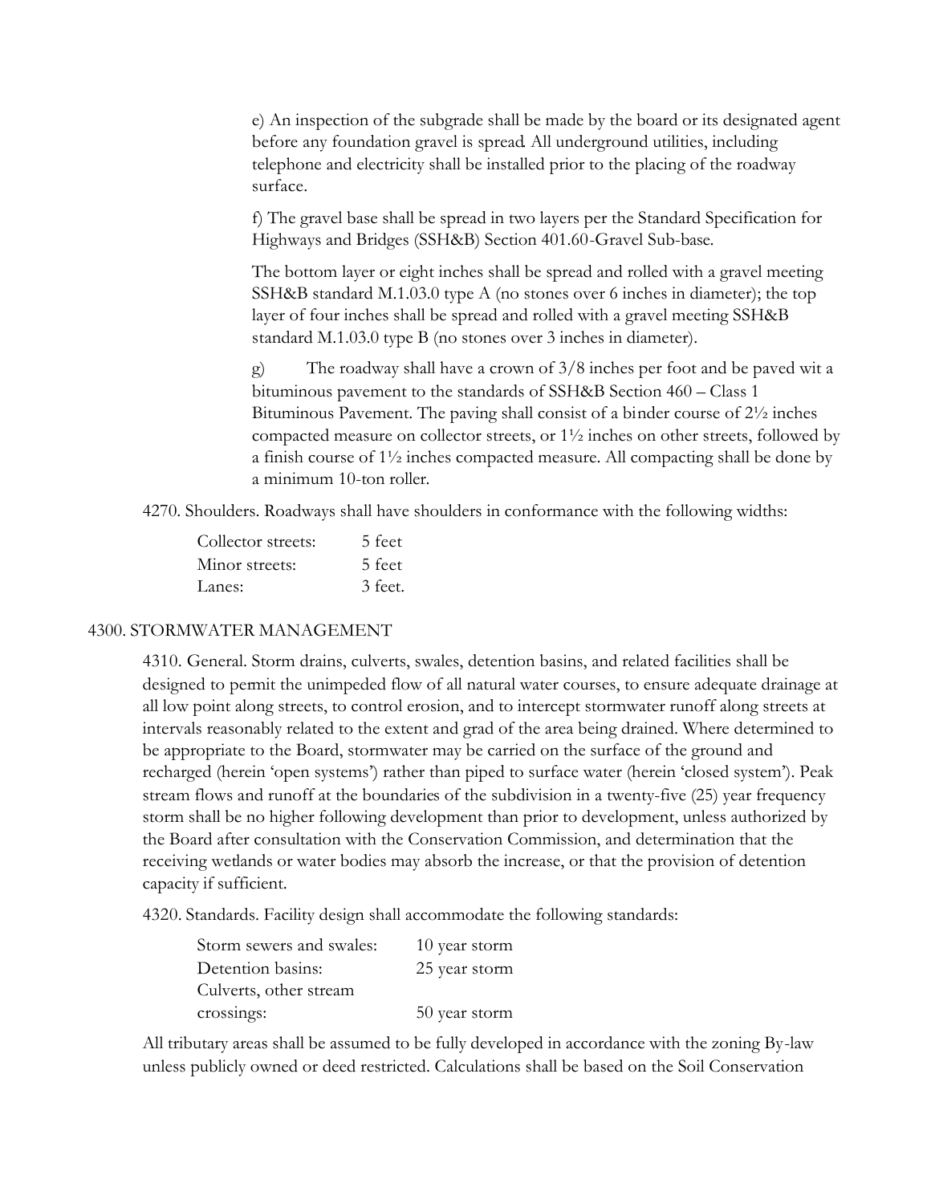e) An inspection of the subgrade shall be made by the board or its designated agent before any foundation gravel is spread. All underground utilities, including telephone and electricity shall be installed prior to the placing of the roadway surface.

f) The gravel base shall be spread in two layers per the Standard Specification for Highways and Bridges (SSH&B) Section 401.60-Gravel Sub-base.

The bottom layer or eight inches shall be spread and rolled with a gravel meeting SSH&B standard M.1.03.0 type A (no stones over 6 inches in diameter); the top layer of four inches shall be spread and rolled with a gravel meeting SSH&B standard M.1.03.0 type B (no stones over 3 inches in diameter).

g) The roadway shall have a crown of 3/8 inches per foot and be paved wit a bituminous pavement to the standards of SSH&B Section 460 – Class 1 Bituminous Pavement. The paving shall consist of a binder course of 2½ inches compacted measure on collector streets, or 1½ inches on other streets, followed by a finish course of 1½ inches compacted measure. All compacting shall be done by a minimum 10-ton roller.

4270. Shoulders. Roadways shall have shoulders in conformance with the following widths:

| | |
|---|---|
| Collector streets: | 5 feet |
| Minor streets: | 5 feet |
| Lanes: | 3 feet. |

## 4300. STORMWATER MANAGEMENT

4310. General. Storm drains, culverts, swales, detention basins, and related facilities shall be designed to permit the unimpeded flow of all natural water courses, to ensure adequate drainage at all low point along streets, to control erosion, and to intercept stormwater runoff along streets at intervals reasonably related to the extent and grad of the area being drained. Where determined to be appropriate to the Board, stormwater may be carried on the surface of the ground and recharged (herein 'open systems') rather than piped to surface water (herein 'closed system'). Peak stream flows and runoff at the boundaries of the subdivision in a twenty-five (25) year frequency storm shall be no higher following development than prior to development, unless authorized by the Board after consultation with the Conservation Commission, and determination that the receiving wetlands or water bodies may absorb the increase, or that the provision of detention capacity if sufficient.

4320. Standards. Facility design shall accommodate the following standards:

| | |
|---|---|
| Storm sewers and swales: | 10 year storm |
| Detention basins: | 25 year storm |
| Culverts, other stream crossings: | 50 year storm |

All tributary areas shall be assumed to be fully developed in accordance with the zoning By-law unless publicly owned or deed restricted. Calculations shall be based on the Soil Conservation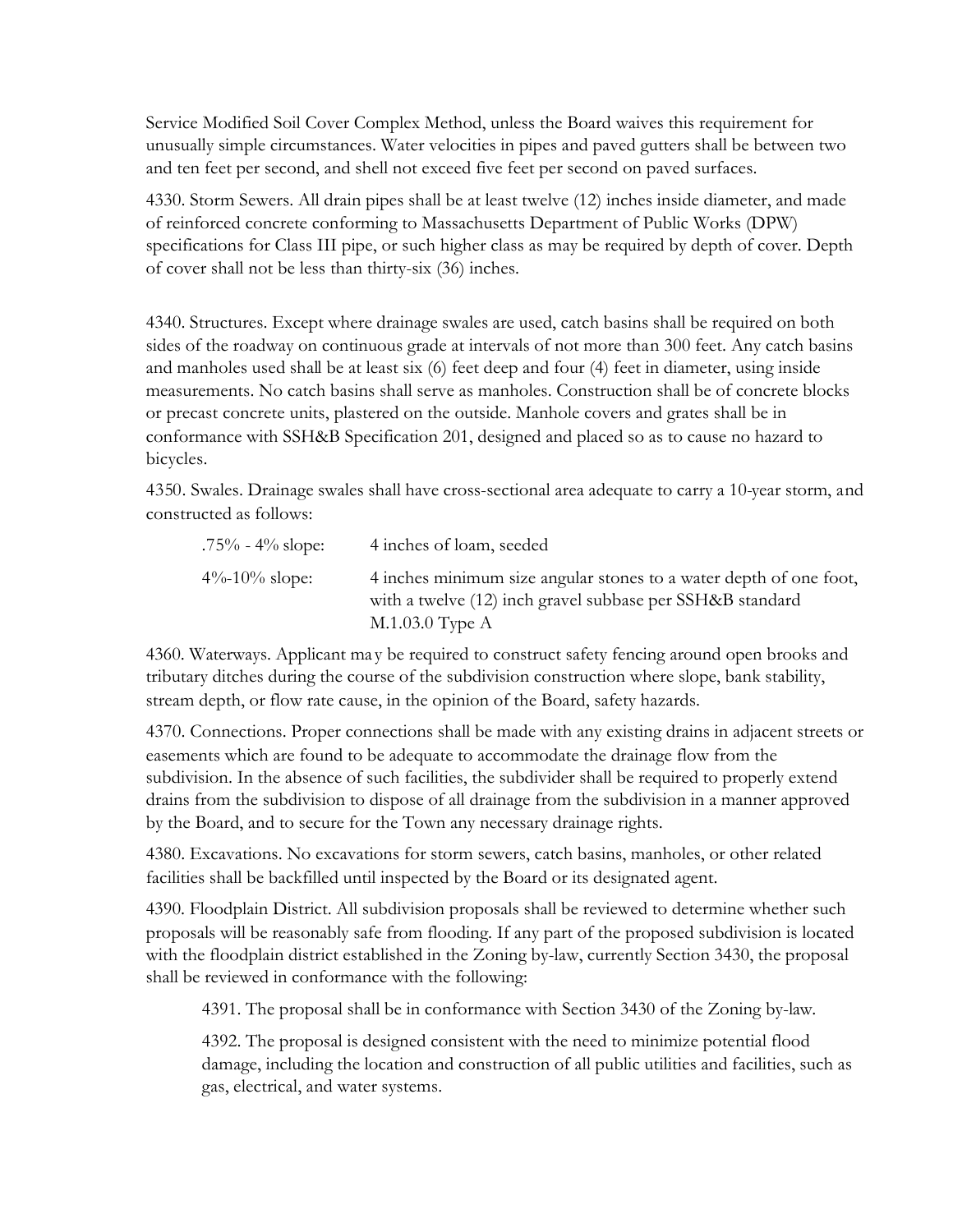Service Modified Soil Cover Complex Method, unless the Board waives this requirement for unusually simple circumstances. Water velocities in pipes and paved gutters shall be between two and ten feet per second, and shell not exceed five feet per second on paved surfaces.

4330. Storm Sewers. All drain pipes shall be at least twelve (12) inches inside diameter, and made of reinforced concrete conforming to Massachusetts Department of Public Works (DPW) specifications for Class III pipe, or such higher class as may be required by depth of cover. Depth of cover shall not be less than thirty-six (36) inches.

4340. Structures. Except where drainage swales are used, catch basins shall be required on both sides of the roadway on continuous grade at intervals of not more than 300 feet. Any catch basins and manholes used shall be at least six (6) feet deep and four (4) feet in diameter, using inside measurements. No catch basins shall serve as manholes. Construction shall be of concrete blocks or precast concrete units, plastered on the outside. Manhole covers and grates shall be in conformance with SSH&B Specification 201, designed and placed so as to cause no hazard to bicycles.

4350. Swales. Drainage swales shall have cross-sectional area adequate to carry a 10-year storm, and constructed as follows:

| | |
|---|---|
| .75% - 4% slope: | 4 inches of loam, seeded |
| 4%-10% slope: | 4 inches minimum size angular stones to a water depth of one foot, with a twelve (12) inch gravel subbase per SSH&B standard M.1.03.0 Type A |

4360. Waterways. Applicant may be required to construct safety fencing around open brooks and tributary ditches during the course of the subdivision construction where slope, bank stability, stream depth, or flow rate cause, in the opinion of the Board, safety hazards.

4370. Connections. Proper connections shall be made with any existing drains in adjacent streets or easements which are found to be adequate to accommodate the drainage flow from the subdivision. In the absence of such facilities, the subdivider shall be required to properly extend drains from the subdivision to dispose of all drainage from the subdivision in a manner approved by the Board, and to secure for the Town any necessary drainage rights.

4380. Excavations. No excavations for storm sewers, catch basins, manholes, or other related facilities shall be backfilled until inspected by the Board or its designated agent.

4390. Floodplain District. All subdivision proposals shall be reviewed to determine whether such proposals will be reasonably safe from flooding. If any part of the proposed subdivision is located with the floodplain district established in the Zoning by-law, currently Section 3430, the proposal shall be reviewed in conformance with the following:

4391. The proposal shall be in conformance with Section 3430 of the Zoning by-law.

4392. The proposal is designed consistent with the need to minimize potential flood damage, including the location and construction of all public utilities and facilities, such as gas, electrical, and water systems.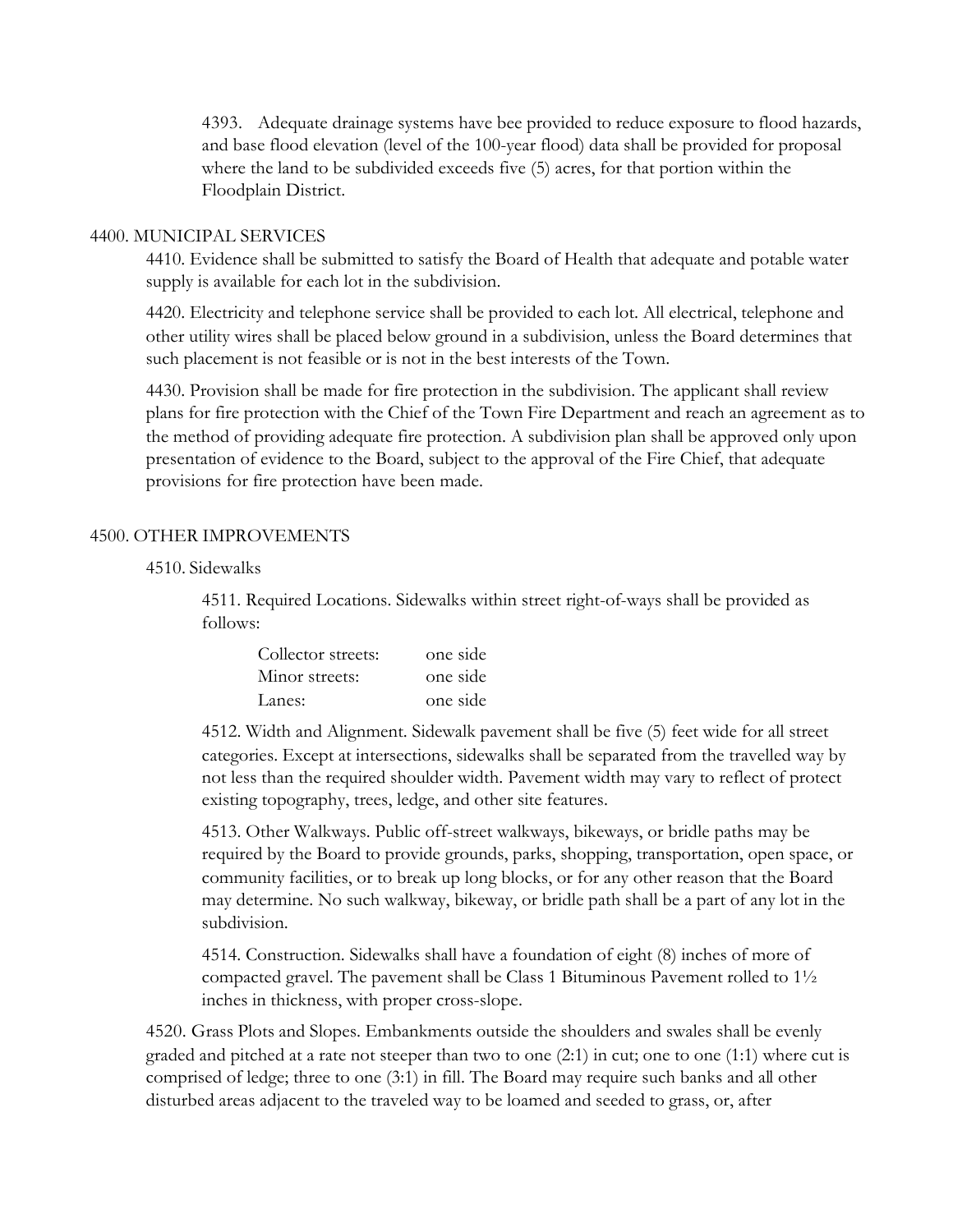4393. Adequate drainage systems have bee provided to reduce exposure to flood hazards, and base flood elevation (level of the 100-year flood) data shall be provided for proposal where the land to be subdivided exceeds five (5) acres, for that portion within the Floodplain District.

## 4400. MUNICIPAL SERVICES

4410. Evidence shall be submitted to satisfy the Board of Health that adequate and potable water supply is available for each lot in the subdivision.

4420. Electricity and telephone service shall be provided to each lot. All electrical, telephone and other utility wires shall be placed below ground in a subdivision, unless the Board determines that such placement is not feasible or is not in the best interests of the Town.

4430. Provision shall be made for fire protection in the subdivision. The applicant shall review plans for fire protection with the Chief of the Town Fire Department and reach an agreement as to the method of providing adequate fire protection. A subdivision plan shall be approved only upon presentation of evidence to the Board, subject to the approval of the Fire Chief, that adequate provisions for fire protection have been made.

## 4500. OTHER IMPROVEMENTS

### 4510. Sidewalks

4511. Required Locations. Sidewalks within street right-of-ways shall be provided as follows:

| | |
|---|---|
| Collector streets: | one side |
| Minor streets: | one side |
| Lanes: | one side |

4512. Width and Alignment. Sidewalk pavement shall be five (5) feet wide for all street categories. Except at intersections, sidewalks shall be separated from the travelled way by not less than the required shoulder width. Pavement width may vary to reflect of protect existing topography, trees, ledge, and other site features.

4513. Other Walkways. Public off-street walkways, bikeways, or bridle paths may be required by the Board to provide grounds, parks, shopping, transportation, open space, or community facilities, or to break up long blocks, or for any other reason that the Board may determine. No such walkway, bikeway, or bridle path shall be a part of any lot in the subdivision.

4514. Construction. Sidewalks shall have a foundation of eight (8) inches of more of compacted gravel. The pavement shall be Class 1 Bituminous Pavement rolled to 1½ inches in thickness, with proper cross-slope.

4520. Grass Plots and Slopes. Embankments outside the shoulders and swales shall be evenly graded and pitched at a rate not steeper than two to one (2:1) in cut; one to one (1:1) where cut is comprised of ledge; three to one (3:1) in fill. The Board may require such banks and all other disturbed areas adjacent to the traveled way to be loamed and seeded to grass, or, after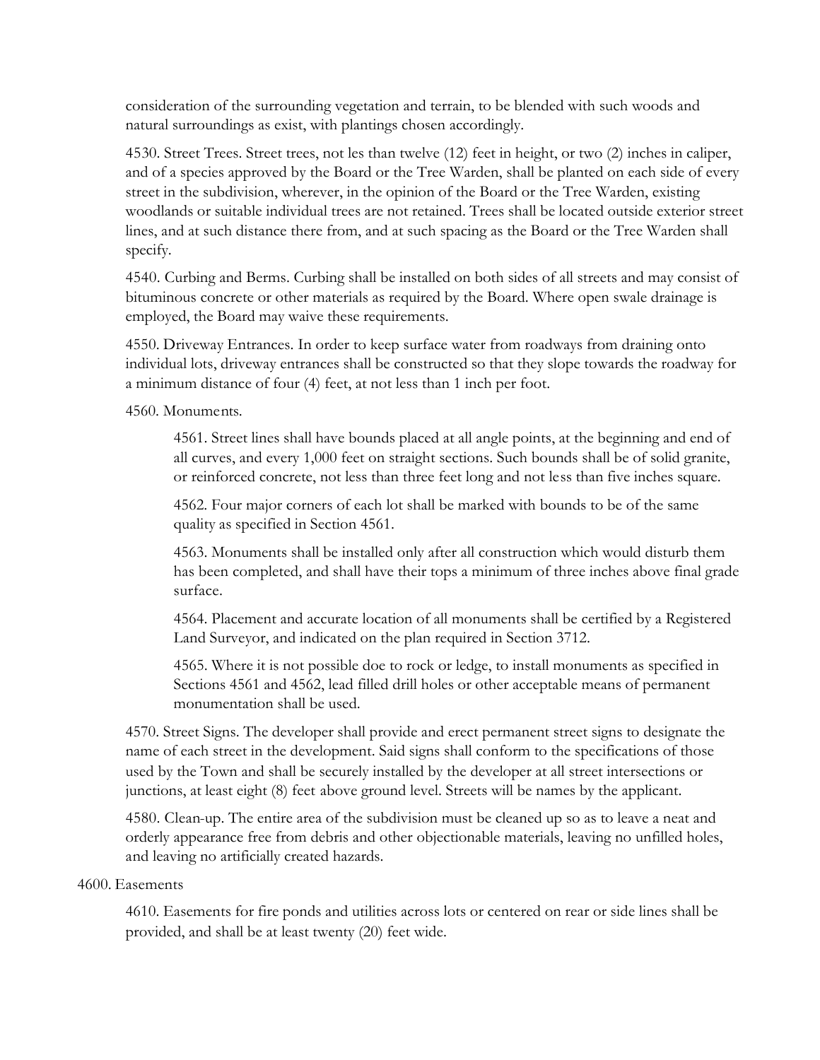consideration of the surrounding vegetation and terrain, to be blended with such woods and natural surroundings as exist, with plantings chosen accordingly.

4530. Street Trees. Street trees, not les than twelve (12) feet in height, or two (2) inches in caliper, and of a species approved by the Board or the Tree Warden, shall be planted on each side of every street in the subdivision, wherever, in the opinion of the Board or the Tree Warden, existing woodlands or suitable individual trees are not retained. Trees shall be located outside exterior street lines, and at such distance there from, and at such spacing as the Board or the Tree Warden shall specify.

4540. Curbing and Berms. Curbing shall be installed on both sides of all streets and may consist of bituminous concrete or other materials as required by the Board. Where open swale drainage is employed, the Board may waive these requirements.

4550. Driveway Entrances. In order to keep surface water from roadways from draining onto individual lots, driveway entrances shall be constructed so that they slope towards the roadway for a minimum distance of four (4) feet, at not less than 1 inch per foot.

4560. Monuments.

> 4561. Street lines shall have bounds placed at all angle points, at the beginning and end of all curves, and every 1,000 feet on straight sections. Such bounds shall be of solid granite, or reinforced concrete, not less than three feet long and not less than five inches square.
>
> 4562. Four major corners of each lot shall be marked with bounds to be of the same quality as specified in Section 4561.
>
> 4563. Monuments shall be installed only after all construction which would disturb them has been completed, and shall have their tops a minimum of three inches above final grade surface.
>
> 4564. Placement and accurate location of all monuments shall be certified by a Registered Land Surveyor, and indicated on the plan required in Section 3712.
>
> 4565. Where it is not possible doe to rock or ledge, to install monuments as specified in Sections 4561 and 4562, lead filled drill holes or other acceptable means of permanent monumentation shall be used.

4570. Street Signs. The developer shall provide and erect permanent street signs to designate the name of each street in the development. Said signs shall conform to the specifications of those used by the Town and shall be securely installed by the developer at all street intersections or junctions, at least eight (8) feet above ground level. Streets will be names by the applicant.

4580. Clean-up. The entire area of the subdivision must be cleaned up so as to leave a neat and orderly appearance free from debris and other objectionable materials, leaving no unfilled holes, and leaving no artificially created hazards.

4600. Easements

4610. Easements for fire ponds and utilities across lots or centered on rear or side lines shall be provided, and shall be at least twenty (20) feet wide.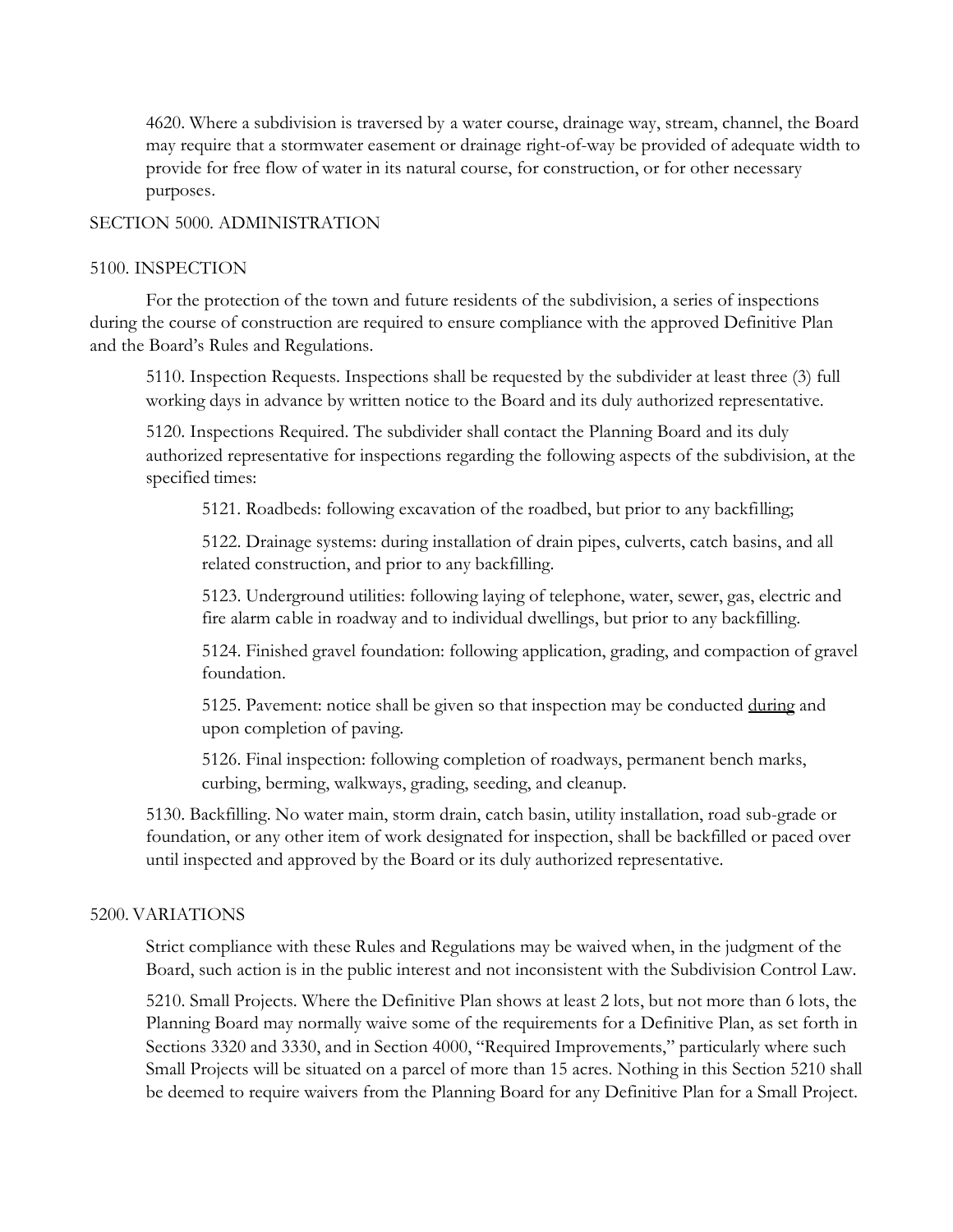4620. Where a subdivision is traversed by a water course, drainage way, stream, channel, the Board may require that a stormwater easement or drainage right-of-way be provided of adequate width to provide for free flow of water in its natural course, for construction, or for other necessary purposes.

## SECTION 5000. ADMINISTRATION

### 5100. INSPECTION

For the protection of the town and future residents of the subdivision, a series of inspections during the course of construction are required to ensure compliance with the approved Definitive Plan and the Board's Rules and Regulations.

5110. Inspection Requests. Inspections shall be requested by the subdivider at least three (3) full working days in advance by written notice to the Board and its duly authorized representative.

5120. Inspections Required. The subdivider shall contact the Planning Board and its duly authorized representative for inspections regarding the following aspects of the subdivision, at the specified times:

5121. Roadbeds: following excavation of the roadbed, but prior to any backfilling;

5122. Drainage systems: during installation of drain pipes, culverts, catch basins, and all related construction, and prior to any backfilling.

5123. Underground utilities: following laying of telephone, water, sewer, gas, electric and fire alarm cable in roadway and to individual dwellings, but prior to any backfilling.

5124. Finished gravel foundation: following application, grading, and compaction of gravel foundation.

5125. Pavement: notice shall be given so that inspection may be conducted <u>during</u> and upon completion of paving.

5126. Final inspection: following completion of roadways, permanent bench marks, curbing, berming, walkways, grading, seeding, and cleanup.

5130. Backfilling. No water main, storm drain, catch basin, utility installation, road sub-grade or foundation, or any other item of work designated for inspection, shall be backfilled or paced over until inspected and approved by the Board or its duly authorized representative.

### 5200. VARIATIONS

Strict compliance with these Rules and Regulations may be waived when, in the judgment of the Board, such action is in the public interest and not inconsistent with the Subdivision Control Law.

5210. Small Projects. Where the Definitive Plan shows at least 2 lots, but not more than 6 lots, the Planning Board may normally waive some of the requirements for a Definitive Plan, as set forth in Sections 3320 and 3330, and in Section 4000, "Required Improvements," particularly where such Small Projects will be situated on a parcel of more than 15 acres. Nothing in this Section 5210 shall be deemed to require waivers from the Planning Board for any Definitive Plan for a Small Project.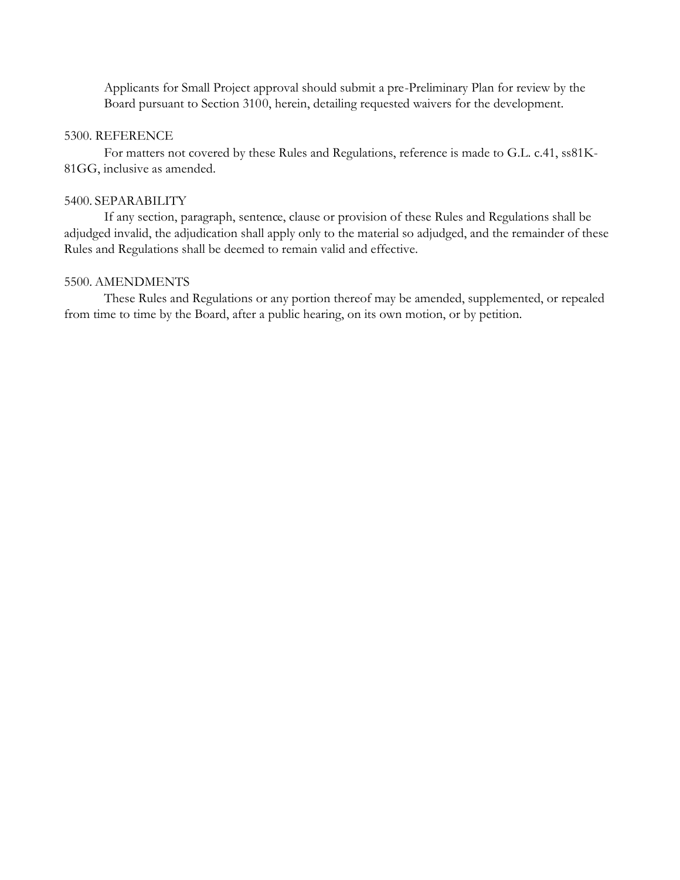Applicants for Small Project approval should submit a pre-Preliminary Plan for review by the Board pursuant to Section 3100, herein, detailing requested waivers for the development.

5300. REFERENCE

For matters not covered by these Rules and Regulations, reference is made to G.L. c.41, ss81K-81GG, inclusive as amended.

5400. SEPARABILITY

If any section, paragraph, sentence, clause or provision of these Rules and Regulations shall be adjudged invalid, the adjudication shall apply only to the material so adjudged, and the remainder of these Rules and Regulations shall be deemed to remain valid and effective.

5500. AMENDMENTS

These Rules and Regulations or any portion thereof may be amended, supplemented, or repealed from time to time by the Board, after a public hearing, on its own motion, or by petition.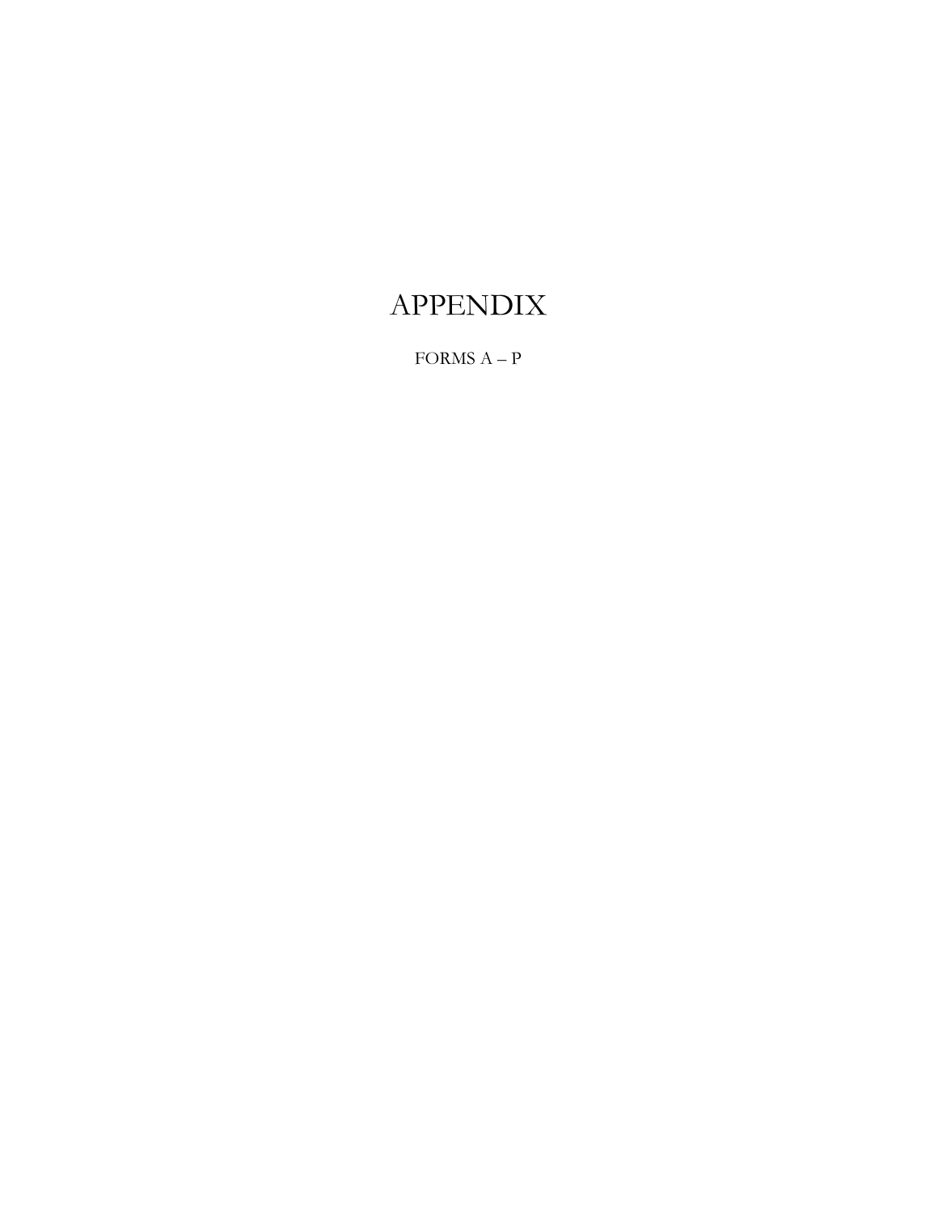# APPENDIX

FORMS A – P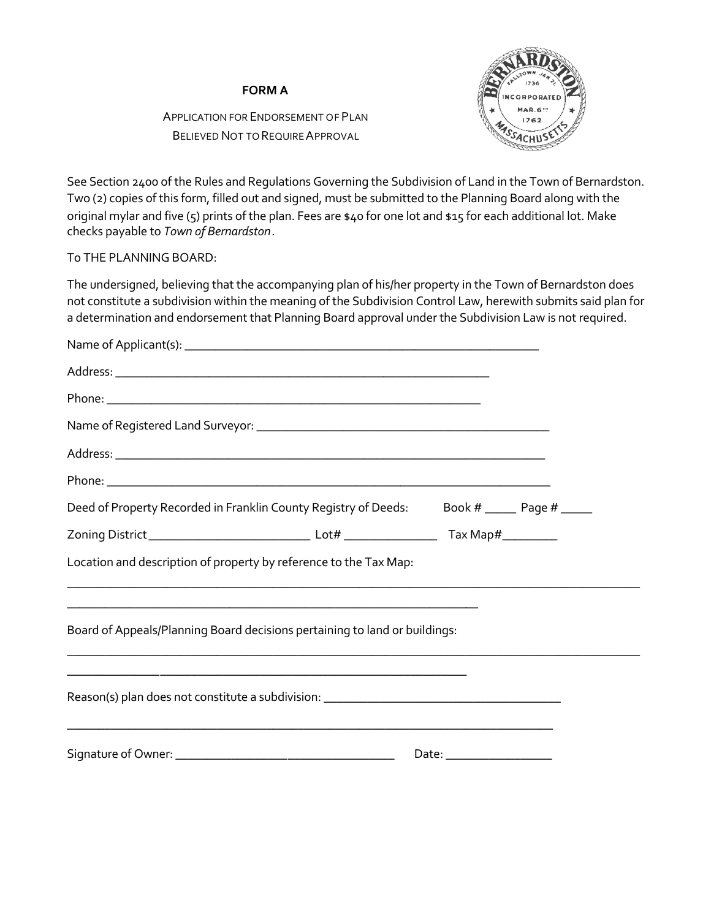**FORM A**

APPLICATION FOR ENDORSEMENT OF PLAN
BELIEVED NOT TO REQUIRE APPROVAL

See Section 2400 of the Rules and Regulations Governing the Subdivision of Land in the Town of Bernardston. Two (2) copies of this form, filled out and signed, must be submitted to the Planning Board along with the original mylar and five (5) prints of the plan. Fees are $40 for one lot and $15 for each additional lot. Make checks payable to *Town of Bernardston*.

To THE PLANNING BOARD:

The undersigned, believing that the accompanying plan of his/her property in the Town of Bernardston does not constitute a subdivision within the meaning of the Subdivision Control Law, herewith submits said plan for a determination and endorsement that Planning Board approval under the Subdivision Law is not required.

Name of Applicant(s): ______________________________________________________

Address: _________________________________________________________

Phone: _________________________________________________________

Name of Registered Land Surveyor: ____________________________________________

Address: __________________________________________________________________

Phone: ___________________________________________________________________

Deed of Property Recorded in Franklin County Registry of Deeds: Book # _____ Page # _____

Zoning District _________________________ Lot# ______________ Tax Map# ________

Location and description of property by reference to the Tax Map:

_____________________________________________________________________________________

_______________________________________________________________

Board of Appeals/Planning Board decisions pertaining to land or buildings:

_____________________________________________________________________________________

_____________________________________________________________

Reason(s) plan does not constitute a subdivision: ____________________________________

__________________________________________________________________________

Signature of Owner: __________________________________ Date: ________________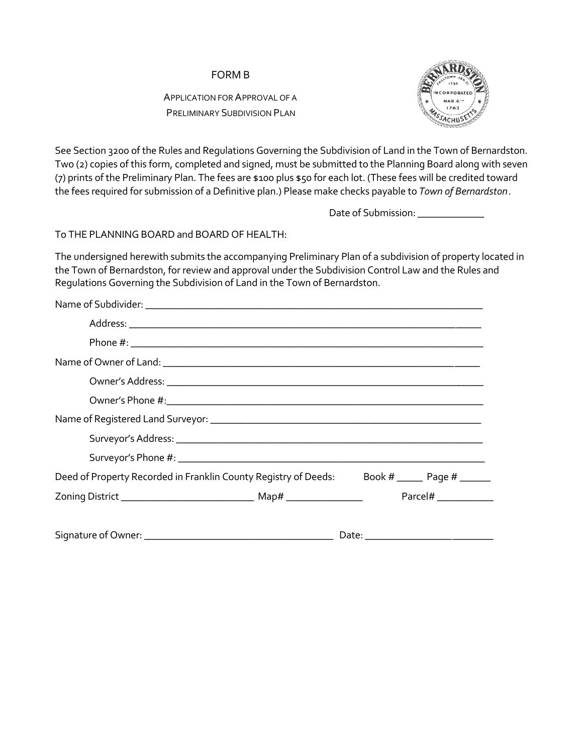# FORM B

## Application for Approval of a Preliminary Subdivision Plan

See Section 3200 of the Rules and Regulations Governing the Subdivision of Land in the Town of Bernardston. Two (2) copies of this form, completed and signed, must be submitted to the Planning Board along with seven (7) prints of the Preliminary Plan. The fees are $100 plus $50 for each lot. (These fees will be credited toward the fees required for submission of a Definitive plan.) Please make checks payable to *Town of Bernardston*.

Date of Submission: _____________

To THE PLANNING BOARD and BOARD OF HEALTH:

The undersigned herewith submits the accompanying Preliminary Plan of a subdivision of property located in the Town of Bernardston, for review and approval under the Subdivision Control Law and the Rules and Regulations Governing the Subdivision of Land in the Town of Bernardston.

Name of Subdivider: ___________________________________________________________________

Address: ___________________________________________________________________

Phone #: ___________________________________________________________________

Name of Owner of Land: ___________________________________________________________

Owner's Address: ___________________________________________________________

Owner's Phone #:___________________________________________________________

Name of Registered Land Surveyor: _______________________________________________

Surveyor's Address: _________________________________________________________

Surveyor's Phone #: _________________________________________________________

Deed of Property Recorded in Franklin County Registry of Deeds: Book # _____ Page # ______

Zoning District _________________________ Map# _______________ Parcel# ___________

Signature of Owner: ___________________________________ Date: ________________________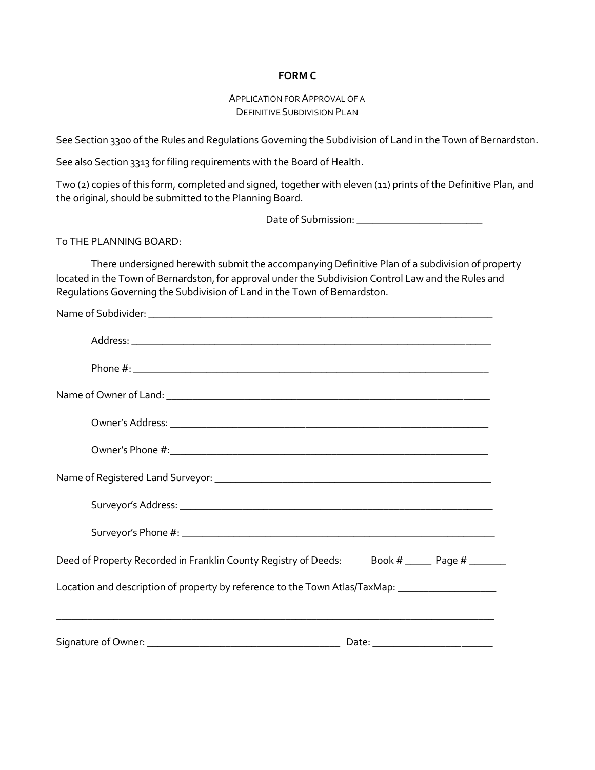# FORM C

APPLICATION FOR APPROVAL OF A
DEFINITIVE SUBDIVISION PLAN

See Section 3300 of the Rules and Regulations Governing the Subdivision of Land in the Town of Bernardston.

See also Section 3313 for filing requirements with the Board of Health.

Two (2) copies of this form, completed and signed, together with eleven (11) prints of the Definitive Plan, and the original, should be submitted to the Planning Board.

Date of Submission: ________________________

To THE PLANNING BOARD:

There undersigned herewith submit the accompanying Definitive Plan of a subdivision of property located in the Town of Bernardston, for approval under the Subdivision Control Law and the Rules and Regulations Governing the Subdivision of Land in the Town of Bernardston.

Name of Subdivider: ___________________________________________________________________

Address: ___________________________________________________________________

Phone #: ___________________________________________________________________

Name of Owner of Land: ___________________________________________________________

Owner's Address: ___________________________________________________________

Owner's Phone #:___________________________________________________________

Name of Registered Land Surveyor: ___________________________________________________

Surveyor's Address: ___________________________________________________________

Surveyor's Phone #: ___________________________________________________________

Deed of Property Recorded in Franklin County Registry of Deeds: Book # _____ Page # _______

Location and description of property by reference to the Town Atlas/TaxMap: __________________

___________________________________________________________________________________

Signature of Owner: ____________________________________ Date: _____________________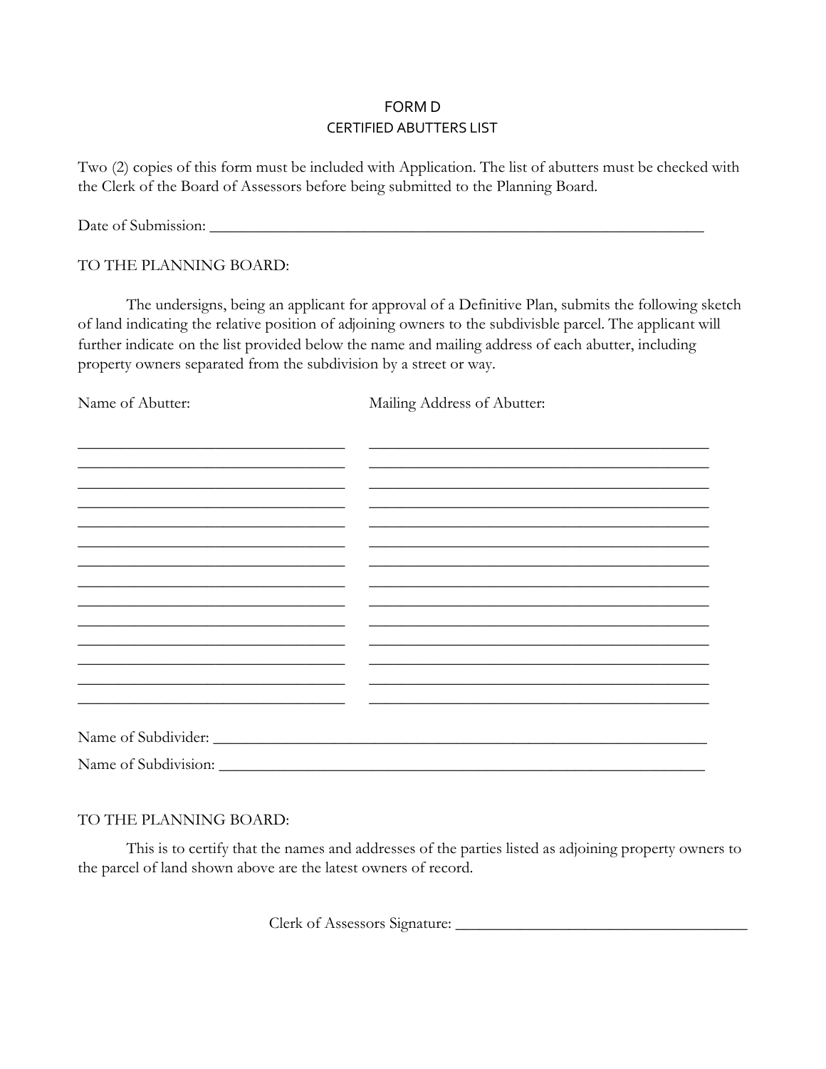# FORM D

## CERTIFIED ABUTTERS LIST

Two (2) copies of this form must be included with Application. The list of abutters must be checked with the Clerk of the Board of Assessors before being submitted to the Planning Board.

Date of Submission: ______________________________________________________________

TO THE PLANNING BOARD:

The undersigns, being an applicant for approval of a Definitive Plan, submits the following sketch of land indicating the relative position of adjoining owners to the subdivisble parcel. The applicant will further indicate on the list provided below the name and mailing address of each abutter, including property owners separated from the subdivision by a street or way.

| Name of Abutter: | Mailing Address of Abutter: |
|---|---|
| ______________________________ | ______________________________________ |
| ______________________________ | ______________________________________ |
| ______________________________ | ______________________________________ |
| ______________________________ | ______________________________________ |
| ______________________________ | ______________________________________ |
| ______________________________ | ______________________________________ |
| ______________________________ | ______________________________________ |
| ______________________________ | ______________________________________ |
| ______________________________ | ______________________________________ |
| ______________________________ | ______________________________________ |
| ______________________________ | ______________________________________ |
| ______________________________ | ______________________________________ |
| ______________________________ | ______________________________________ |
| ______________________________ | ______________________________________ |

Name of Subdivider: ______________________________________________________________

Name of Subdivision: _____________________________________________________________

TO THE PLANNING BOARD:

This is to certify that the names and addresses of the parties listed as adjoining property owners to the parcel of land shown above are the latest owners of record.

Clerk of Assessors Signature: ________________________________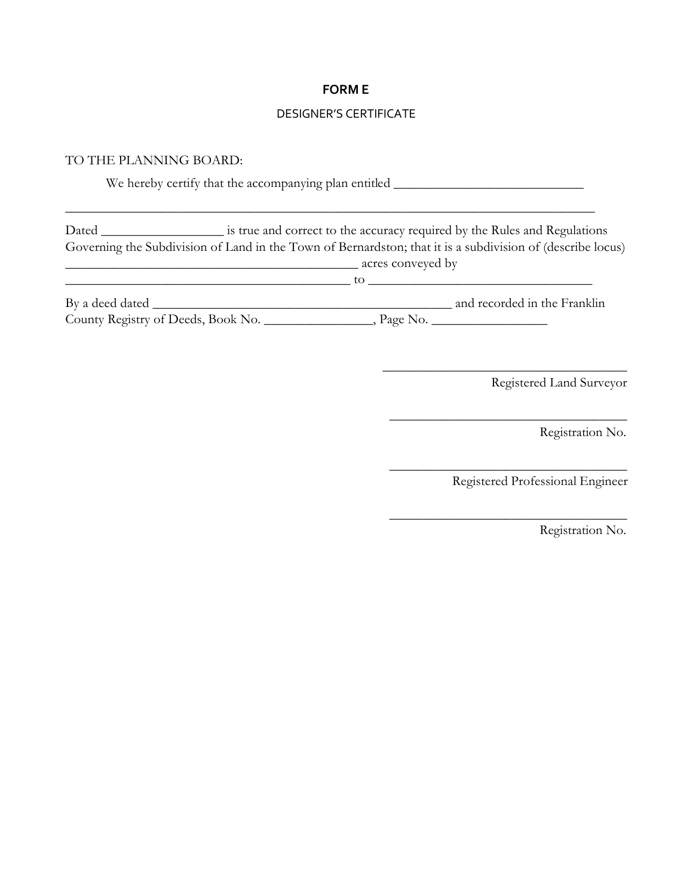# FORM E

## DESIGNER'S CERTIFICATE

TO THE PLANNING BOARD:

We hereby certify that the accompanying plan entitled ____________________________

________________________________________________________________________________

Dated _________________ is true and correct to the accuracy required by the Rules and Regulations Governing the Subdivision of Land in the Town of Bernardston; that it is a subdivision of (describe locus) ____________________________________________ acres conveyed by ____________________________________________ to __________________________________

By a deed dated ____________________________________________ and recorded in the Franklin County Registry of Deeds, Book No. _______________, Page No. ________________

______________________________________
Registered Land Surveyor

______________________________________
Registration No.

______________________________________
Registered Professional Engineer

______________________________________
Registration No.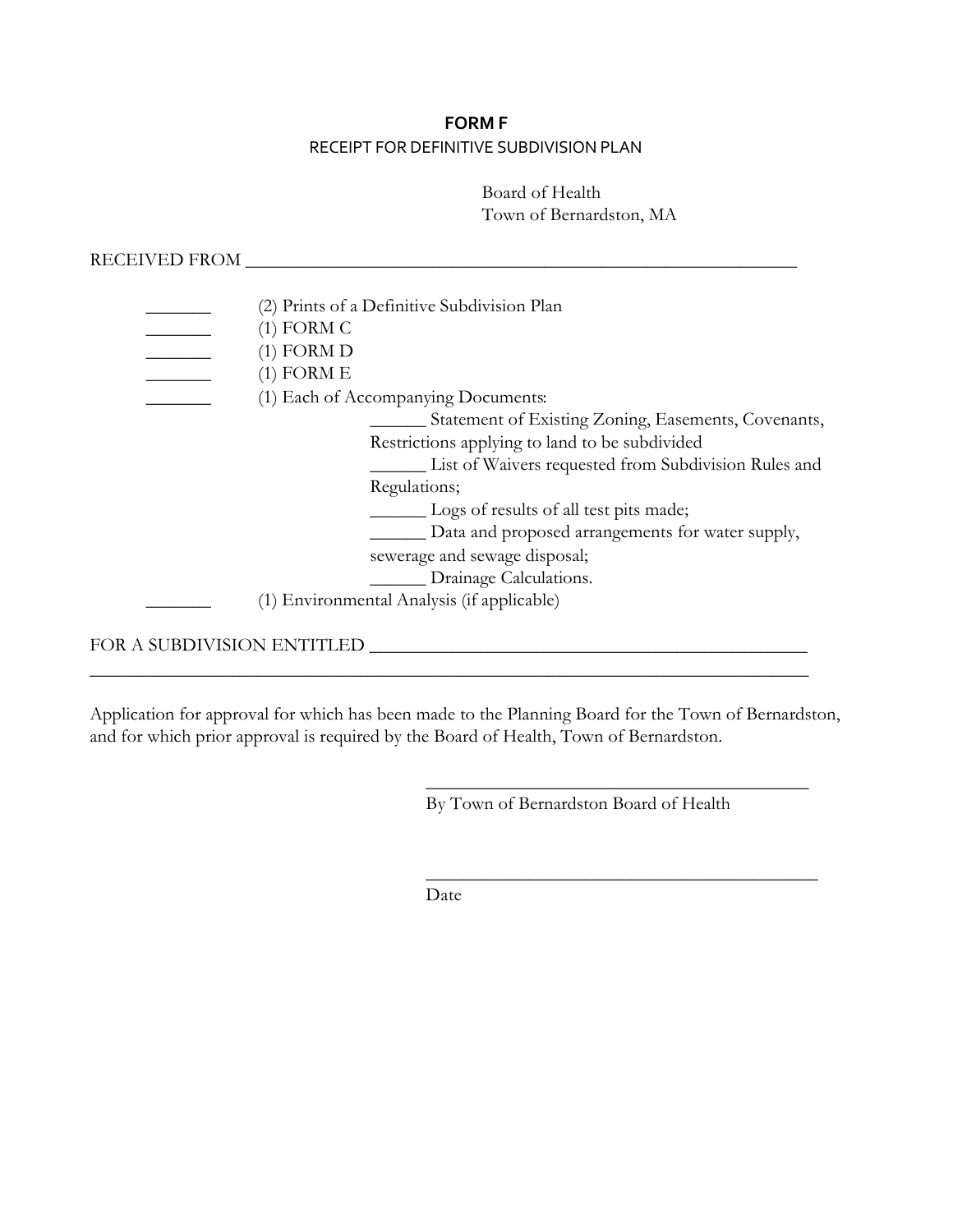**FORM F**

RECEIPT FOR DEFINITIVE SUBDIVISION PLAN

Board of Health
Town of Bernardston, MA

RECEIVED FROM ___________________________________________________________

_______ (2) Prints of a Definitive Subdivision Plan

_______ (1) FORM C

_______ (1) FORM D

_______ (1) FORM E

_______ (1) Each of Accompanying Documents:

- ______ Statement of Existing Zoning, Easements, Covenants, Restrictions applying to land to be subdivided
- ______ List of Waivers requested from Subdivision Rules and Regulations;
- ______ Logs of results of all test pits made;
- ______ Data and proposed arrangements for water supply, sewerage and sewage disposal;
- ______ Drainage Calculations.

_______ (1) Environmental Analysis (if applicable)

FOR A SUBDIVISION ENTITLED ______________________________________________
_____________________________________________________________________________

Application for approval for which has been made to the Planning Board for the Town of Bernardston, and for which prior approval is required by the Board of Health, Town of Bernardston.

__________________________________________
By Town of Bernardston Board of Health

__________________________________________
Date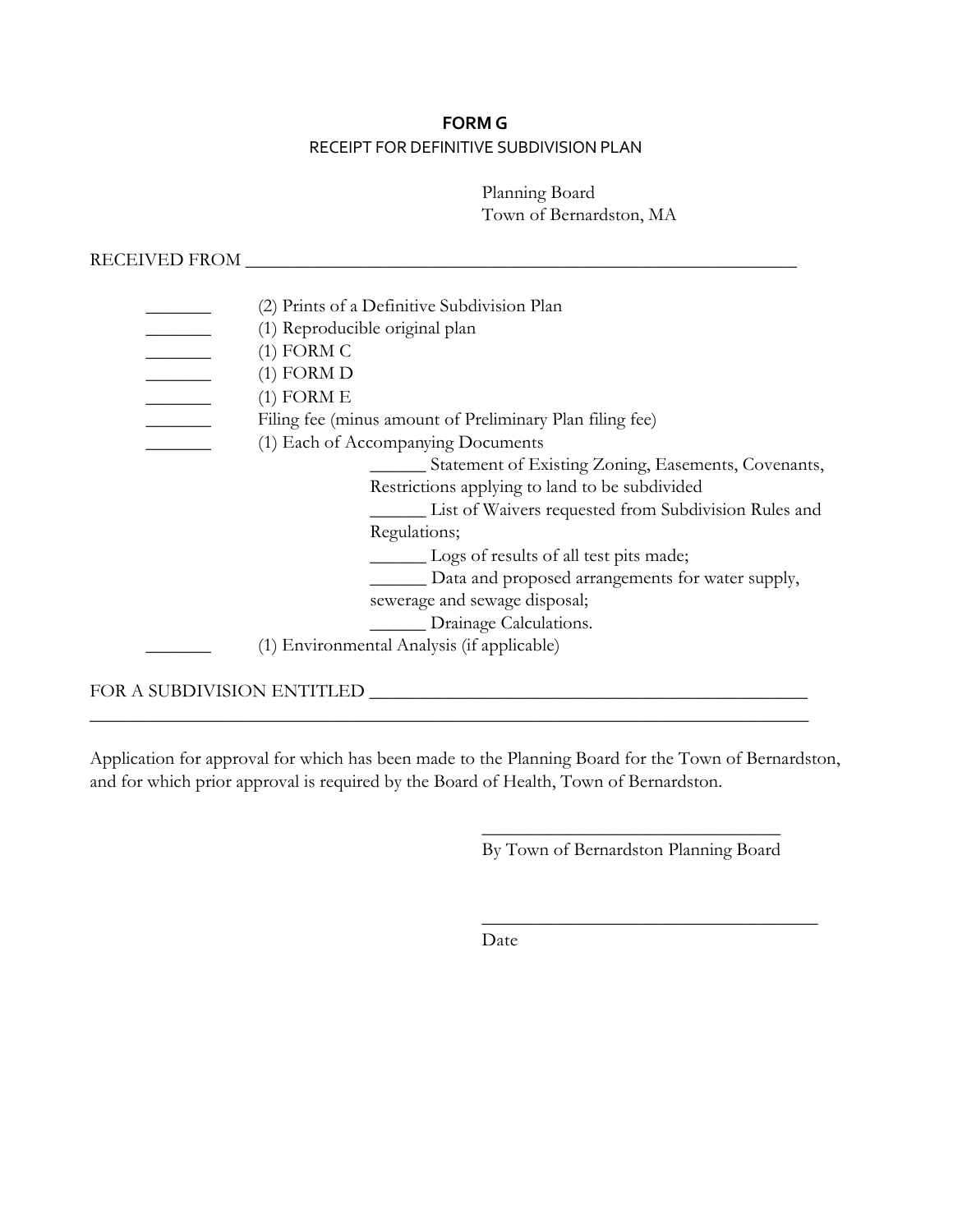**FORM G**

RECEIPT FOR DEFINITIVE SUBDIVISION PLAN

Planning Board
Town of Bernardston, MA

RECEIVED FROM ___________________________________________________________

_______ (2) Prints of a Definitive Subdivision Plan

_______ (1) Reproducible original plan

_______ (1) FORM C

_______ (1) FORM D

_______ (1) FORM E

_______ Filing fee (minus amount of Preliminary Plan filing fee)

_______ (1) Each of Accompanying Documents

- ______ Statement of Existing Zoning, Easements, Covenants, Restrictions applying to land to be subdivided
- ______ List of Waivers requested from Subdivision Rules and Regulations;
- ______ Logs of results of all test pits made;
- ______ Data and proposed arrangements for water supply, sewerage and sewage disposal;
- ______ Drainage Calculations.

_______ (1) Environmental Analysis (if applicable)

FOR A SUBDIVISION ENTITLED _____________________________________________
_____________________________________________________________________________

Application for approval for which has been made to the Planning Board for the Town of Bernardston, and for which prior approval is required by the Board of Health, Town of Bernardston.

_______________________________
By Town of Bernardston Planning Board

__________________________________
Date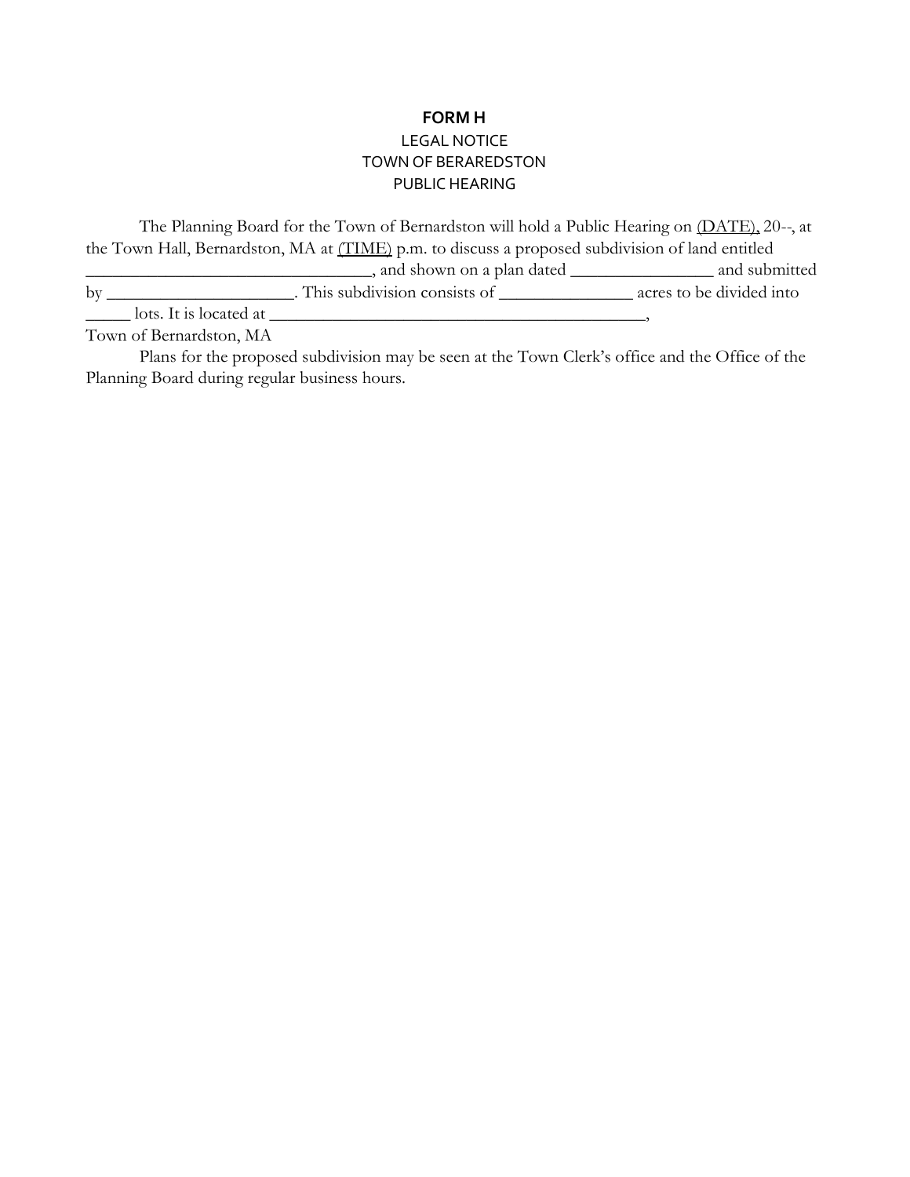**FORM H**

LEGAL NOTICE
TOWN OF BERAREDSTON
PUBLIC HEARING

The Planning Board for the Town of Bernardston will hold a Public Hearing on (DATE), 20--, at the Town Hall, Bernardston, MA at (TIME) p.m. to discuss a proposed subdivision of land entitled _________________________________, and shown on a plan dated ________________ and submitted by ______________________. This subdivision consists of _______________ acres to be divided into _____ lots. It is located at ____________________________________________,
Town of Bernardston, MA

Plans for the proposed subdivision may be seen at the Town Clerk's office and the Office of the Planning Board during regular business hours.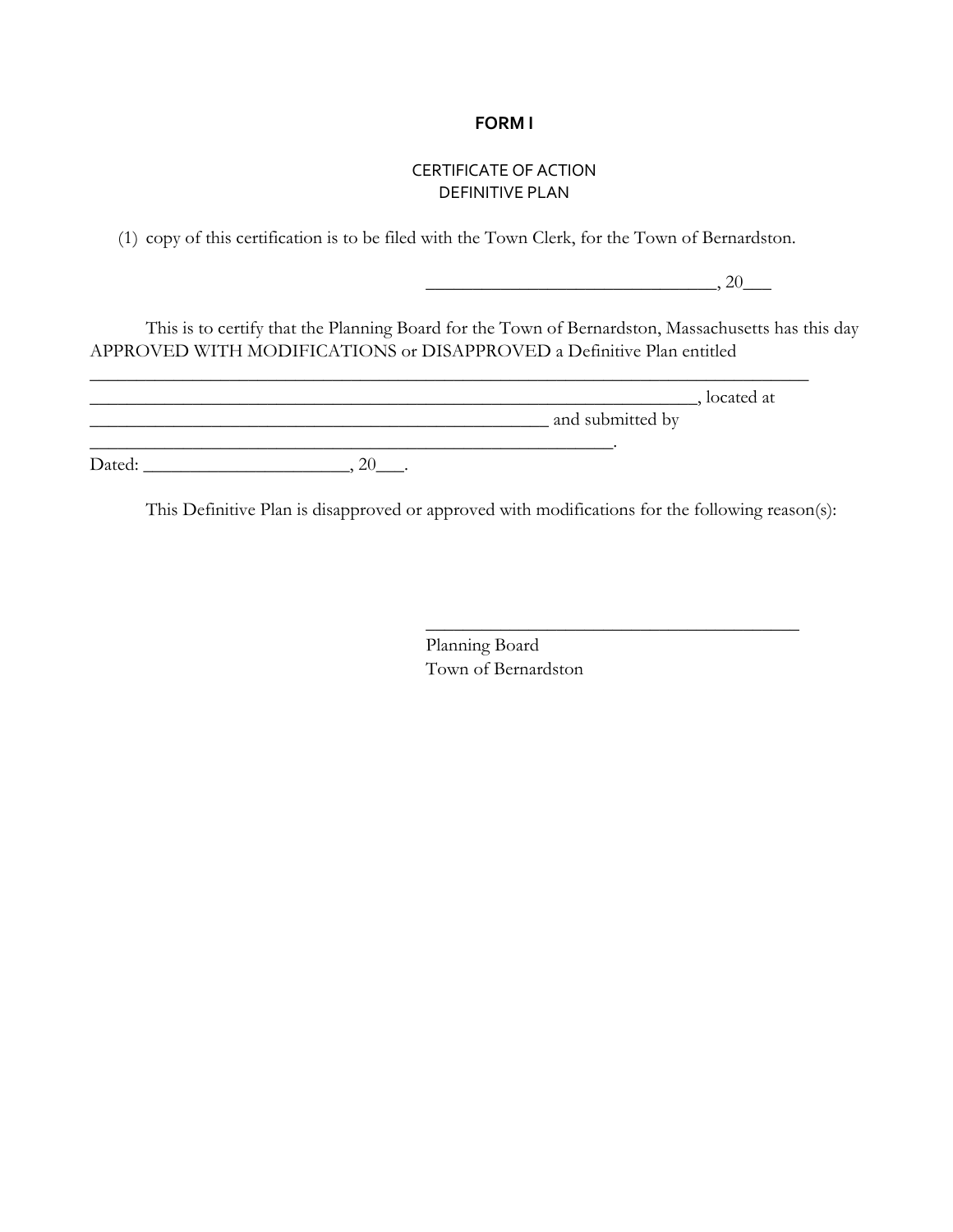# FORM I

CERTIFICATE OF ACTION
DEFINITIVE PLAN

(1) copy of this certification is to be filed with the Town Clerk, for the Town of Bernardston.

_______________________________, 20___

This is to certify that the Planning Board for the Town of Bernardston, Massachusetts has this day APPROVED WITH MODIFICATIONS or DISAPPROVED a Definitive Plan entitled
_______________________________________________________________________________
_________________________________________________________________, located at
_________________________________________________ and submitted by
_______________________________________________________.
Dated: _____________________, 20___.

This Definitive Plan is disapproved or approved with modifications for the following reason(s):

_________________________________________
Planning Board
Town of Bernardston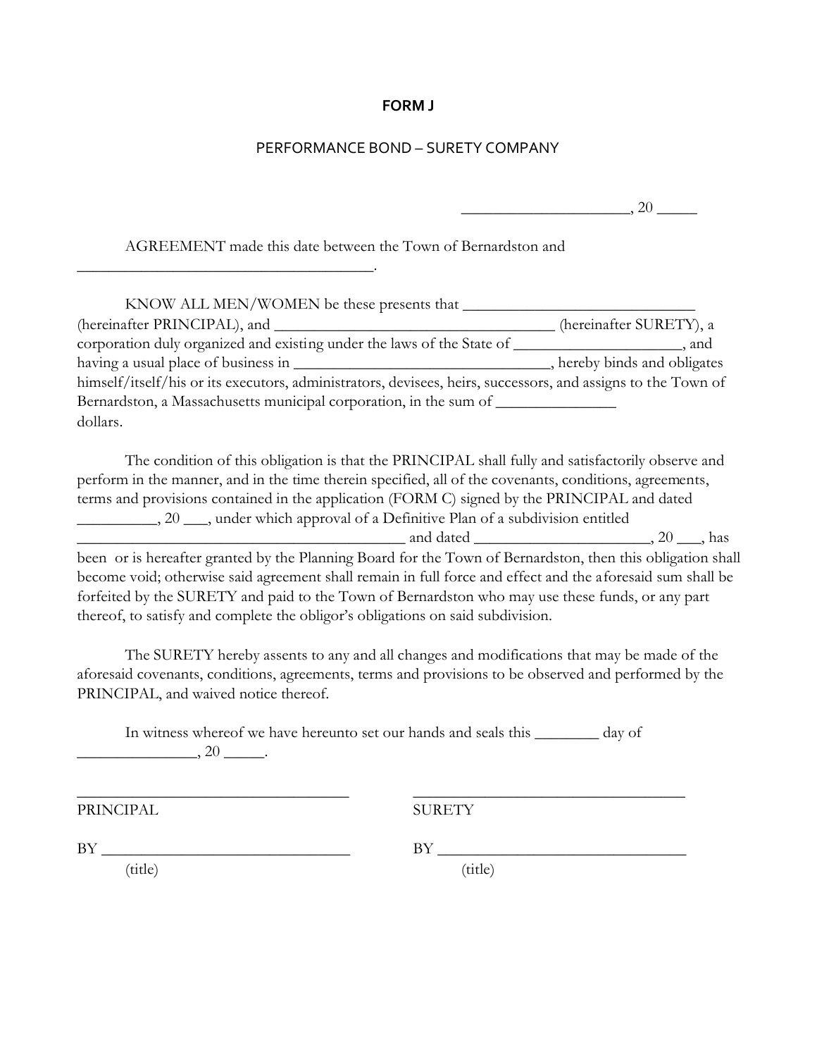**FORM J**

PERFORMANCE BOND – SURETY COMPANY

_____________________, 20 _____

AGREEMENT made this date between the Town of Bernardston and _______________________________________.

KNOW ALL MEN/WOMEN be these presents that ______________________________ (hereinafter PRINCIPAL), and ____________________________________ (hereinafter SURETY), a corporation duly organized and existing under the laws of the State of _____________________, and having a usual place of business in ________________________________, hereby binds and obligates himself/itself/his or its executors, administrators, devisees, heirs, successors, and assigns to the Town of Bernardston, a Massachusetts municipal corporation, in the sum of _______________ dollars.

The condition of this obligation is that the PRINCIPAL shall fully and satisfactorily observe and perform in the manner, and in the time therein specified, all of the covenants, conditions, agreements, terms and provisions contained in the application (FORM C) signed by the PRINCIPAL and dated __________, 20 ___, under which approval of a Definitive Plan of a subdivision entitled _________________________________________ and dated ______________________, 20 ___, has been or is hereafter granted by the Planning Board for the Town of Bernardston, then this obligation shall become void; otherwise said agreement shall remain in full force and effect and the aforesaid sum shall be forfeited by the SURETY and paid to the Town of Bernardston who may use these funds, or any part thereof, to satisfy and complete the obligor's obligations on said subdivision.

The SURETY hereby assents to any and all changes and modifications that may be made of the aforesaid covenants, conditions, agreements, terms and provisions to be observed and performed by the PRINCIPAL, and waived notice thereof.

In witness whereof we have hereunto set our hands and seals this ________ day of _______________, 20 _____.

__________________________________
PRINCIPAL

BY ________________________________
(title)

__________________________________
SURETY

BY ________________________________
(title)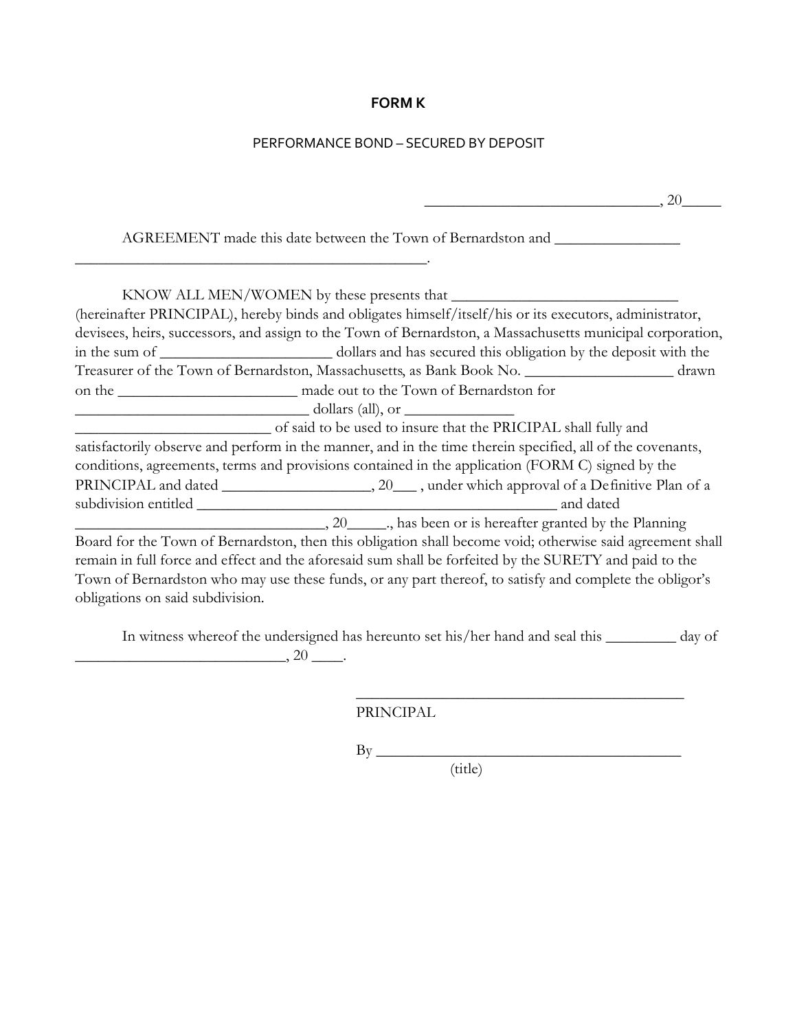# FORM K

PERFORMANCE BOND – SECURED BY DEPOSIT

_______________________________, 20_____

AGREEMENT made this date between the Town of Bernardston and ________________ _______________________________________________.

KNOW ALL MEN/WOMEN by these presents that ______________________________ (hereinafter PRINCIPAL), hereby binds and obligates himself/itself/his or its executors, administrator, devisees, heirs, successors, and assign to the Town of Bernardston, a Massachusetts municipal corporation, in the sum of ______________________ dollars and has secured this obligation by the deposit with the Treasurer of the Town of Bernardston, Massachusetts, as Bank Book No. ___________________ drawn on the _______________________ made out to the Town of Bernardston for ______________________________ dollars (all), or ______________ _________________________ of said to be used to insure that the PRICIPAL shall fully and satisfactorily observe and perform in the manner, and in the time therein specified, all of the covenants, conditions, agreements, terms and provisions contained in the application (FORM C) signed by the PRINCIPAL and dated ___________________, 20___ , under which approval of a Definitive Plan of a subdivision entitled ______________________________________________ and dated _________________________________, 20_____., has been or is hereafter granted by the Planning Board for the Town of Bernardston, then this obligation shall become void; otherwise said agreement shall remain in full force and effect and the aforesaid sum shall be forfeited by the SURETY and paid to the Town of Bernardston who may use these funds, or any part thereof, to satisfy and complete the obligor's obligations on said subdivision.

In witness whereof the undersigned has hereunto set his/her hand and seal this _________ day of ___________________________, 20 ____.

__________________________________________
PRINCIPAL

By ________________________________________
(title)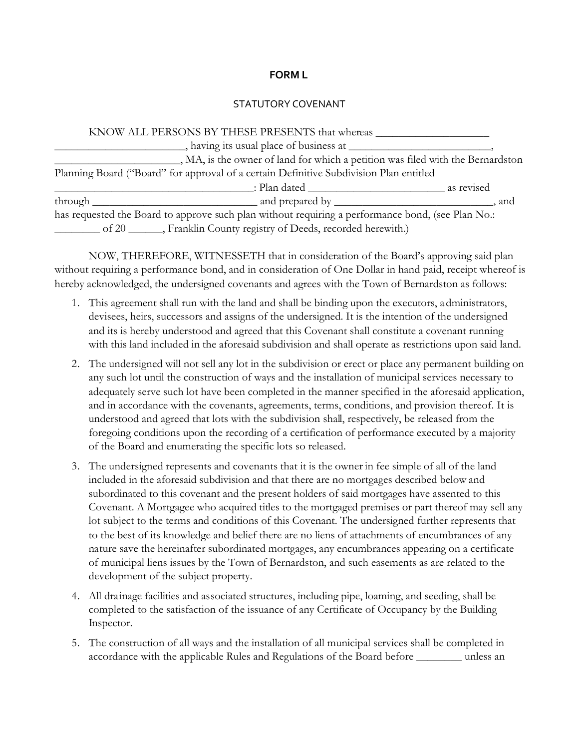# FORM L

## STATUTORY COVENANT

KNOW ALL PERSONS BY THESE PRESENTS that whereas ____________________ ______________________, having its usual place of business at _________________________, ______________________, MA, is the owner of land for which a petition was filed with the Bernardston Planning Board ("Board" for approval of a certain Definitive Subdivision Plan entitled ___________________________________: Plan dated ________________________ as revised through _____________________________ and prepared by ____________________________, and has requested the Board to approve such plan without requiring a performance bond, (see Plan No.: ________ of 20 ______, Franklin County registry of Deeds, recorded herewith.)

NOW, THEREFORE, WITNESSETH that in consideration of the Board's approving said plan without requiring a performance bond, and in consideration of One Dollar in hand paid, receipt whereof is hereby acknowledged, the undersigned covenants and agrees with the Town of Bernardston as follows:

1. This agreement shall run with the land and shall be binding upon the executors, administrators, devisees, heirs, successors and assigns of the undersigned. It is the intention of the undersigned and its is hereby understood and agreed that this Covenant shall constitute a covenant running with this land included in the aforesaid subdivision and shall operate as restrictions upon said land.
2. The undersigned will not sell any lot in the subdivision or erect or place any permanent building on any such lot until the construction of ways and the installation of municipal services necessary to adequately serve such lot have been completed in the manner specified in the aforesaid application, and in accordance with the covenants, agreements, terms, conditions, and provision thereof. It is understood and agreed that lots with the subdivision shall, respectively, be released from the foregoing conditions upon the recording of a certification of performance executed by a majority of the Board and enumerating the specific lots so released.
3. The undersigned represents and covenants that it is the owner in fee simple of all of the land included in the aforesaid subdivision and that there are no mortgages described below and subordinated to this covenant and the present holders of said mortgages have assented to this Covenant. A Mortgagee who acquired titles to the mortgaged premises or part thereof may sell any lot subject to the terms and conditions of this Covenant. The undersigned further represents that to the best of its knowledge and belief there are no liens of attachments of encumbrances of any nature save the hereinafter subordinated mortgages, any encumbrances appearing on a certificate of municipal liens issues by the Town of Bernardston, and such easements as are related to the development of the subject property.
4. All drainage facilities and associated structures, including pipe, loaming, and seeding, shall be completed to the satisfaction of the issuance of any Certificate of Occupancy by the Building Inspector.
5. The construction of all ways and the installation of all municipal services shall be completed in accordance with the applicable Rules and Regulations of the Board before ________ unless an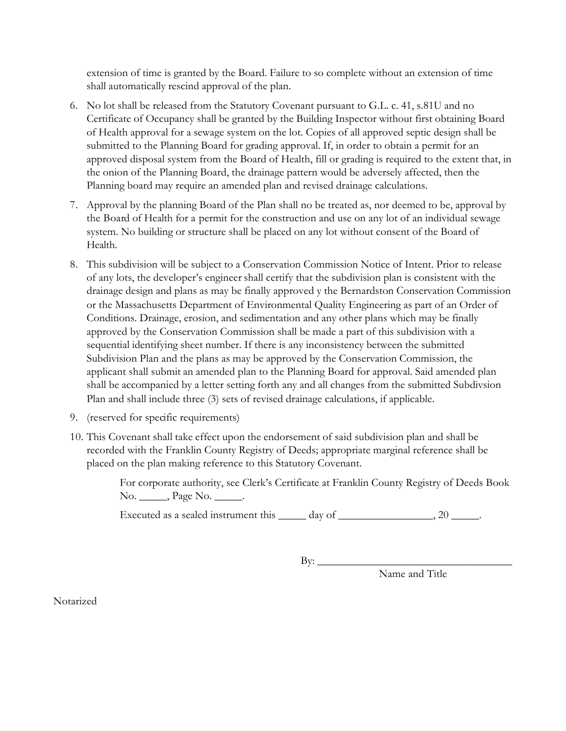extension of time is granted by the Board. Failure to so complete without an extension of time shall automatically rescind approval of the plan.

6. No lot shall be released from the Statutory Covenant pursuant to G.L. c. 41, s.81U and no Certificate of Occupancy shall be granted by the Building Inspector without first obtaining Board of Health approval for a sewage system on the lot. Copies of all approved septic design shall be submitted to the Planning Board for grading approval. If, in order to obtain a permit for an approved disposal system from the Board of Health, fill or grading is required to the extent that, in the onion of the Planning Board, the drainage pattern would be adversely affected, then the Planning board may require an amended plan and revised drainage calculations.

7. Approval by the planning Board of the Plan shall no be treated as, nor deemed to be, approval by the Board of Health for a permit for the construction and use on any lot of an individual sewage system. No building or structure shall be placed on any lot without consent of the Board of Health.

8. This subdivision will be subject to a Conservation Commission Notice of Intent. Prior to release of any lots, the developer's engineer shall certify that the subdivision plan is consistent with the drainage design and plans as may be finally approved y the Bernardston Conservation Commission or the Massachusetts Department of Environmental Quality Engineering as part of an Order of Conditions. Drainage, erosion, and sedimentation and any other plans which may be finally approved by the Conservation Commission shall be made a part of this subdivision with a sequential identifying sheet number. If there is any inconsistency between the submitted Subdivision Plan and the plans as may be approved by the Conservation Commission, the applicant shall submit an amended plan to the Planning Board for approval. Said amended plan shall be accompanied by a letter setting forth any and all changes from the submitted Subdivsion Plan and shall include three (3) sets of revised drainage calculations, if applicable.

9. (reserved for specific requirements)

10. This Covenant shall take effect upon the endorsement of said subdivision plan and shall be recorded with the Franklin County Registry of Deeds; appropriate marginal reference shall be placed on the plan making reference to this Statutory Covenant.

For corporate authority, see Clerk's Certificate at Franklin County Registry of Deeds Book No. _____, Page No. _____.

Executed as a sealed instrument this _____ day of _________________, 20 _____.

By: ___________________________________

Name and Title

Notarized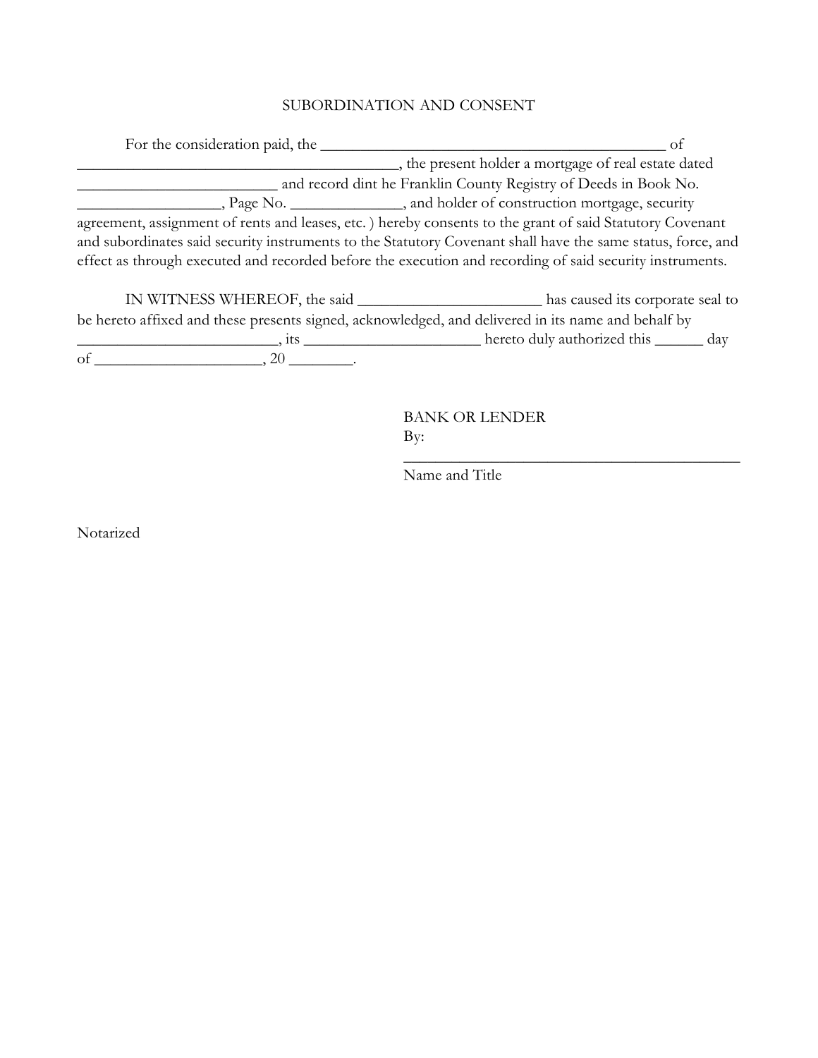SUBORDINATION AND CONSENT

For the consideration paid, the ____________________________________________ of ________________________________________, the present holder a mortgage of real estate dated _________________________ and record dint he Franklin County Registry of Deeds in Book No. __________________, Page No. ______________, and holder of construction mortgage, security agreement, assignment of rents and leases, etc. ) hereby consents to the grant of said Statutory Covenant and subordinates said security instruments to the Statutory Covenant shall have the same status, force, and effect as through executed and recorded before the execution and recording of said security instruments.

IN WITNESS WHEREOF, the said _______________________ has caused its corporate seal to be hereto affixed and these presents signed, acknowledged, and delivered in its name and behalf by _________________________, its ______________________ hereto duly authorized this ______ day of _____________________, 20 ________.

BANK OR LENDER
By:
___________________________________________
Name and Title

Notarized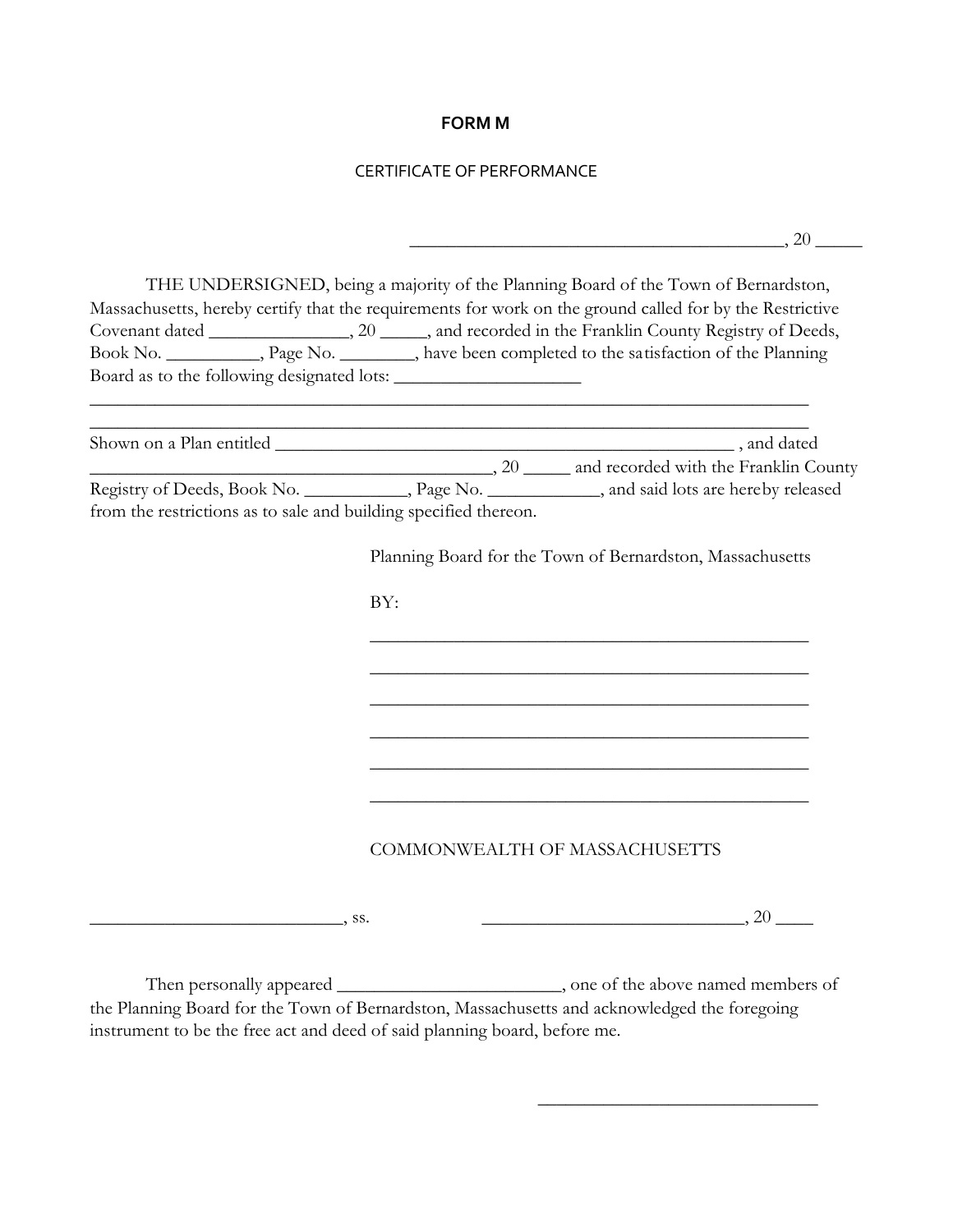# FORM M

## CERTIFICATE OF PERFORMANCE

_________________________________________, 20 _____

THE UNDERSIGNED, being a majority of the Planning Board of the Town of Bernardston, Massachusetts, hereby certify that the requirements for work on the ground called for by the Restrictive Covenant dated _______________, 20 _____, and recorded in the Franklin County Registry of Deeds, Book No. __________, Page No. ________, have been completed to the satisfaction of the Planning Board as to the following designated lots: ____________________

_______________________________________________________________________________

_______________________________________________________________________________

Shown on a Plan entitled ___________________________________________________ , and dated _____________________________________________, 20 _____ and recorded with the Franklin County Registry of Deeds, Book No. ___________, Page No. ____________, and said lots are hereby released from the restrictions as to sale and building specified thereon.

Planning Board for the Town of Bernardston, Massachusetts

BY:

_________________________________________________

_________________________________________________

_________________________________________________

_________________________________________________

_________________________________________________

_________________________________________________

COMMONWEALTH OF MASSACHUSETTS

____________________________, ss. _____________________________, 20 ____

Then personally appeared ________________________, one of the above named members of the Planning Board for the Town of Bernardston, Massachusetts and acknowledged the foregoing instrument to be the free act and deed of said planning board, before me.

_______________________________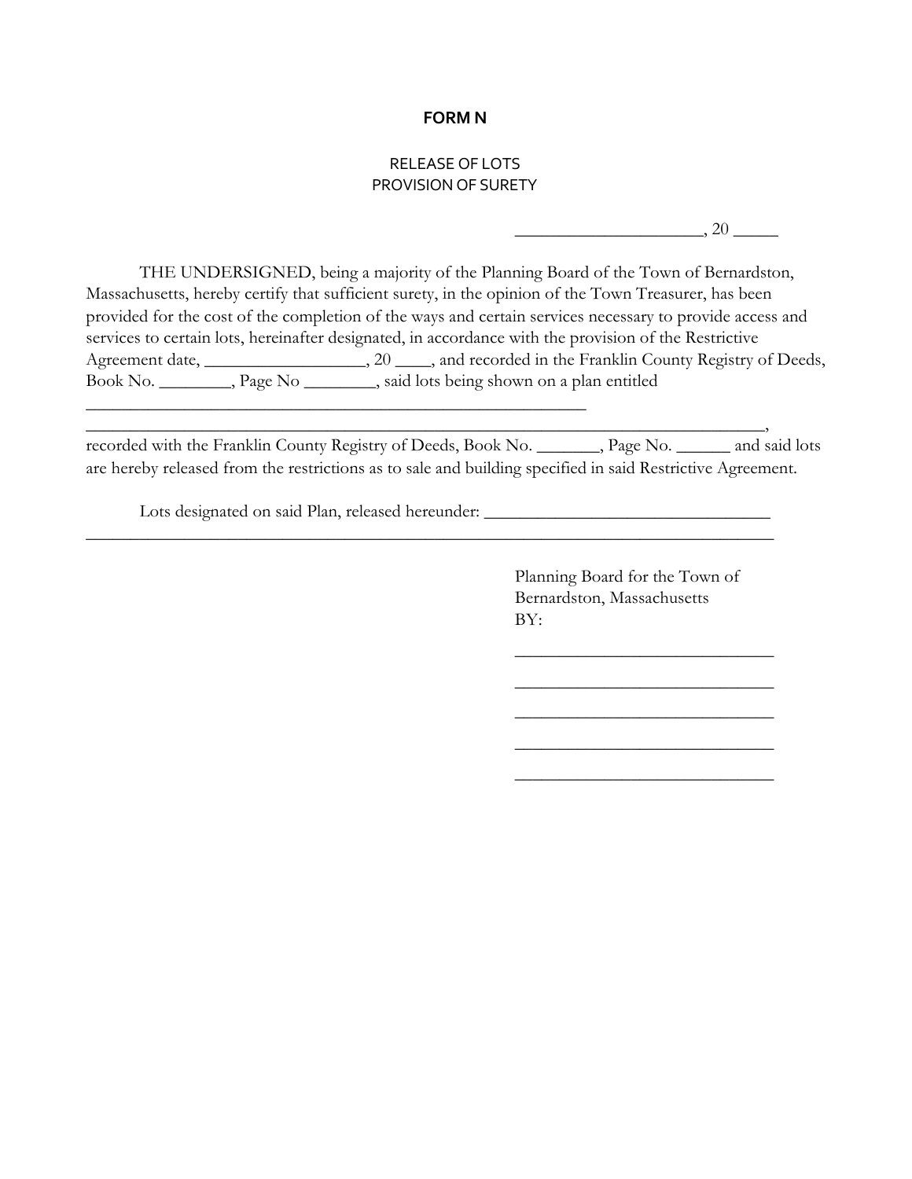**FORM N**

RELEASE OF LOTS
PROVISION OF SURETY

_____________________, 20 _____

THE UNDERSIGNED, being a majority of the Planning Board of the Town of Bernardston, Massachusetts, hereby certify that sufficient surety, in the opinion of the Town Treasurer, has been provided for the cost of the completion of the ways and certain services necessary to provide access and services to certain lots, hereinafter designated, in accordance with the provision of the Restrictive Agreement date, __________________, 20 ____, and recorded in the Franklin County Registry of Deeds, Book No. ________, Page No ________, said lots being shown on a plan entitled

___________________________________________________________

__________________________________________________________________________,
recorded with the Franklin County Registry of Deeds, Book No. _______, Page No. ______ and said lots are hereby released from the restrictions as to sale and building specified in said Restrictive Agreement.

Lots designated on said Plan, released hereunder: _________________________________

________________________________________________________________________________

Planning Board for the Town of
Bernardston, Massachusetts
BY:

______________________________

______________________________

______________________________

______________________________

______________________________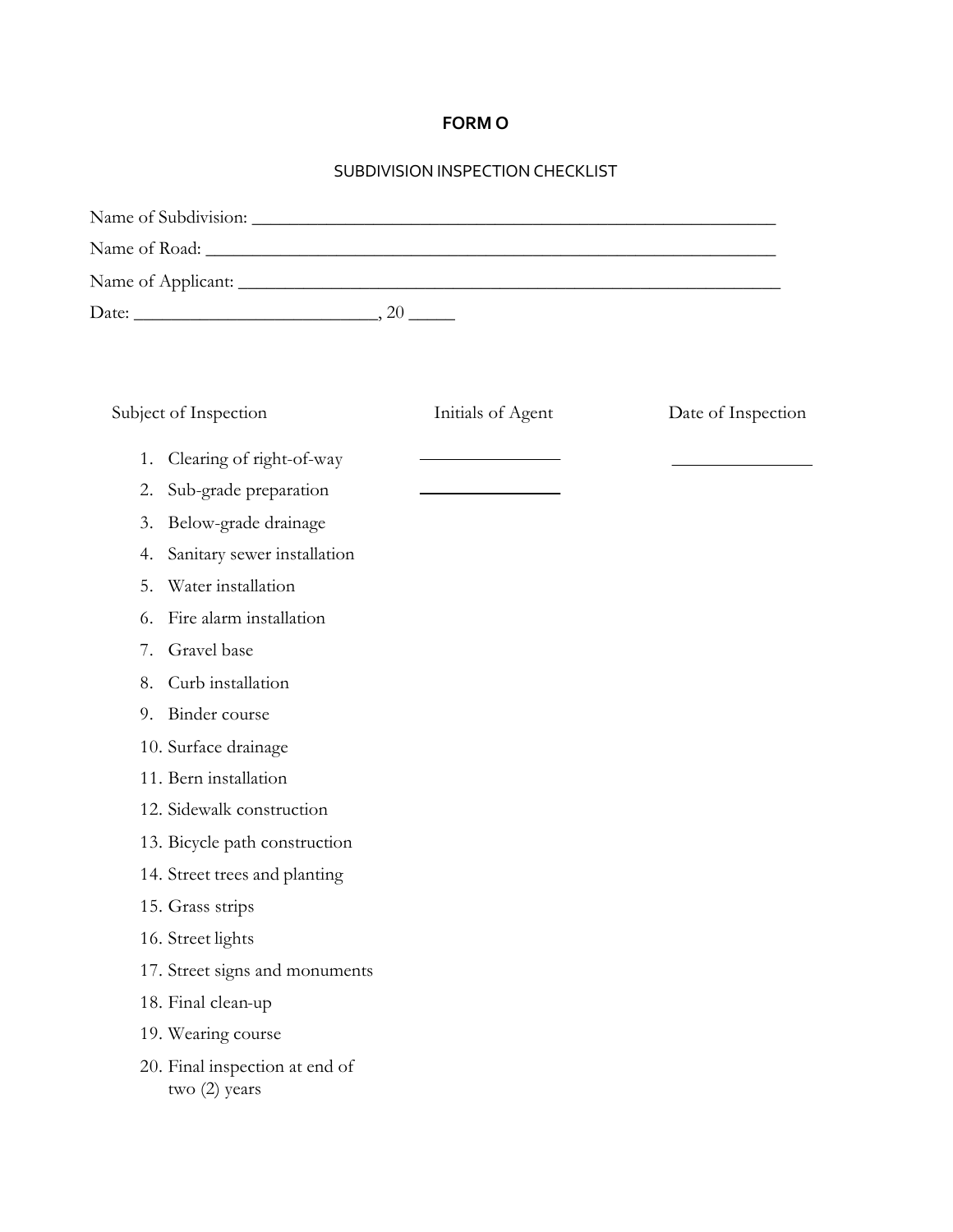**FORM O**

SUBDIVISION INSPECTION CHECKLIST

Name of Subdivision: ___________________________________________________________

Name of Road: _________________________________________________________________

Name of Applicant: ______________________________________________________________

Date: ___________________________, 20 _____

| Subject of Inspection | Initials of Agent | Date of Inspection |
|---|---|---|
| 1. Clearing of right-of-way | _______________ | _______________ |
| 2. Sub-grade preparation | _______________ | |
| 3. Below-grade drainage | | |
| 4. Sanitary sewer installation | | |
| 5. Water installation | | |
| 6. Fire alarm installation | | |
| 7. Gravel base | | |
| 8. Curb installation | | |
| 9. Binder course | | |
| 10. Surface drainage | | |
| 11. Bern installation | | |
| 12. Sidewalk construction | | |
| 13. Bicycle path construction | | |
| 14. Street trees and planting | | |
| 15. Grass strips | | |
| 16. Street lights | | |
| 17. Street signs and monuments | | |
| 18. Final clean-up | | |
| 19. Wearing course | | |
| 20. Final inspection at end of two (2) years | | |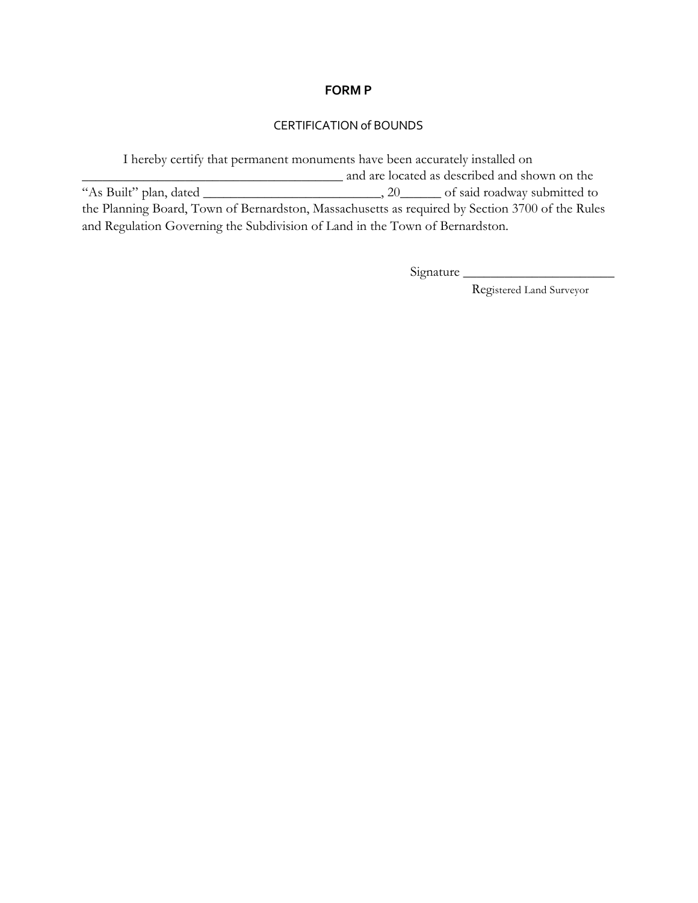# FORM P

## CERTIFICATION of BOUNDS

I hereby certify that permanent monuments have been accurately installed on _______________________________________ and are located as described and shown on the "As Built" plan, dated __________________________, 20______ of said roadway submitted to the Planning Board, Town of Bernardston, Massachusetts as required by Section 3700 of the Rules and Regulation Governing the Subdivision of Land in the Town of Bernardston.

Signature ______________________

Registered Land Surveyor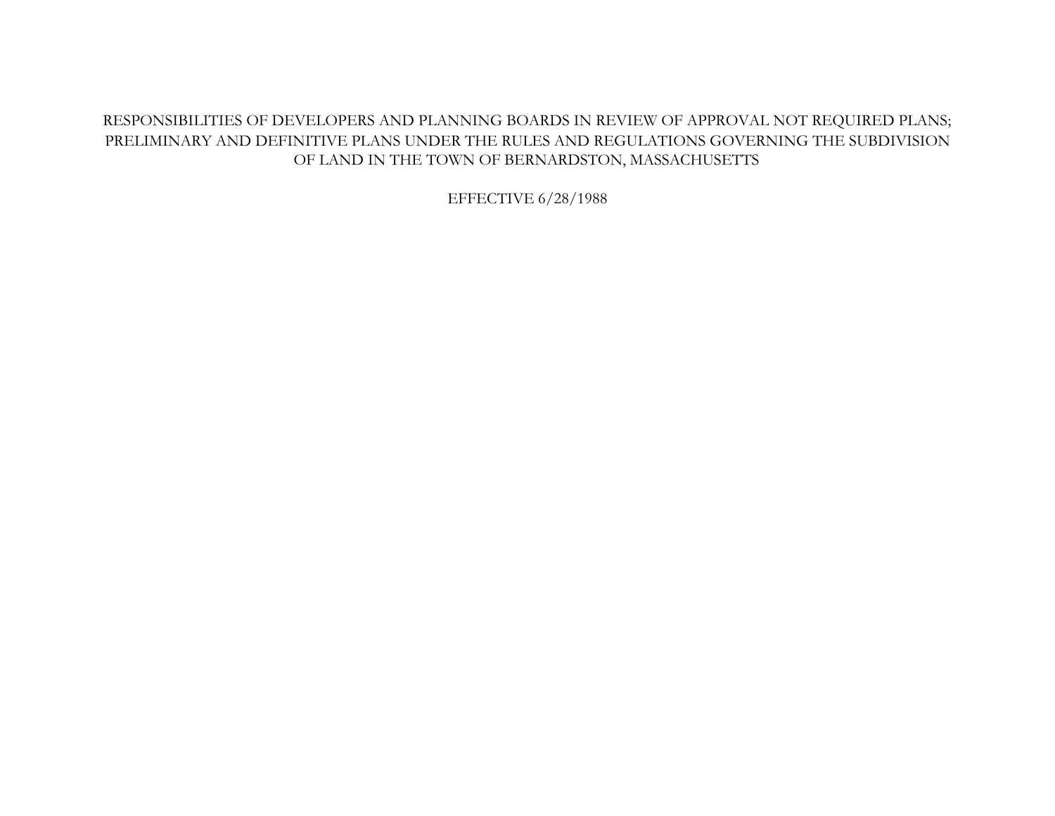# RESPONSIBILITIES OF DEVELOPERS AND PLANNING BOARDS IN REVIEW OF APPROVAL NOT REQUIRED PLANS; PRELIMINARY AND DEFINITIVE PLANS UNDER THE RULES AND REGULATIONS GOVERNING THE SUBDIVISION OF LAND IN THE TOWN OF BERNARDSTON, MASSACHUSETTS

EFFECTIVE 6/28/1988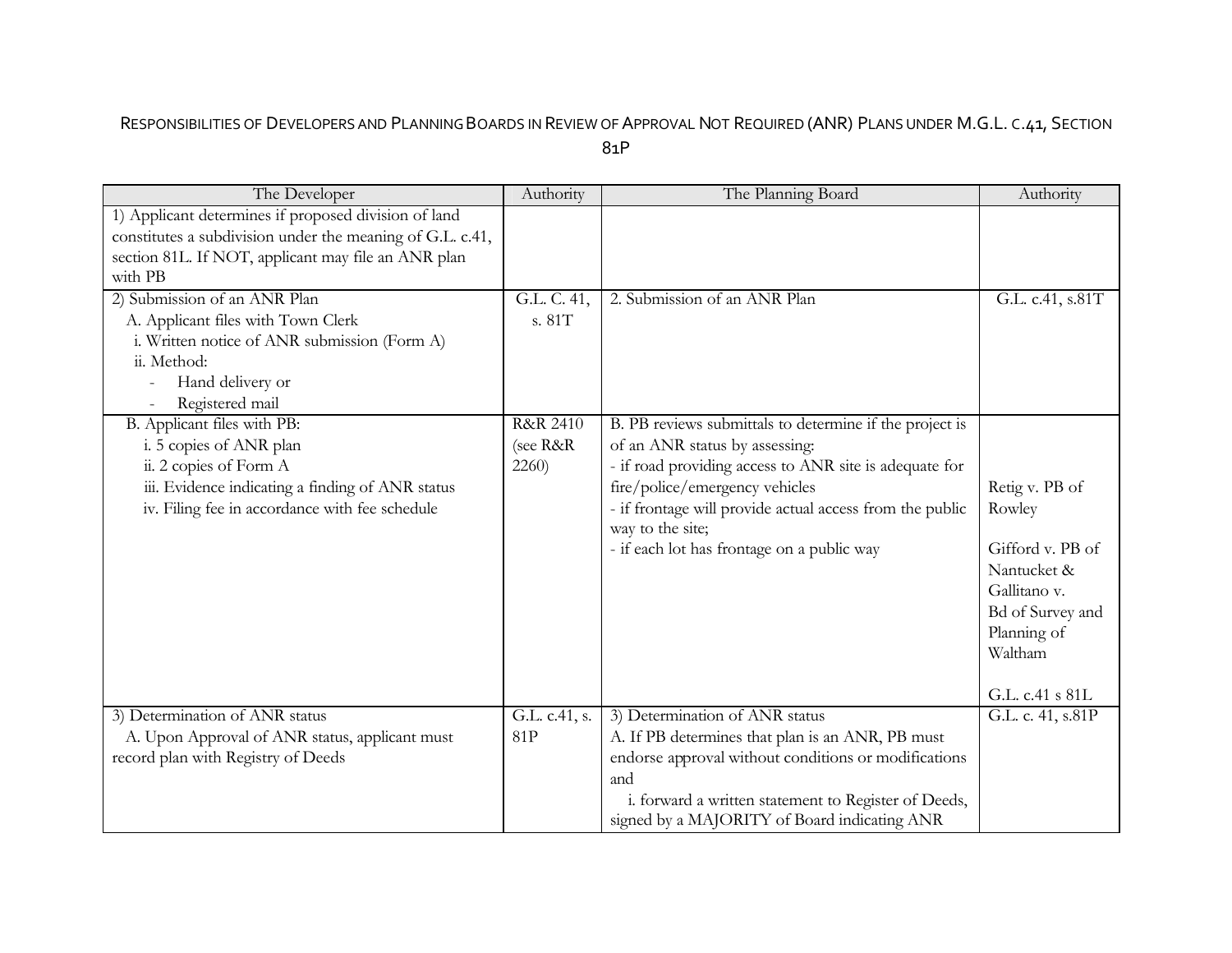# Responsibilities of Developers and Planning Boards in Review of Approval Not Required (ANR) Plans under M.G.L. c.41, Section 81P

| The Developer | Authority | The Planning Board | Authority |
|---|---|---|---|
| 1) Applicant determines if proposed division of land constitutes a subdivision under the meaning of G.L. c.41, section 81L. If NOT, applicant may file an ANR plan with PB | | | |
| 2) Submission of an ANR Plan<br>A. Applicant files with Town Clerk<br>i. Written notice of ANR submission (Form A)<br>ii. Method:<br>- Hand delivery or<br>- Registered mail | G.L. C. 41, s. 81T | 2. Submission of an ANR Plan | G.L. c.41, s.81T |
| B. Applicant files with PB:<br>i. 5 copies of ANR plan<br>ii. 2 copies of Form A<br>iii. Evidence indicating a finding of ANR status<br>iv. Filing fee in accordance with fee schedule | R&R 2410 (see R&R 2260) | B. PB reviews submittals to determine if the project is of an ANR status by assessing:<br>- if road providing access to ANR site is adequate for fire/police/emergency vehicles<br>- if frontage will provide actual access from the public way to the site;<br>- if each lot has frontage on a public way | Retig v. PB of Rowley<br><br>Gifford v. PB of Nantucket & Gallitano v. Bd of Survey and Planning of Waltham<br><br>G.L. c.41 s 81L |
| 3) Determination of ANR status<br>A. Upon Approval of ANR status, applicant must record plan with Registry of Deeds | G.L. c.41, s. 81P | 3) Determination of ANR status<br>A. If PB determines that plan is an ANR, PB must endorse approval without conditions or modifications and<br>i. forward a written statement to Register of Deeds, signed by a MAJORITY of Board indicating ANR | G.L. c. 41, s.81P |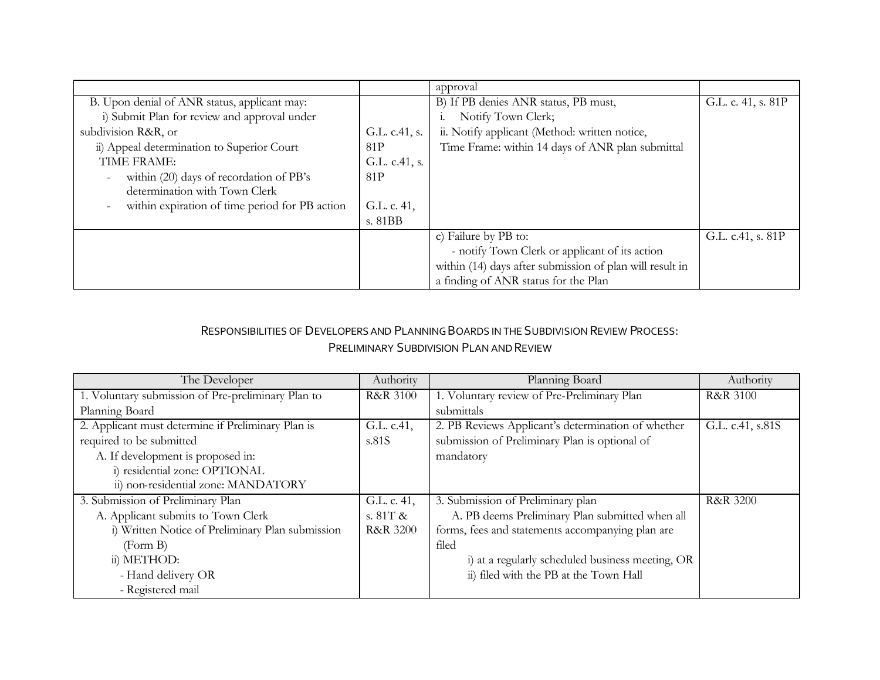| | | approval | |
|---|---|---|---|
| B. Upon denial of ANR status, applicant may:<br>i) Submit Plan for review and approval under subdivision R&R, or<br>ii) Appeal determination to Superior Court<br>TIME FRAME:<br>- within (20) days of recordation of PB's determination with Town Clerk<br>- within expiration of time period for PB action | G.L. c.41, s. 81P<br>G.L. c.41, s. 81P<br>G.L. c. 41, s. 81BB | B) If PB denies ANR status, PB must,<br>i. Notify Town Clerk;<br>ii. Notify applicant (Method: written notice, Time Frame: within 14 days of ANR plan submittal | G.L. c. 41, s. 81P |
| | | c) Failure by PB to:<br>- notify Town Clerk or applicant of its action within (14) days after submission of plan will result in a finding of ANR status for the Plan | G.L. c.41, s. 81P |

## Responsibilities of Developers and Planning Boards in the Subdivision Review Process: Preliminary Subdivision Plan and Review

| The Developer | Authority | Planning Board | Authority |
|---|---|---|---|
| 1. Voluntary submission of Pre-preliminary Plan to Planning Board | R&R 3100 | 1. Voluntary review of Pre-Preliminary Plan submittals | R&R 3100 |
| 2. Applicant must determine if Preliminary Plan is required to be submitted<br>A. If development is proposed in:<br>i) residential zone: OPTIONAL<br>ii) non-residential zone: MANDATORY | G.L. c.41, s.81S | 2. PB Reviews Applicant's determination of whether submission of Preliminary Plan is optional of mandatory | G.L. c.41, s.81S |
| 3. Submission of Preliminary Plan<br>A. Applicant submits to Town Clerk<br>i) Written Notice of Preliminary Plan submission (Form B)<br>ii) METHOD:<br>- Hand delivery OR<br>- Registered mail | G.L. c. 41, s. 81T & R&R 3200 | 3. Submission of Preliminary plan<br>A. PB deems Preliminary Plan submitted when all forms, fees and statements accompanying plan are filed<br>i) at a regularly scheduled business meeting, OR<br>ii) filed with the PB at the Town Hall | R&R 3200 |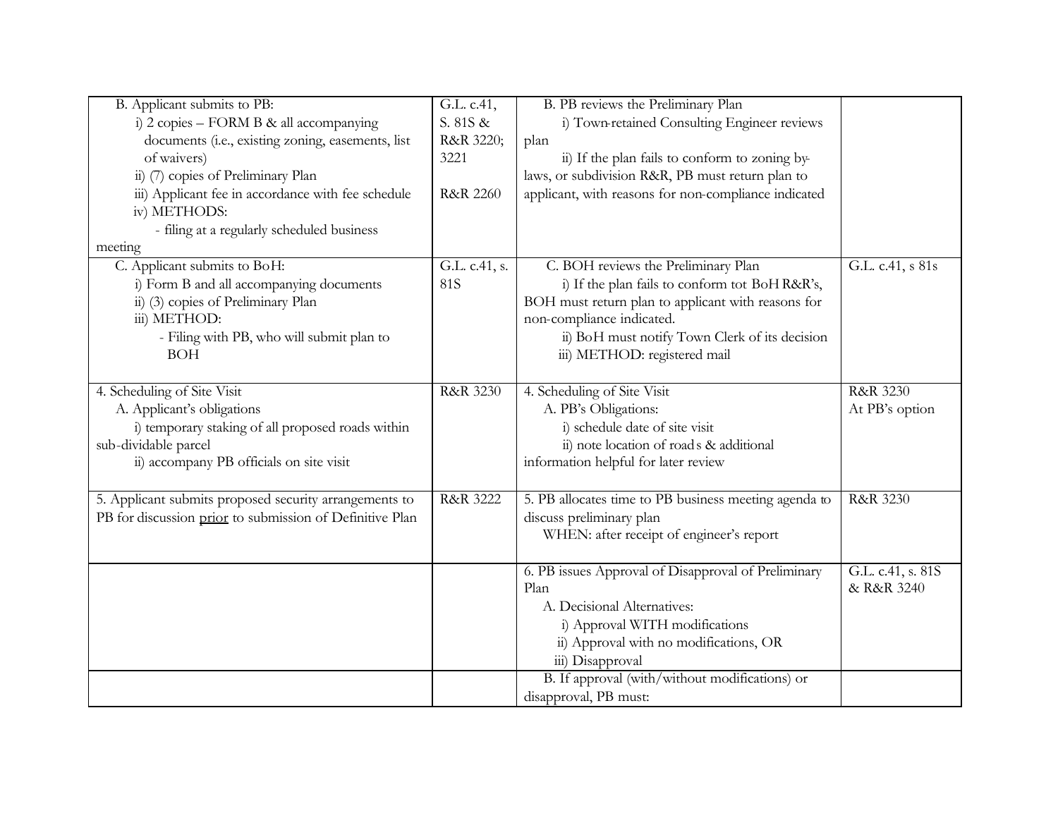| | | | |
|---|---|---|---|
| B. Applicant submits to PB:<br>i) 2 copies – FORM B & all accompanying documents (i.e., existing zoning, easements, list of waivers)<br>ii) (7) copies of Preliminary Plan<br>iii) Applicant fee in accordance with fee schedule<br>iv) METHODS:<br>- filing at a regularly scheduled business meeting | G.L. c.41, S. 81S & R&R 3220; 3221<br><br>R&R 2260 | B. PB reviews the Preliminary Plan<br>i) Town-retained Consulting Engineer reviews plan<br>ii) If the plan fails to conform to zoning by-laws, or subdivision R&R, PB must return plan to applicant, with reasons for non-compliance indicated | |
| C. Applicant submits to BoH:<br>i) Form B and all accompanying documents<br>ii) (3) copies of Preliminary Plan<br>iii) METHOD:<br>- Filing with PB, who will submit plan to BOH | G.L. c.41, s. 81S | C. BOH reviews the Preliminary Plan<br>i) If the plan fails to conform tot BoH R&R's, BOH must return plan to applicant with reasons for non-compliance indicated.<br>ii) BoH must notify Town Clerk of its decision<br>iii) METHOD: registered mail | G.L. c.41, s 81s |
| 4. Scheduling of Site Visit<br>A. Applicant's obligations<br>i) temporary staking of all proposed roads within sub-dividable parcel<br>ii) accompany PB officials on site visit | R&R 3230 | 4. Scheduling of Site Visit<br>A. PB's Obligations:<br>i) schedule date of site visit<br>ii) note location of roads & additional information helpful for later review | R&R 3230<br>At PB's option |
| 5. Applicant submits proposed security arrangements to PB for discussion <u>prior</u> to submission of Definitive Plan | R&R 3222 | 5. PB allocates time to PB business meeting agenda to discuss preliminary plan<br>WHEN: after receipt of engineer's report | R&R 3230 |
| | | 6. PB issues Approval of Disapproval of Preliminary Plan<br>A. Decisional Alternatives:<br>i) Approval WITH modifications<br>ii) Approval with no modifications, OR<br>iii) Disapproval | G.L. c.41, s. 81S & R&R 3240 |
| | | B. If approval (with/without modifications) or disapproval, PB must: | |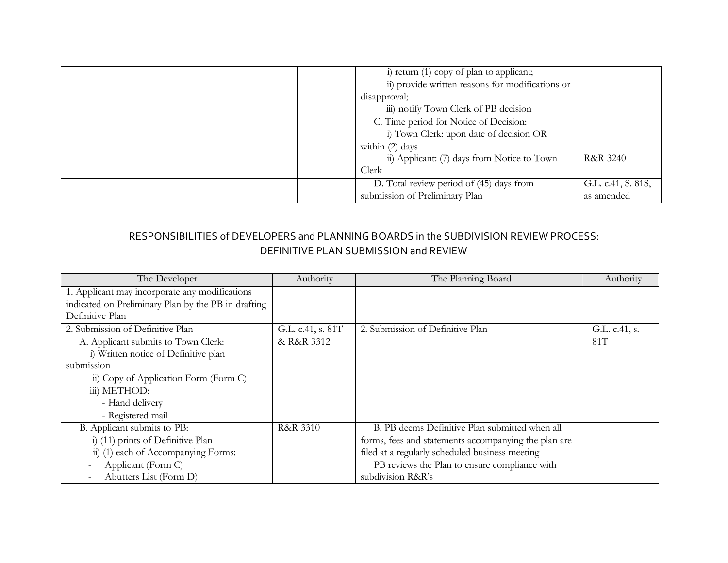| | | | |
|---|---|---|---|
| | | i) return (1) copy of plan to applicant;<br>ii) provide written reasons for modifications or disapproval;<br>iii) notify Town Clerk of PB decision | |
| | | C. Time period for Notice of Decision:<br>i) Town Clerk: upon date of decision OR within (2) days<br>ii) Applicant: (7) days from Notice to Town Clerk | R&R 3240 |
| | | D. Total review period of (45) days from submission of Preliminary Plan | G.L. c.41, S. 81S, as amended |

## RESPONSIBILITIES of DEVELOPERS and PLANNING BOARDS in the SUBDIVISION REVIEW PROCESS: DEFINITIVE PLAN SUBMISSION and REVIEW

| The Developer | Authority | The Planning Board | Authority |
|---|---|---|---|
| 1. Applicant may incorporate any modifications indicated on Preliminary Plan by the PB in drafting Definitive Plan | | | |
| 2. Submission of Definitive Plan<br>A. Applicant submits to Town Clerk:<br>i) Written notice of Definitive plan submission<br>ii) Copy of Application Form (Form C)<br>iii) METHOD:<br>- Hand delivery<br>- Registered mail | G.L. c.41, s. 81T & R&R 3312 | 2. Submission of Definitive Plan | G.L. c.41, s. 81T |
| B. Applicant submits to PB:<br>i) (11) prints of Definitive Plan<br>ii) (1) each of Accompanying Forms:<br>- Applicant (Form C)<br>- Abutters List (Form D) | R&R 3310 | B. PB deems Definitive Plan submitted when all forms, fees and statements accompanying the plan are filed at a regularly scheduled business meeting<br>PB reviews the Plan to ensure compliance with subdivision R&R's | |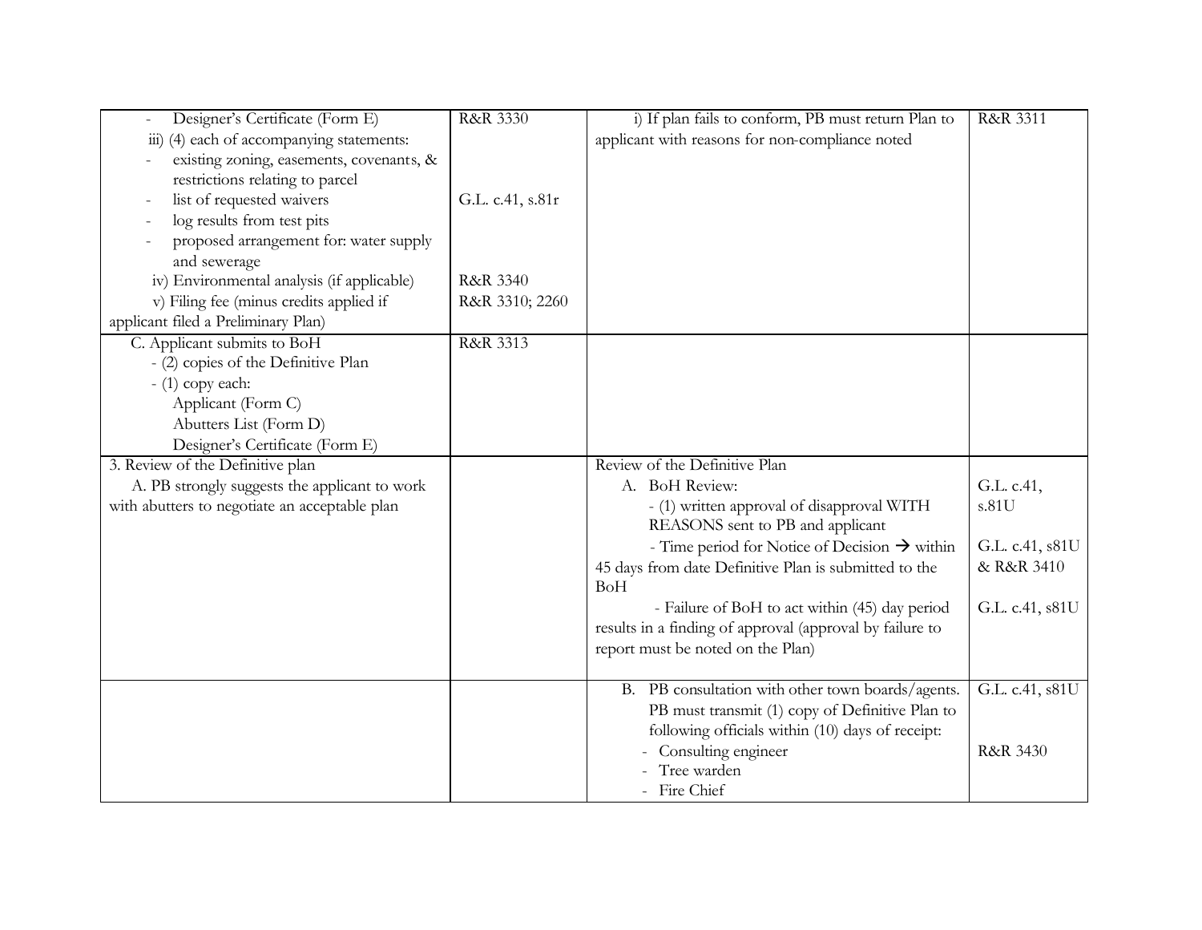| | | | |
|---|---|---|---|
| - Designer's Certificate (Form E)<br>iii) (4) each of accompanying statements:<br>- existing zoning, easements, covenants, & restrictions relating to parcel<br>- list of requested waivers<br>- log results from test pits<br>- proposed arrangement for: water supply and sewerage<br>iv) Environmental analysis (if applicable)<br>v) Filing fee (minus credits applied if applicant filed a Preliminary Plan) | R&R 3330<br><br><br><br>G.L. c.41, s.81r<br><br><br><br>R&R 3340<br>R&R 3310; 2260 | i) If plan fails to conform, PB must return Plan to applicant with reasons for non-compliance noted | R&R 3311 |
| C. Applicant submits to BoH<br>- (2) copies of the Definitive Plan<br>- (1) copy each:<br>Applicant (Form C)<br>Abutters List (Form D)<br>Designer's Certificate (Form E) | R&R 3313 | | |
| 3. Review of the Definitive plan<br>A. PB strongly suggests the applicant to work with abutters to negotiate an acceptable plan | | Review of the Definitive Plan<br>A. BoH Review:<br>- (1) written approval of disapproval WITH REASONS sent to PB and applicant<br>- Time period for Notice of Decision → within 45 days from date Definitive Plan is submitted to the BoH<br>- Failure of BoH to act within (45) day period results in a finding of approval (approval by failure to report must be noted on the Plan) | G.L. c.41, s.81U<br><br>G.L. c.41, s81U & R&R 3410<br><br>G.L. c.41, s81U |
| | | B. PB consultation with other town boards/agents. PB must transmit (1) copy of Definitive Plan to following officials within (10) days of receipt:<br>- Consulting engineer<br>- Tree warden<br>- Fire Chief | G.L. c.41, s81U<br><br>R&R 3430 |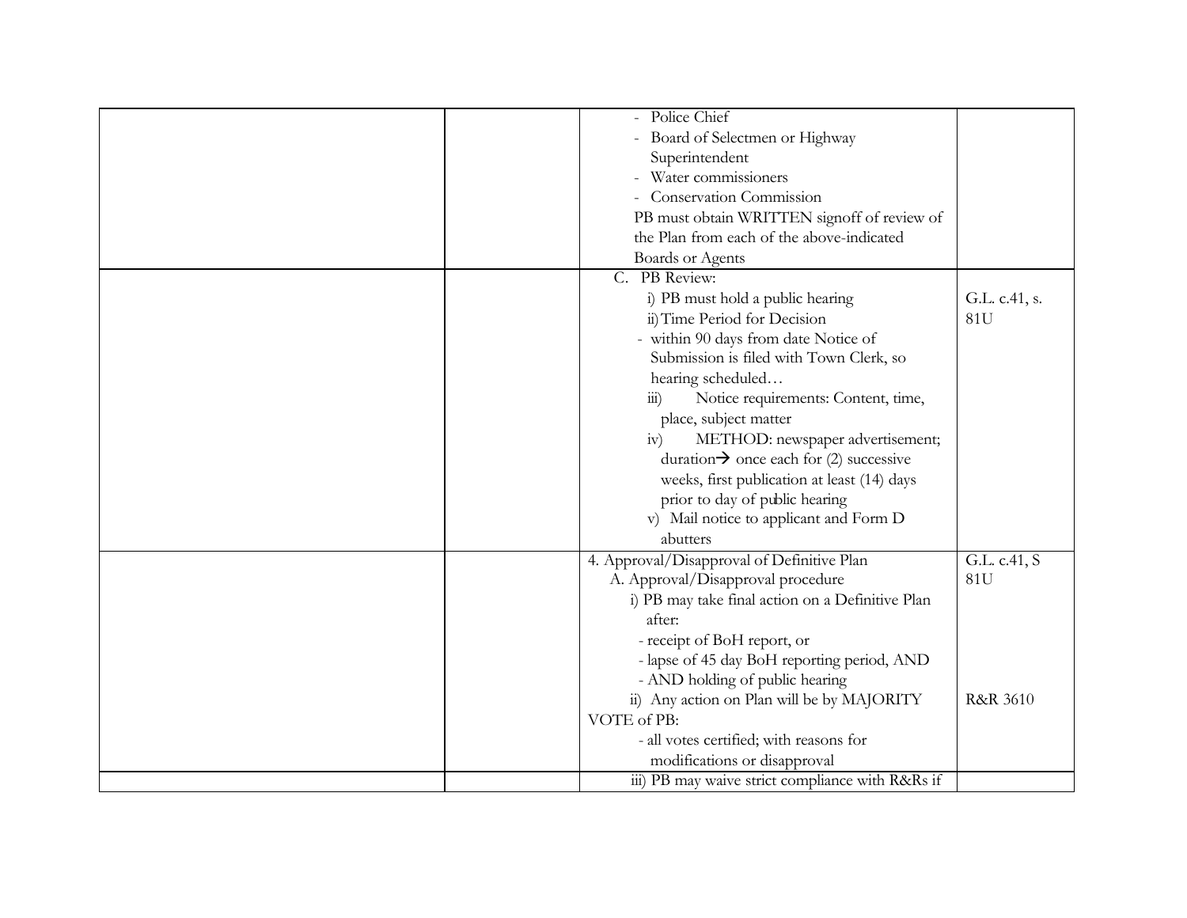| | | | |
|---|---|---|---|
| | | - Police Chief<br>- Board of Selectmen or Highway Superintendent<br>- Water commissioners<br>- Conservation Commission<br>PB must obtain WRITTEN signoff of review of the Plan from each of the above-indicated Boards or Agents | |
| | | C. PB Review:<br>i) PB must hold a public hearing<br>ii) Time Period for Decision<br>- within 90 days from date Notice of Submission is filed with Town Clerk, so hearing scheduled…<br>iii) Notice requirements: Content, time, place, subject matter<br>iv) METHOD: newspaper advertisement; duration→ once each for (2) successive weeks, first publication at least (14) days prior to day of public hearing<br>v) Mail notice to applicant and Form D abutters | G.L. c.41, s. 81U |
| | | 4. Approval/Disapproval of Definitive Plan<br>A. Approval/Disapproval procedure<br>i) PB may take final action on a Definitive Plan after:<br>- receipt of BoH report, or<br>- lapse of 45 day BoH reporting period, AND<br>- AND holding of public hearing<br>ii) Any action on Plan will be by MAJORITY VOTE of PB:<br>- all votes certified; with reasons for modifications or disapproval | G.L. c.41, S 81U<br><br><br><br><br><br>R&R 3610 |
| | | iii) PB may waive strict compliance with R&Rs if | |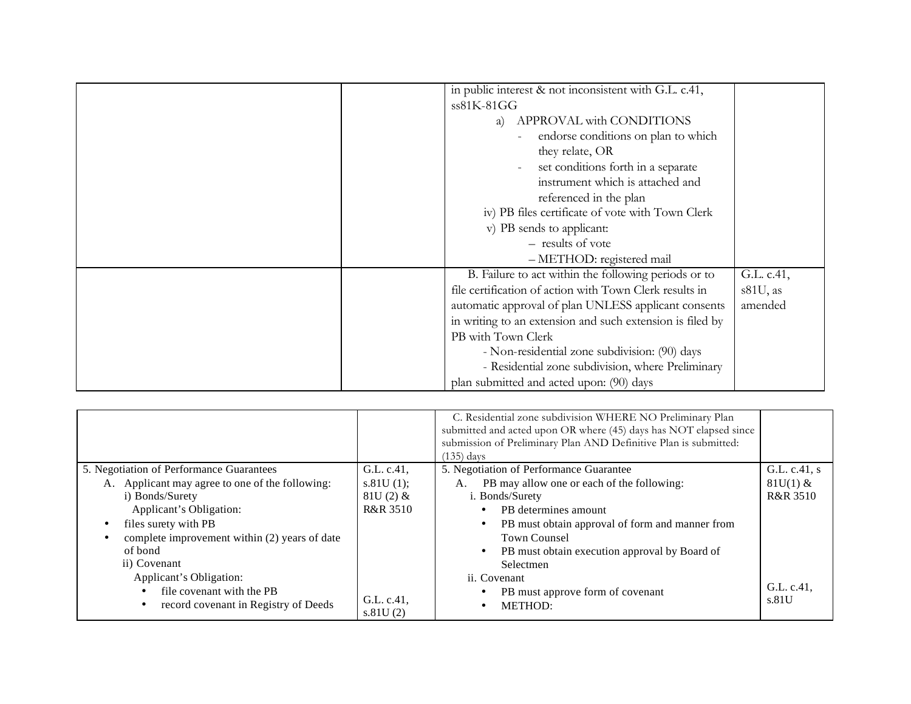| | | | |
|---|---|---|---|
| | | in public interest & not inconsistent with G.L. c.41, ss81K-81GG<br>a) APPROVAL with CONDITIONS<br>- endorse conditions on plan to which they relate, OR<br>- set conditions forth in a separate instrument which is attached and referenced in the plan<br>iv) PB files certificate of vote with Town Clerk<br>v) PB sends to applicant:<br>– results of vote<br>– METHOD: registered mail | |
| | | B. Failure to act within the following periods or to file certification of action with Town Clerk results in automatic approval of plan UNLESS applicant consents in writing to an extension and such extension is filed by PB with Town Clerk<br>- Non-residential zone subdivision: (90) days<br>- Residential zone subdivision, where Preliminary plan submitted and acted upon: (90) days | G.L. c.41, s81U, as amended |
| | | C. Residential zone subdivision WHERE NO Preliminary Plan submitted and acted upon OR where (45) days has NOT elapsed since submission of Preliminary Plan AND Definitive Plan is submitted: (135) days | |
| 5. Negotiation of Performance Guarantees<br>A. Applicant may agree to one of the following:<br>i) Bonds/Surety<br>Applicant's Obligation:<br>• files surety with PB<br>• complete improvement within (2) years of date of bond<br>ii) Covenant<br>Applicant's Obligation:<br>• file covenant with the PB<br>• record covenant in Registry of Deeds | G.L. c.41, s.81U (1); 81U (2) & R&R 3510<br><br>G.L. c.41, s.81U (2) | 5. Negotiation of Performance Guarantee<br>A. PB may allow one or each of the following:<br>i. Bonds/Surety<br>• PB determines amount<br>• PB must obtain approval of form and manner from Town Counsel<br>• PB must obtain execution approval by Board of Selectmen<br>ii. Covenant<br>• PB must approve form of covenant<br>• METHOD: | G.L. c.41, s 81U(1) & R&R 3510<br><br>G.L. c.41, s.81U |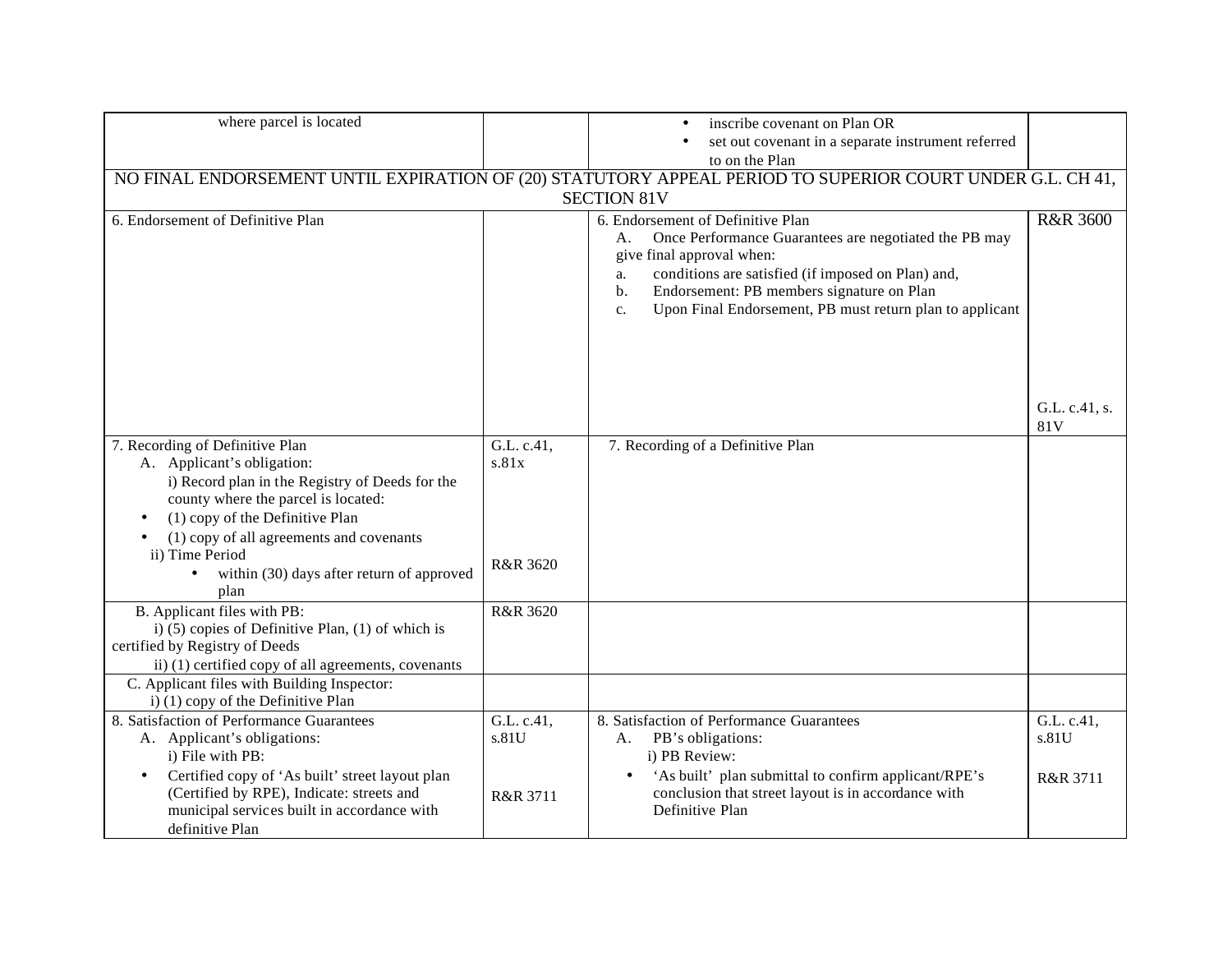| | | | |
|---|---|---|---|
| where parcel is located | | • inscribe covenant on Plan OR<br>• set out covenant in a separate instrument referred to on the Plan | |
| NO FINAL ENDORSEMENT UNTIL EXPIRATION OF (20) STATUTORY APPEAL PERIOD TO SUPERIOR COURT UNDER G.L. CH 41, SECTION 81V | | | |
| 6. Endorsement of Definitive Plan | | 6. Endorsement of Definitive Plan<br>A. Once Performance Guarantees are negotiated the PB may give final approval when:<br>a. conditions are satisfied (if imposed on Plan) and,<br>b. Endorsement: PB members signature on Plan<br>c. Upon Final Endorsement, PB must return plan to applicant | R&R 3600<br><br>G.L. c.41, s. 81V |
| 7. Recording of Definitive Plan<br>A. Applicant's obligation:<br>i) Record plan in the Registry of Deeds for the county where the parcel is located:<br>• (1) copy of the Definitive Plan<br>• (1) copy of all agreements and covenants<br>ii) Time Period<br>• within (30) days after return of approved plan | G.L. c.41, s.81x<br><br>R&R 3620 | 7. Recording of a Definitive Plan | |
| B. Applicant files with PB:<br>i) (5) copies of Definitive Plan, (1) of which is certified by Registry of Deeds<br>ii) (1) certified copy of all agreements, covenants | R&R 3620 | | |
| C. Applicant files with Building Inspector:<br>i) (1) copy of the Definitive Plan | | | |
| 8. Satisfaction of Performance Guarantees<br>A. Applicant's obligations:<br>i) File with PB:<br>• Certified copy of 'As built' street layout plan (Certified by RPE), Indicate: streets and municipal services built in accordance with definitive Plan | G.L. c.41, s.81U<br><br>R&R 3711 | 8. Satisfaction of Performance Guarantees<br>A. PB's obligations:<br>i) PB Review:<br>• 'As built' plan submittal to confirm applicant/RPE's conclusion that street layout is in accordance with Definitive Plan | G.L. c.41, s.81U<br><br>R&R 3711 |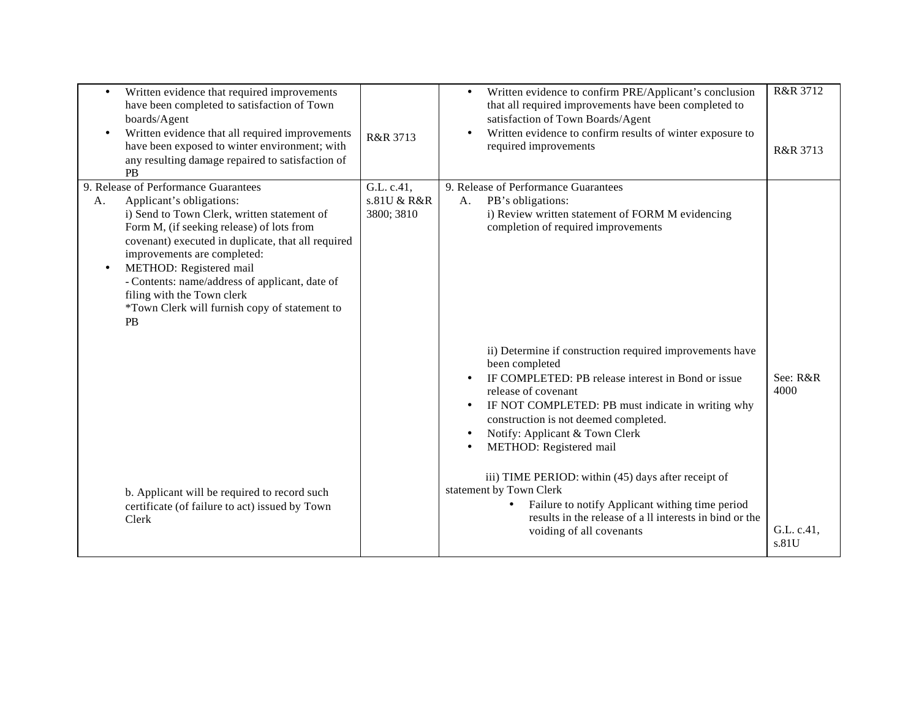| | | | |
|---|---|---|---|
| • Written evidence that required improvements have been completed to satisfaction of Town boards/Agent<br>• Written evidence that all required improvements have been exposed to winter environment; with any resulting damage repaired to satisfaction of PB | R&R 3713 | • Written evidence to confirm PRE/Applicant's conclusion that all required improvements have been completed to satisfaction of Town Boards/Agent<br>• Written evidence to confirm results of winter exposure to required improvements | R&R 3712<br><br>R&R 3713 |
| 9. Release of Performance Guarantees<br>A. Applicant's obligations:<br>i) Send to Town Clerk, written statement of Form M, (if seeking release) of lots from covenant) executed in duplicate, that all required improvements are completed:<br>• METHOD: Registered mail<br>- Contents: name/address of applicant, date of filing with the Town clerk<br>*Town Clerk will furnish copy of statement to PB<br><br>b. Applicant will be required to record such certificate (of failure to act) issued by Town Clerk | G.L. c.41, s.81U & R&R 3800; 3810 | 9. Release of Performance Guarantees<br>A. PB's obligations:<br>i) Review written statement of FORM M evidencing completion of required improvements<br><br>ii) Determine if construction required improvements have been completed<br>• IF COMPLETED: PB release interest in Bond or issue release of covenant<br>• IF NOT COMPLETED: PB must indicate in writing why construction is not deemed completed.<br>• Notify: Applicant & Town Clerk<br>• METHOD: Registered mail<br><br>iii) TIME PERIOD: within (45) days after receipt of statement by Town Clerk<br>• Failure to notify Applicant withing time period results in the release of a ll interests in bind or the voiding of all covenants | See: R&R 4000<br><br>G.L. c.41, s.81U |